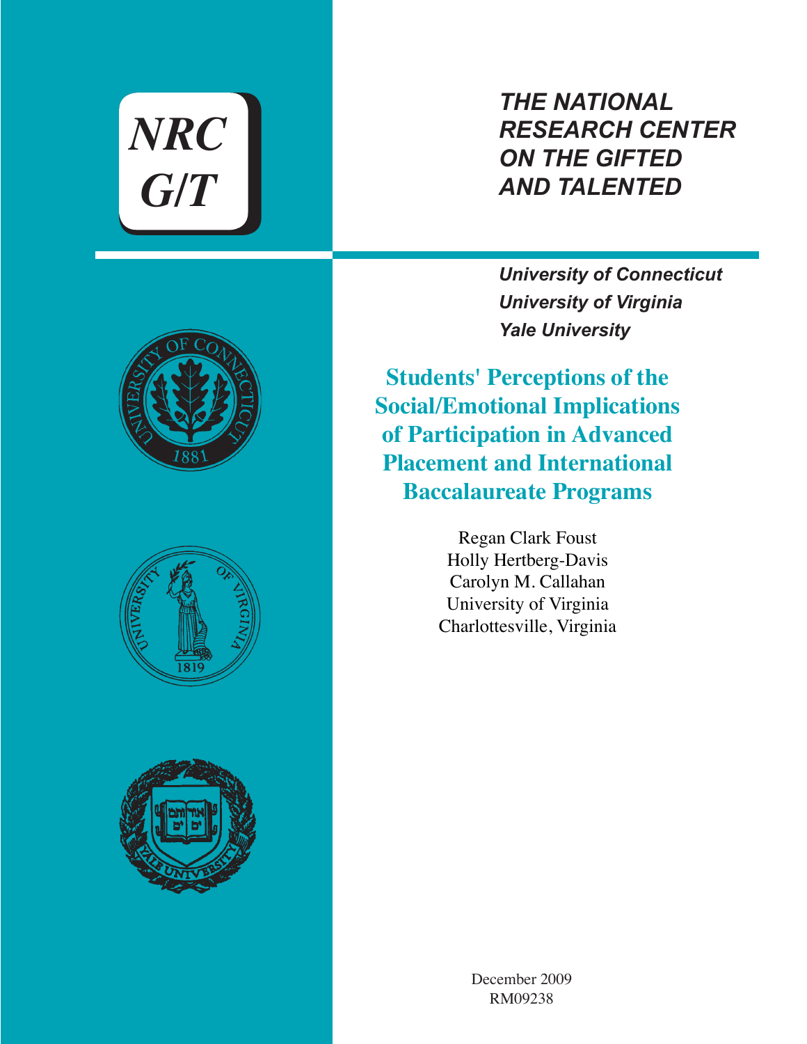# NRC G/T

***THE NATIONAL RESEARCH CENTER ON THE GIFTED AND TALENTED***

***University of Connecticut***
***University of Virginia***
***Yale University***

## Students' Perceptions of the Social/Emotional Implications of Participation in Advanced Placement and International Baccalaureate Programs

Regan Clark Foust
Holly Hertberg-Davis
Carolyn M. Callahan
University of Virginia
Charlottesville, Virginia

December 2009
RM09238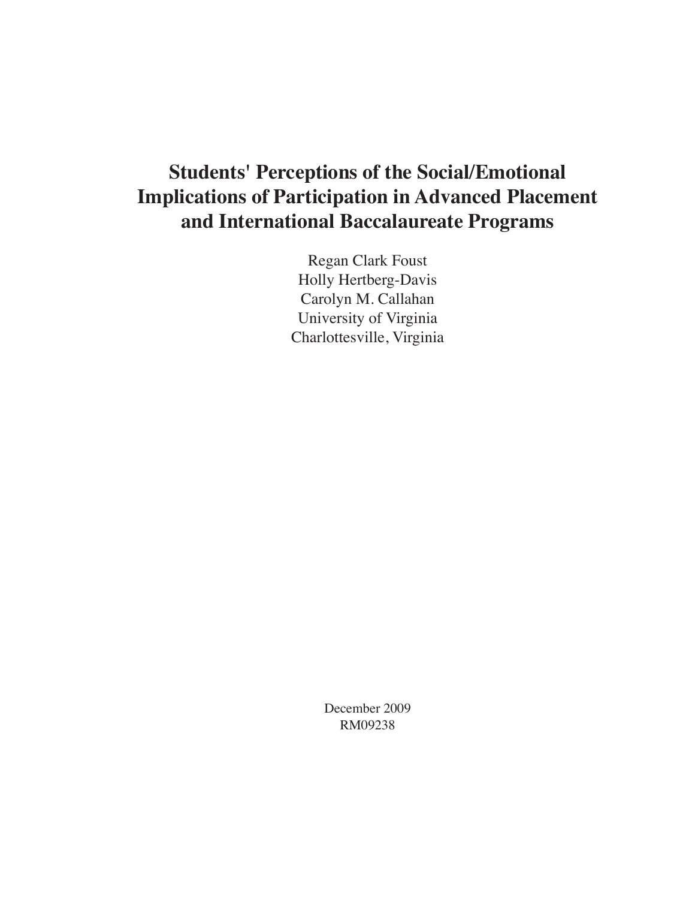# Students' Perceptions of the Social/Emotional Implications of Participation in Advanced Placement and International Baccalaureate Programs

Regan Clark Foust
Holly Hertberg-Davis
Carolyn M. Callahan
University of Virginia
Charlottesville, Virginia

December 2009
RM09238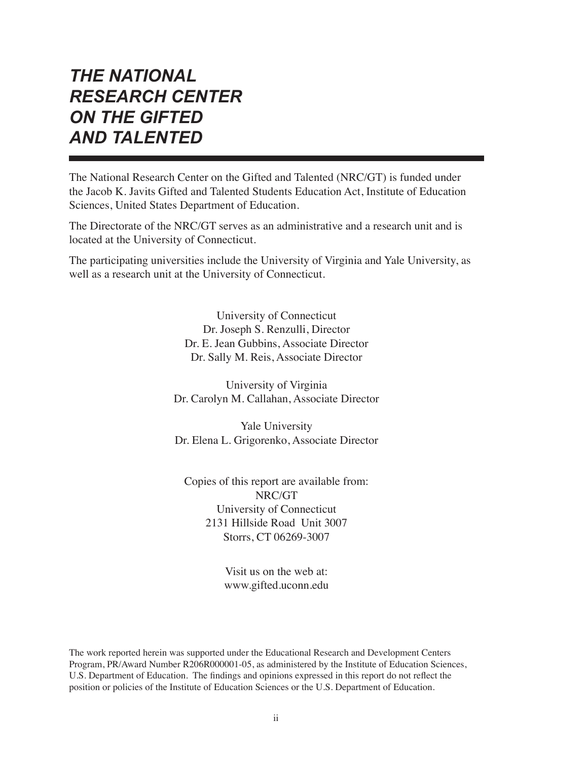# *THE NATIONAL RESEARCH CENTER ON THE GIFTED AND TALENTED*

The National Research Center on the Gifted and Talented (NRC/GT) is funded under the Jacob K. Javits Gifted and Talented Students Education Act, Institute of Education Sciences, United States Department of Education.

The Directorate of the NRC/GT serves as an administrative and a research unit and is located at the University of Connecticut.

The participating universities include the University of Virginia and Yale University, as well as a research unit at the University of Connecticut.

University of Connecticut
Dr. Joseph S. Renzulli, Director
Dr. E. Jean Gubbins, Associate Director
Dr. Sally M. Reis, Associate Director

University of Virginia
Dr. Carolyn M. Callahan, Associate Director

Yale University
Dr. Elena L. Grigorenko, Associate Director

Copies of this report are available from:
NRC/GT
University of Connecticut
2131 Hillside Road Unit 3007
Storrs, CT 06269-3007

Visit us on the web at:
www.gifted.uconn.edu

The work reported herein was supported under the Educational Research and Development Centers Program, PR/Award Number R206R000001-05, as administered by the Institute of Education Sciences, U.S. Department of Education. The findings and opinions expressed in this report do not reflect the position or policies of the Institute of Education Sciences or the U.S. Department of Education.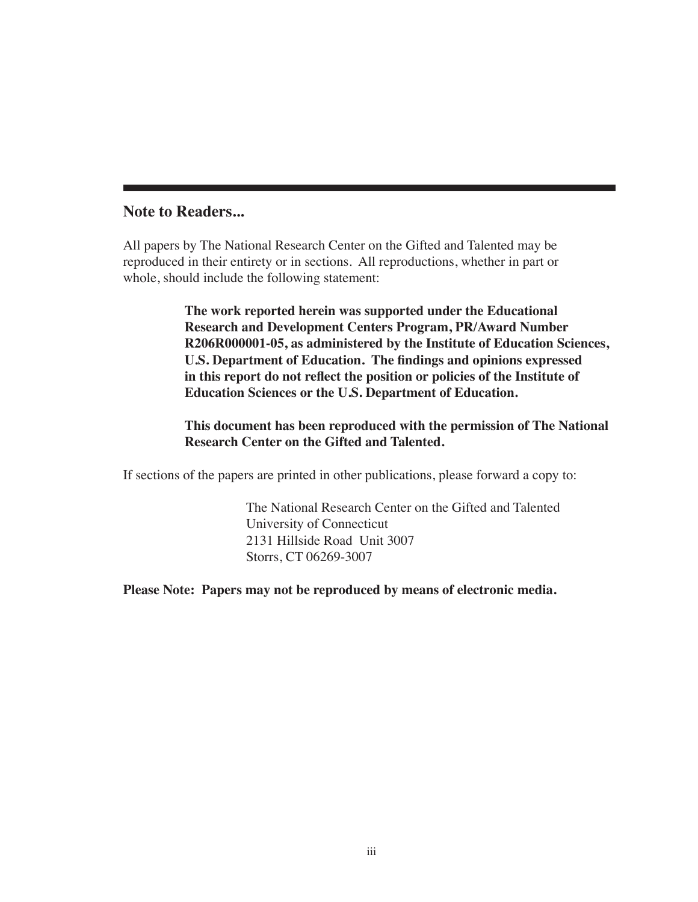## Note to Readers...

All papers by The National Research Center on the Gifted and Talented may be reproduced in their entirety or in sections. All reproductions, whether in part or whole, should include the following statement:

> **The work reported herein was supported under the Educational Research and Development Centers Program, PR/Award Number R206R000001-05, as administered by the Institute of Education Sciences, U.S. Department of Education. The findings and opinions expressed in this report do not reflect the position or policies of the Institute of Education Sciences or the U.S. Department of Education.**
>
> **This document has been reproduced with the permission of The National Research Center on the Gifted and Talented.**

If sections of the papers are printed in other publications, please forward a copy to:

> The National Research Center on the Gifted and Talented
> University of Connecticut
> 2131 Hillside Road Unit 3007
> Storrs, CT 06269-3007

**Please Note: Papers may not be reproduced by means of electronic media.**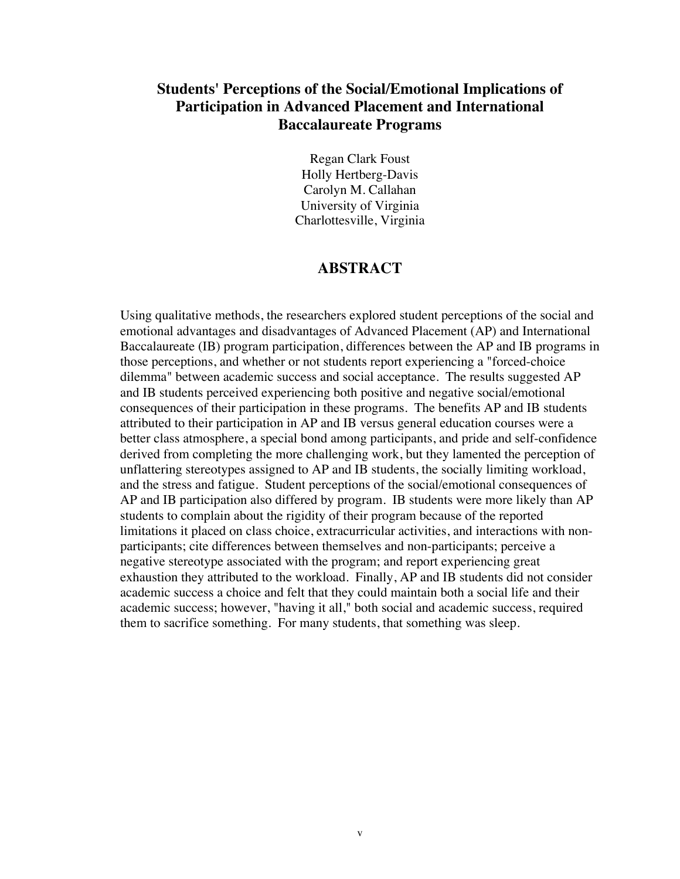# Students' Perceptions of the Social/Emotional Implications of Participation in Advanced Placement and International Baccalaureate Programs

Regan Clark Foust
Holly Hertberg-Davis
Carolyn M. Callahan
University of Virginia
Charlottesville, Virginia

## ABSTRACT

Using qualitative methods, the researchers explored student perceptions of the social and emotional advantages and disadvantages of Advanced Placement (AP) and International Baccalaureate (IB) program participation, differences between the AP and IB programs in those perceptions, and whether or not students report experiencing a "forced-choice dilemma" between academic success and social acceptance. The results suggested AP and IB students perceived experiencing both positive and negative social/emotional consequences of their participation in these programs. The benefits AP and IB students attributed to their participation in AP and IB versus general education courses were a better class atmosphere, a special bond among participants, and pride and self-confidence derived from completing the more challenging work, but they lamented the perception of unflattering stereotypes assigned to AP and IB students, the socially limiting workload, and the stress and fatigue. Student perceptions of the social/emotional consequences of AP and IB participation also differed by program. IB students were more likely than AP students to complain about the rigidity of their program because of the reported limitations it placed on class choice, extracurricular activities, and interactions with non-participants; cite differences between themselves and non-participants; perceive a negative stereotype associated with the program; and report experiencing great exhaustion they attributed to the workload. Finally, AP and IB students did not consider academic success a choice and felt that they could maintain both a social life and their academic success; however, "having it all," both social and academic success, required them to sacrifice something. For many students, that something was sleep.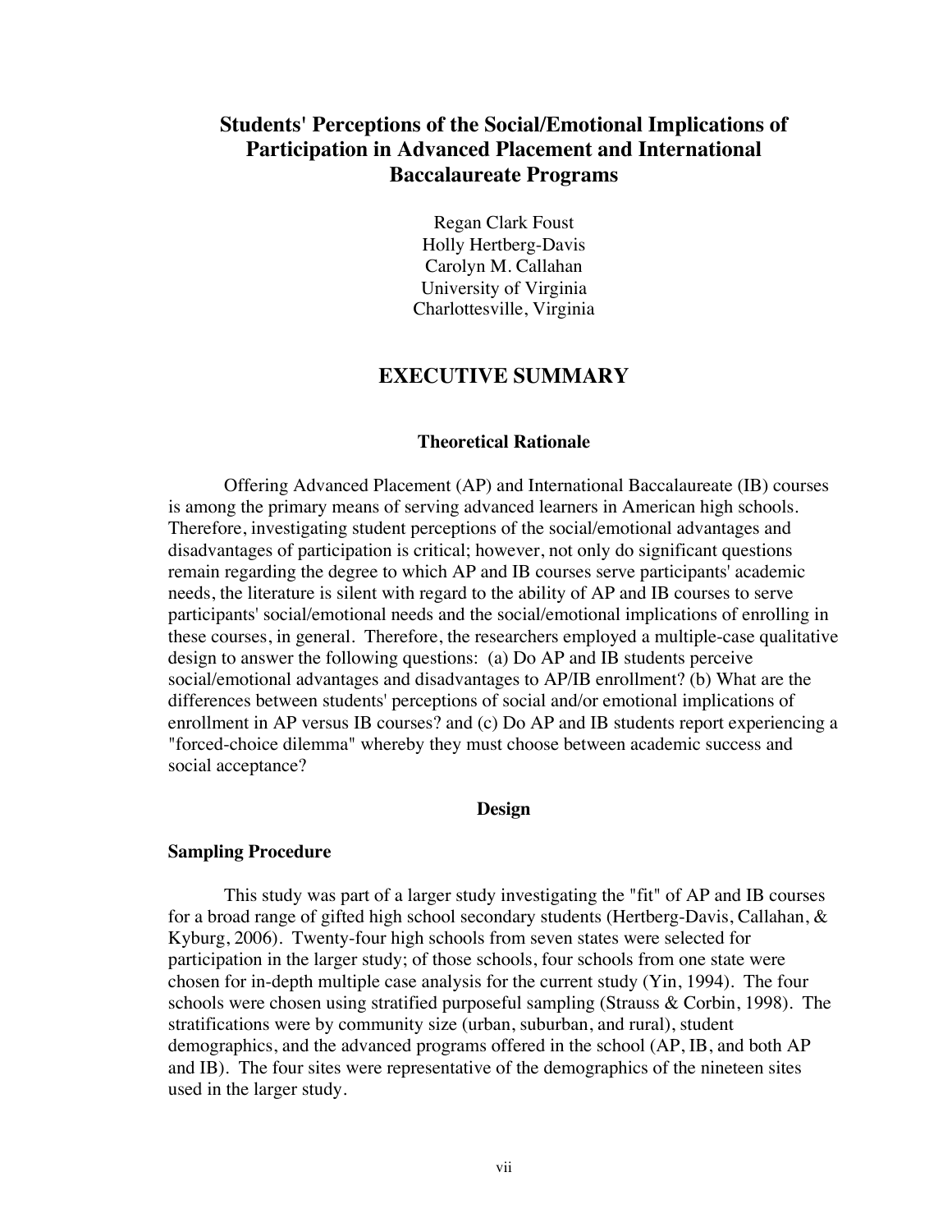# Students' Perceptions of the Social/Emotional Implications of Participation in Advanced Placement and International Baccalaureate Programs

Regan Clark Foust
Holly Hertberg-Davis
Carolyn M. Callahan
University of Virginia
Charlottesville, Virginia

## EXECUTIVE SUMMARY

### Theoretical Rationale

Offering Advanced Placement (AP) and International Baccalaureate (IB) courses is among the primary means of serving advanced learners in American high schools. Therefore, investigating student perceptions of the social/emotional advantages and disadvantages of participation is critical; however, not only do significant questions remain regarding the degree to which AP and IB courses serve participants' academic needs, the literature is silent with regard to the ability of AP and IB courses to serve participants' social/emotional needs and the social/emotional implications of enrolling in these courses, in general. Therefore, the researchers employed a multiple-case qualitative design to answer the following questions: (a) Do AP and IB students perceive social/emotional advantages and disadvantages to AP/IB enrollment? (b) What are the differences between students' perceptions of social and/or emotional implications of enrollment in AP versus IB courses? and (c) Do AP and IB students report experiencing a "forced-choice dilemma" whereby they must choose between academic success and social acceptance?

### Design

#### Sampling Procedure

This study was part of a larger study investigating the "fit" of AP and IB courses for a broad range of gifted high school secondary students (Hertberg-Davis, Callahan, & Kyburg, 2006). Twenty-four high schools from seven states were selected for participation in the larger study; of those schools, four schools from one state were chosen for in-depth multiple case analysis for the current study (Yin, 1994). The four schools were chosen using stratified purposeful sampling (Strauss & Corbin, 1998). The stratifications were by community size (urban, suburban, and rural), student demographics, and the advanced programs offered in the school (AP, IB, and both AP and IB). The four sites were representative of the demographics of the nineteen sites used in the larger study.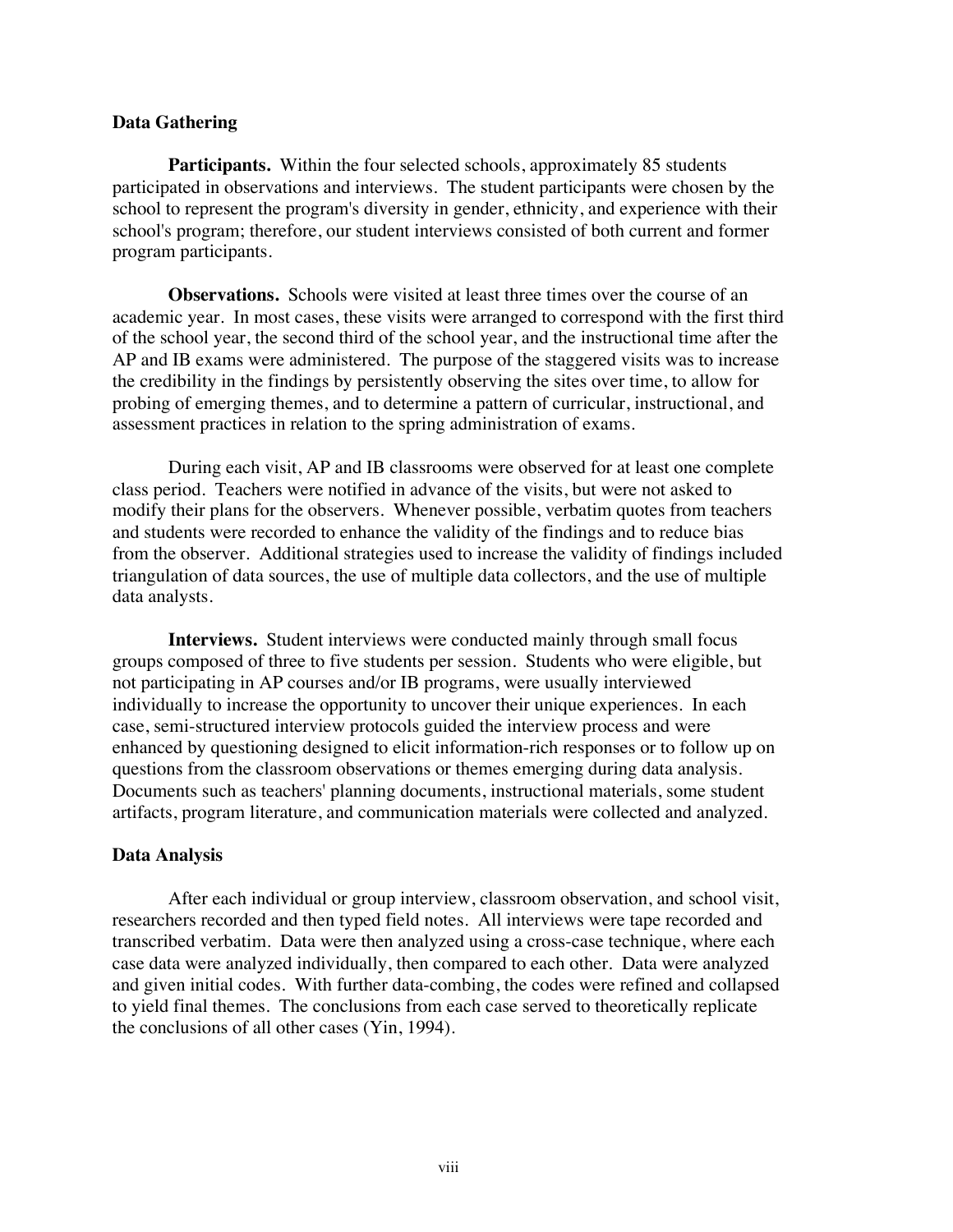### Data Gathering

**Participants.** Within the four selected schools, approximately 85 students participated in observations and interviews. The student participants were chosen by the school to represent the program's diversity in gender, ethnicity, and experience with their school's program; therefore, our student interviews consisted of both current and former program participants.

**Observations.** Schools were visited at least three times over the course of an academic year. In most cases, these visits were arranged to correspond with the first third of the school year, the second third of the school year, and the instructional time after the AP and IB exams were administered. The purpose of the staggered visits was to increase the credibility in the findings by persistently observing the sites over time, to allow for probing of emerging themes, and to determine a pattern of curricular, instructional, and assessment practices in relation to the spring administration of exams.

During each visit, AP and IB classrooms were observed for at least one complete class period. Teachers were notified in advance of the visits, but were not asked to modify their plans for the observers. Whenever possible, verbatim quotes from teachers and students were recorded to enhance the validity of the findings and to reduce bias from the observer. Additional strategies used to increase the validity of findings included triangulation of data sources, the use of multiple data collectors, and the use of multiple data analysts.

**Interviews.** Student interviews were conducted mainly through small focus groups composed of three to five students per session. Students who were eligible, but not participating in AP courses and/or IB programs, were usually interviewed individually to increase the opportunity to uncover their unique experiences. In each case, semi-structured interview protocols guided the interview process and were enhanced by questioning designed to elicit information-rich responses or to follow up on questions from the classroom observations or themes emerging during data analysis. Documents such as teachers' planning documents, instructional materials, some student artifacts, program literature, and communication materials were collected and analyzed.

### Data Analysis

After each individual or group interview, classroom observation, and school visit, researchers recorded and then typed field notes. All interviews were tape recorded and transcribed verbatim. Data were then analyzed using a cross-case technique, where each case data were analyzed individually, then compared to each other. Data were analyzed and given initial codes. With further data-combing, the codes were refined and collapsed to yield final themes. The conclusions from each case served to theoretically replicate the conclusions of all other cases (Yin, 1994).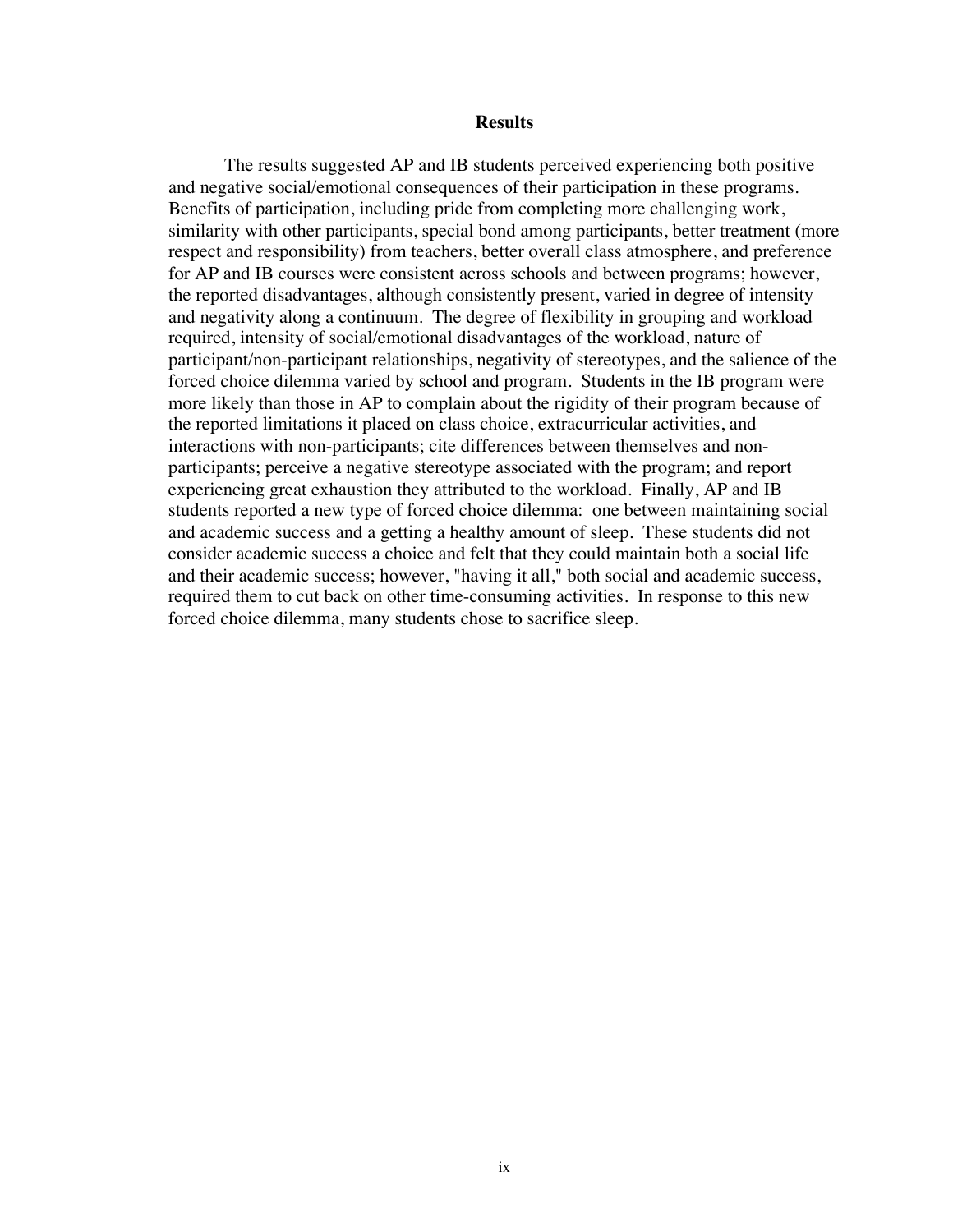## Results

The results suggested AP and IB students perceived experiencing both positive and negative social/emotional consequences of their participation in these programs. Benefits of participation, including pride from completing more challenging work, similarity with other participants, special bond among participants, better treatment (more respect and responsibility) from teachers, better overall class atmosphere, and preference for AP and IB courses were consistent across schools and between programs; however, the reported disadvantages, although consistently present, varied in degree of intensity and negativity along a continuum. The degree of flexibility in grouping and workload required, intensity of social/emotional disadvantages of the workload, nature of participant/non-participant relationships, negativity of stereotypes, and the salience of the forced choice dilemma varied by school and program. Students in the IB program were more likely than those in AP to complain about the rigidity of their program because of the reported limitations it placed on class choice, extracurricular activities, and interactions with non-participants; cite differences between themselves and non-participants; perceive a negative stereotype associated with the program; and report experiencing great exhaustion they attributed to the workload. Finally, AP and IB students reported a new type of forced choice dilemma: one between maintaining social and academic success and a getting a healthy amount of sleep. These students did not consider academic success a choice and felt that they could maintain both a social life and their academic success; however, "having it all," both social and academic success, required them to cut back on other time-consuming activities. In response to this new forced choice dilemma, many students chose to sacrifice sleep.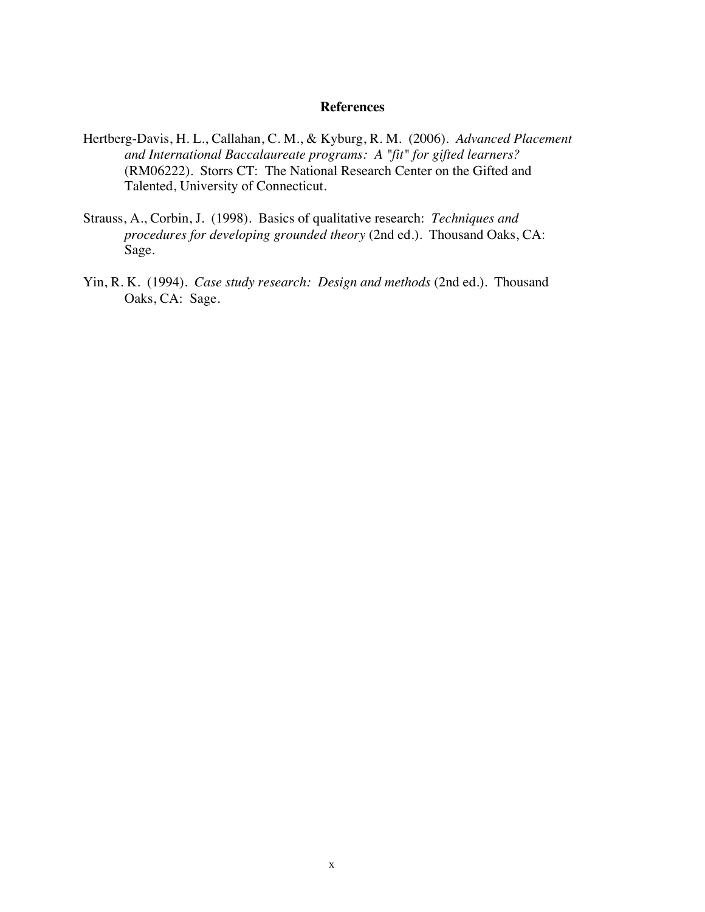## References

Hertberg-Davis, H. L., Callahan, C. M., & Kyburg, R. M. (2006). *Advanced Placement and International Baccalaureate programs: A "fit" for gifted learners?* (RM06222). Storrs CT: The National Research Center on the Gifted and Talented, University of Connecticut.

Strauss, A., Corbin, J. (1998). Basics of qualitative research: *Techniques and procedures for developing grounded theory* (2nd ed.). Thousand Oaks, CA: Sage.

Yin, R. K. (1994). *Case study research: Design and methods* (2nd ed.). Thousand Oaks, CA: Sage.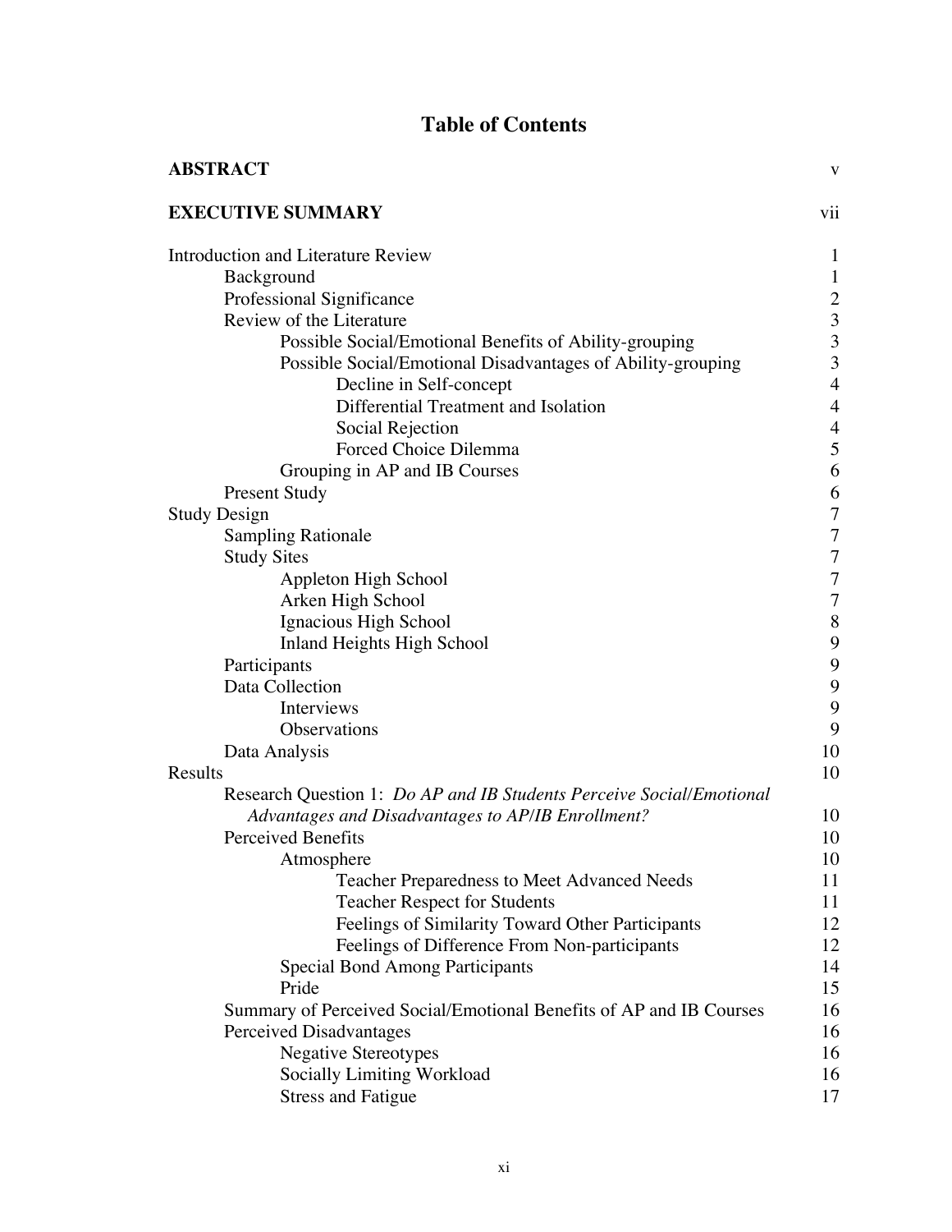# Table of Contents

| | |
|---|---|
| **ABSTRACT** | v |
| **EXECUTIVE SUMMARY** | vii |
| Introduction and Literature Review | 1 |
| Background | 1 |
| Professional Significance | 2 |
| Review of the Literature | 3 |
| Possible Social/Emotional Benefits of Ability-grouping | 3 |
| Possible Social/Emotional Disadvantages of Ability-grouping | 3 |
| Decline in Self-concept | 4 |
| Differential Treatment and Isolation | 4 |
| Social Rejection | 4 |
| Forced Choice Dilemma | 5 |
| Grouping in AP and IB Courses | 6 |
| Present Study | 6 |
| Study Design | 7 |
| Sampling Rationale | 7 |
| Study Sites | 7 |
| Appleton High School | 7 |
| Arken High School | 7 |
| Ignacious High School | 8 |
| Inland Heights High School | 9 |
| Participants | 9 |
| Data Collection | 9 |
| Interviews | 9 |
| Observations | 9 |
| Data Analysis | 10 |
| Results | 10 |
| Research Question 1: *Do AP and IB Students Perceive Social/Emotional Advantages and Disadvantages to AP/IB Enrollment?* | 10 |
| Perceived Benefits | 10 |
| Atmosphere | 10 |
| Teacher Preparedness to Meet Advanced Needs | 11 |
| Teacher Respect for Students | 11 |
| Feelings of Similarity Toward Other Participants | 12 |
| Feelings of Difference From Non-participants | 12 |
| Special Bond Among Participants | 14 |
| Pride | 15 |
| Summary of Perceived Social/Emotional Benefits of AP and IB Courses | 16 |
| Perceived Disadvantages | 16 |
| Negative Stereotypes | 16 |
| Socially Limiting Workload | 16 |
| Stress and Fatigue | 17 |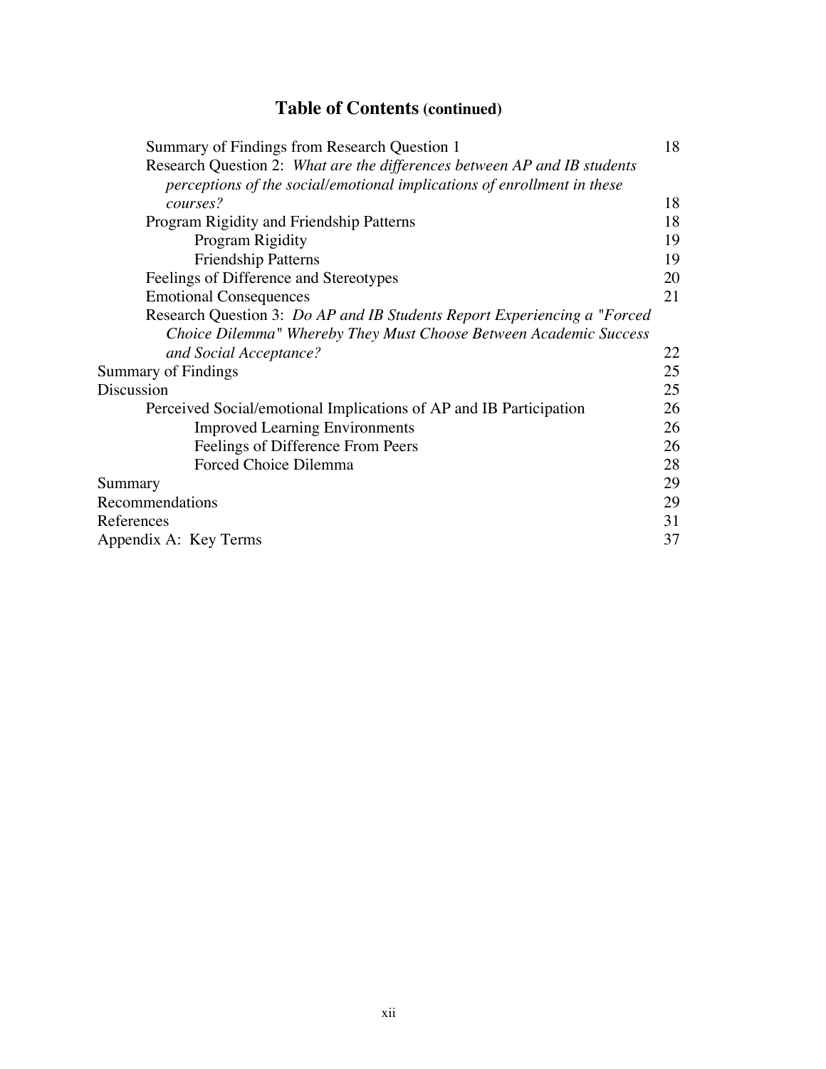# Table of Contents (continued)

| | |
|---|---|
| Summary of Findings from Research Question 1 | 18 |
| Research Question 2: *What are the differences between AP and IB students perceptions of the social/emotional implications of enrollment in these courses?* | 18 |
| Program Rigidity and Friendship Patterns | 18 |
| Program Rigidity | 19 |
| Friendship Patterns | 19 |
| Feelings of Difference and Stereotypes | 20 |
| Emotional Consequences | 21 |
| Research Question 3: *Do AP and IB Students Report Experiencing a "Forced Choice Dilemma" Whereby They Must Choose Between Academic Success and Social Acceptance?* | 22 |
| Summary of Findings | 25 |
| Discussion | 25 |
| Perceived Social/emotional Implications of AP and IB Participation | 26 |
| Improved Learning Environments | 26 |
| Feelings of Difference From Peers | 26 |
| Forced Choice Dilemma | 28 |
| Summary | 29 |
| Recommendations | 29 |
| References | 31 |
| Appendix A: Key Terms | 37 |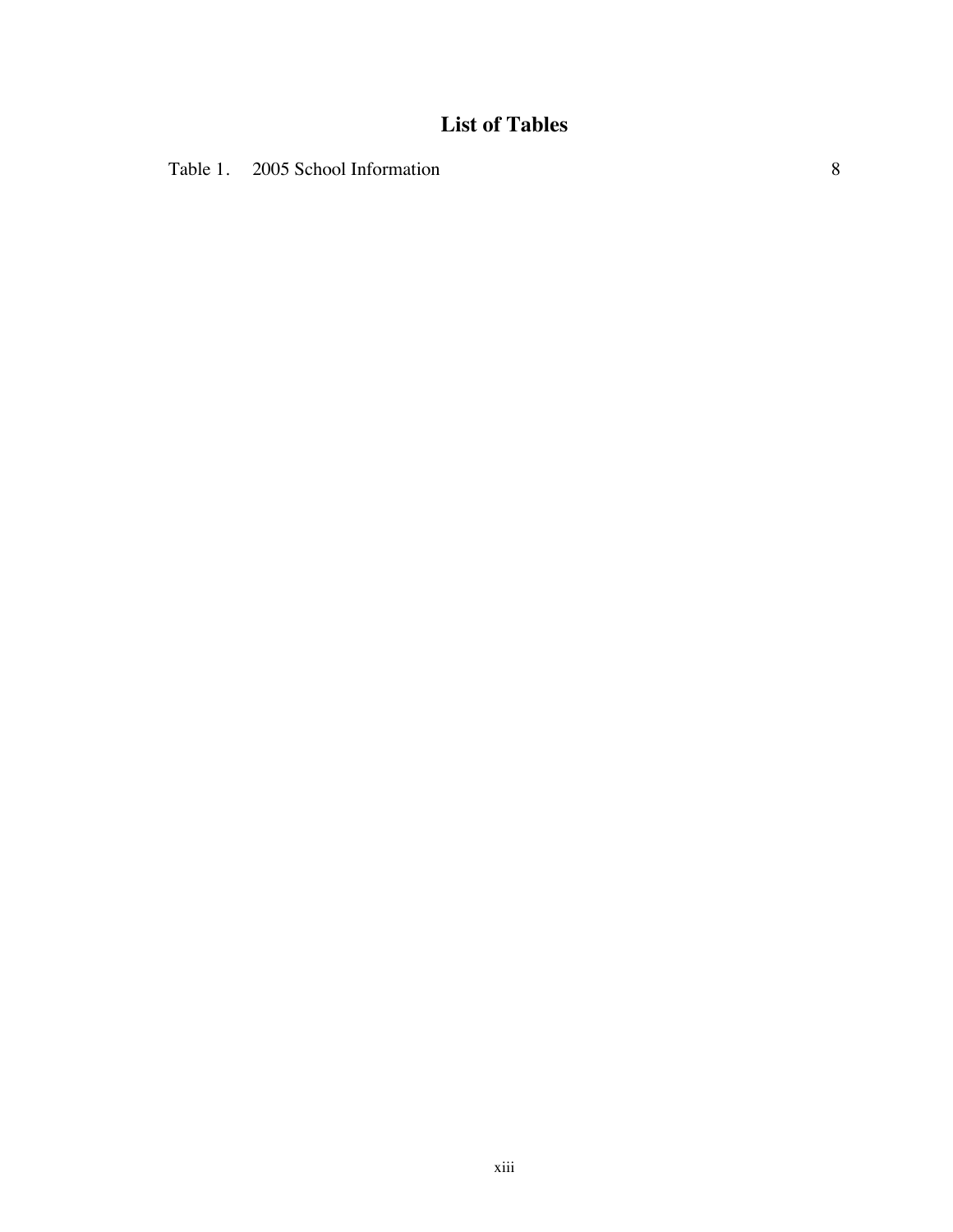# List of Tables

Table 1. 2005 School Information 8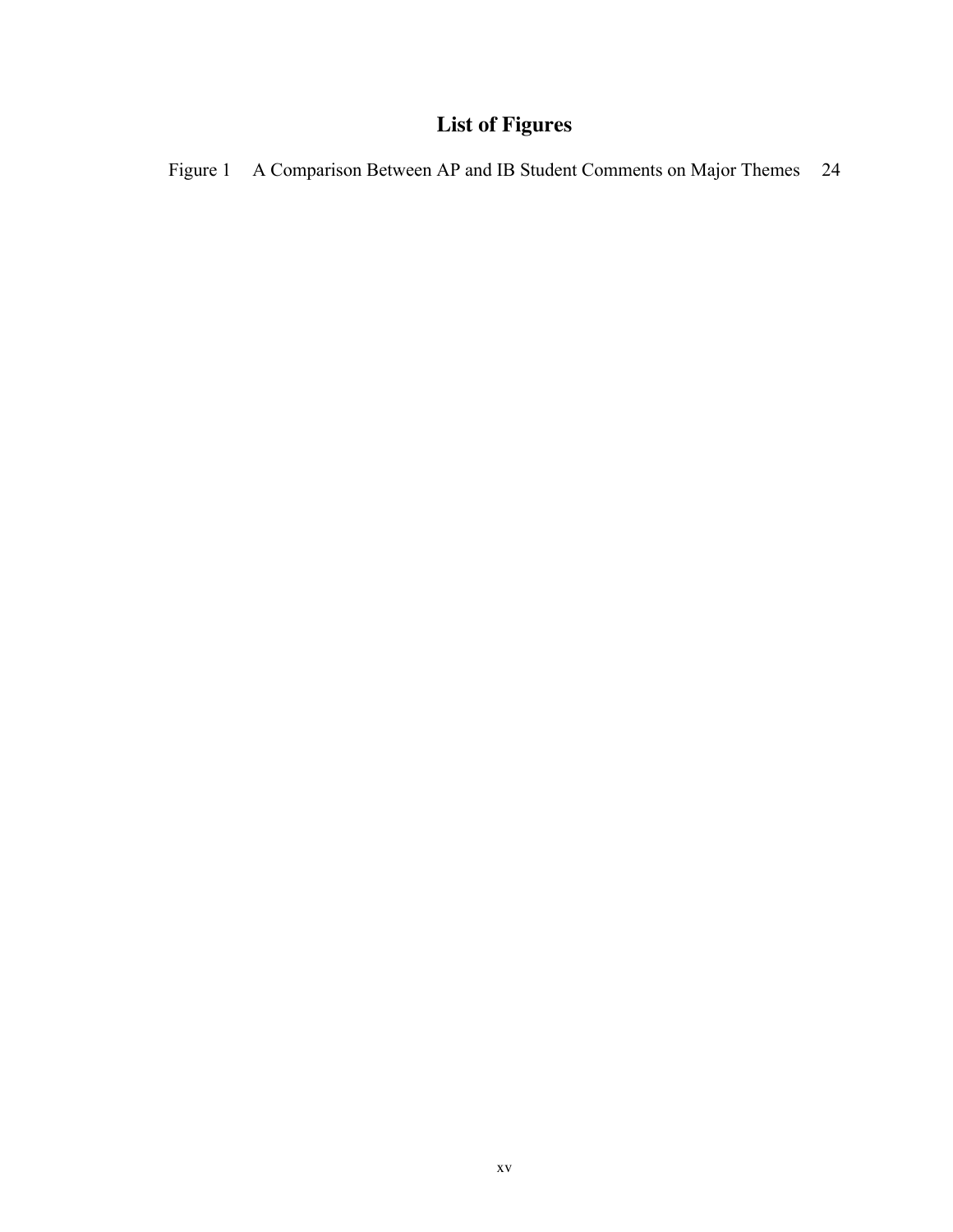# List of Figures

Figure 1 A Comparison Between AP and IB Student Comments on Major Themes 24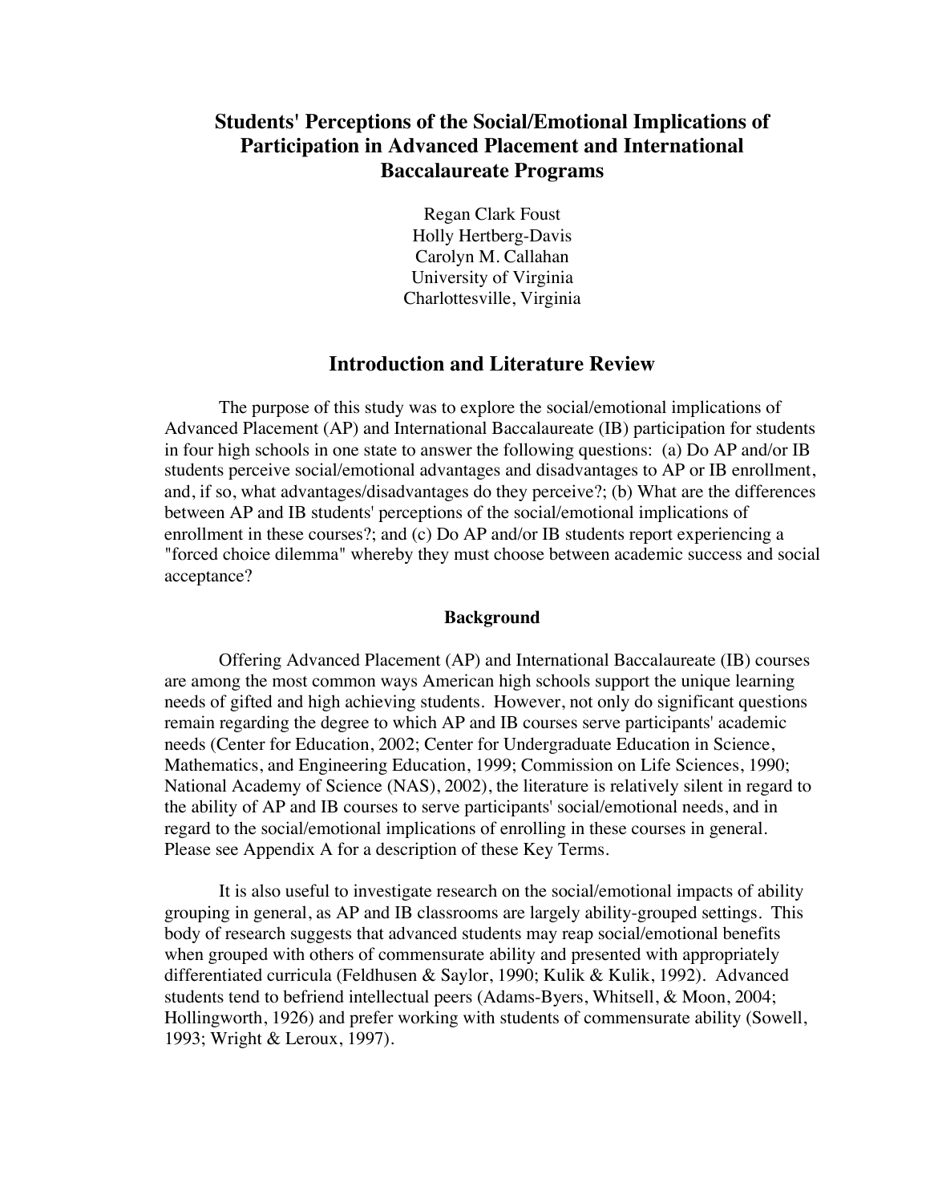# Students' Perceptions of the Social/Emotional Implications of Participation in Advanced Placement and International Baccalaureate Programs

Regan Clark Foust
Holly Hertberg-Davis
Carolyn M. Callahan
University of Virginia
Charlottesville, Virginia

## Introduction and Literature Review

The purpose of this study was to explore the social/emotional implications of Advanced Placement (AP) and International Baccalaureate (IB) participation for students in four high schools in one state to answer the following questions: (a) Do AP and/or IB students perceive social/emotional advantages and disadvantages to AP or IB enrollment, and, if so, what advantages/disadvantages do they perceive?; (b) What are the differences between AP and IB students' perceptions of the social/emotional implications of enrollment in these courses?; and (c) Do AP and/or IB students report experiencing a "forced choice dilemma" whereby they must choose between academic success and social acceptance?

### Background

Offering Advanced Placement (AP) and International Baccalaureate (IB) courses are among the most common ways American high schools support the unique learning needs of gifted and high achieving students. However, not only do significant questions remain regarding the degree to which AP and IB courses serve participants' academic needs (Center for Education, 2002; Center for Undergraduate Education in Science, Mathematics, and Engineering Education, 1999; Commission on Life Sciences, 1990; National Academy of Science (NAS), 2002), the literature is relatively silent in regard to the ability of AP and IB courses to serve participants' social/emotional needs, and in regard to the social/emotional implications of enrolling in these courses in general. Please see Appendix A for a description of these Key Terms.

It is also useful to investigate research on the social/emotional impacts of ability grouping in general, as AP and IB classrooms are largely ability-grouped settings. This body of research suggests that advanced students may reap social/emotional benefits when grouped with others of commensurate ability and presented with appropriately differentiated curricula (Feldhusen & Saylor, 1990; Kulik & Kulik, 1992). Advanced students tend to befriend intellectual peers (Adams-Byers, Whitsell, & Moon, 2004; Hollingworth, 1926) and prefer working with students of commensurate ability (Sowell, 1993; Wright & Leroux, 1997).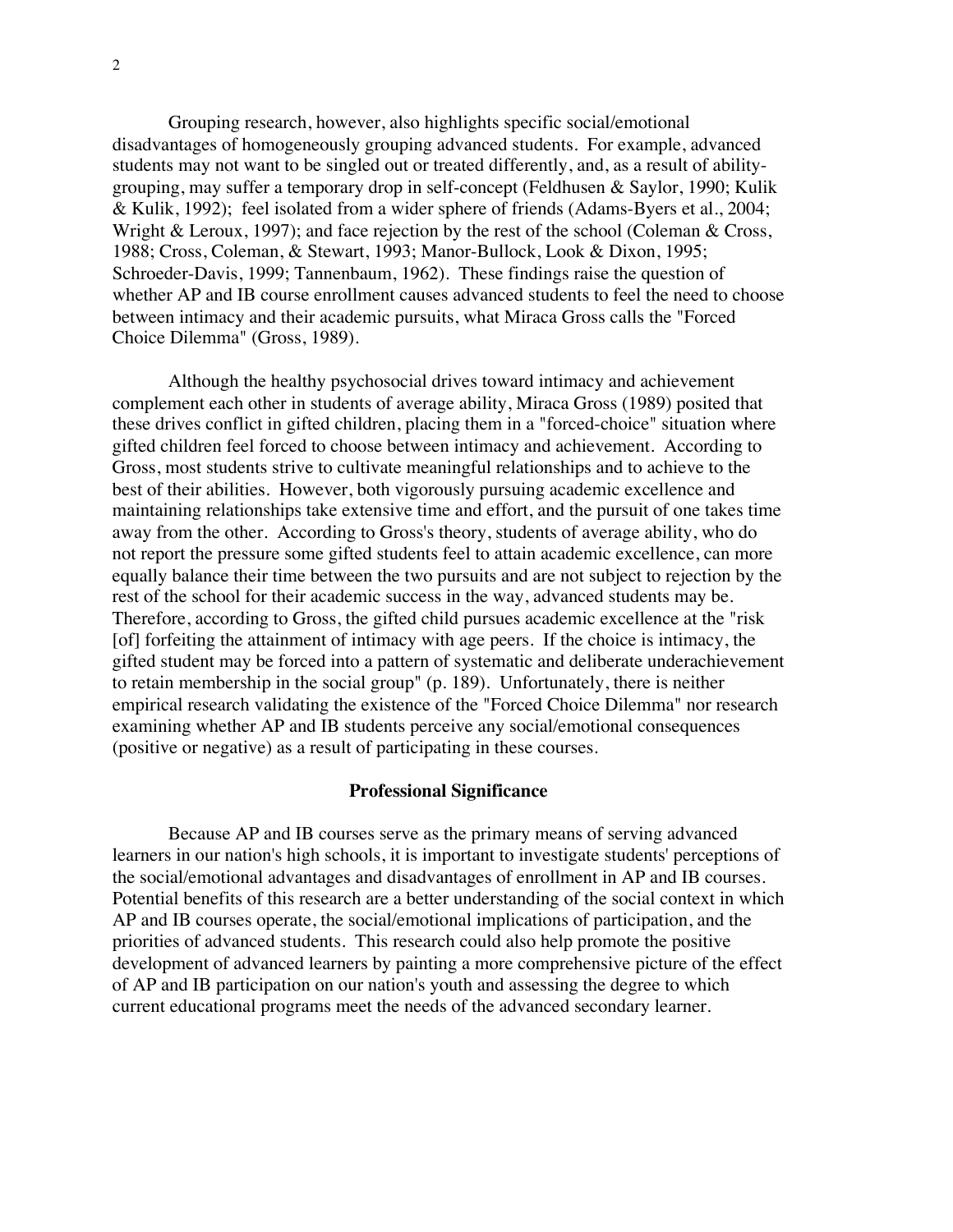Grouping research, however, also highlights specific social/emotional disadvantages of homogeneously grouping advanced students. For example, advanced students may not want to be singled out or treated differently, and, as a result of ability-grouping, may suffer a temporary drop in self-concept (Feldhusen & Saylor, 1990; Kulik & Kulik, 1992); feel isolated from a wider sphere of friends (Adams-Byers et al., 2004; Wright & Leroux, 1997); and face rejection by the rest of the school (Coleman & Cross, 1988; Cross, Coleman, & Stewart, 1993; Manor-Bullock, Look & Dixon, 1995; Schroeder-Davis, 1999; Tannenbaum, 1962). These findings raise the question of whether AP and IB course enrollment causes advanced students to feel the need to choose between intimacy and their academic pursuits, what Miraca Gross calls the "Forced Choice Dilemma" (Gross, 1989).

Although the healthy psychosocial drives toward intimacy and achievement complement each other in students of average ability, Miraca Gross (1989) posited that these drives conflict in gifted children, placing them in a "forced-choice" situation where gifted children feel forced to choose between intimacy and achievement. According to Gross, most students strive to cultivate meaningful relationships and to achieve to the best of their abilities. However, both vigorously pursuing academic excellence and maintaining relationships take extensive time and effort, and the pursuit of one takes time away from the other. According to Gross's theory, students of average ability, who do not report the pressure some gifted students feel to attain academic excellence, can more equally balance their time between the two pursuits and are not subject to rejection by the rest of the school for their academic success in the way, advanced students may be. Therefore, according to Gross, the gifted child pursues academic excellence at the "risk [of] forfeiting the attainment of intimacy with age peers. If the choice is intimacy, the gifted student may be forced into a pattern of systematic and deliberate underachievement to retain membership in the social group" (p. 189). Unfortunately, there is neither empirical research validating the existence of the "Forced Choice Dilemma" nor research examining whether AP and IB students perceive any social/emotional consequences (positive or negative) as a result of participating in these courses.

## Professional Significance

Because AP and IB courses serve as the primary means of serving advanced learners in our nation's high schools, it is important to investigate students' perceptions of the social/emotional advantages and disadvantages of enrollment in AP and IB courses. Potential benefits of this research are a better understanding of the social context in which AP and IB courses operate, the social/emotional implications of participation, and the priorities of advanced students. This research could also help promote the positive development of advanced learners by painting a more comprehensive picture of the effect of AP and IB participation on our nation's youth and assessing the degree to which current educational programs meet the needs of the advanced secondary learner.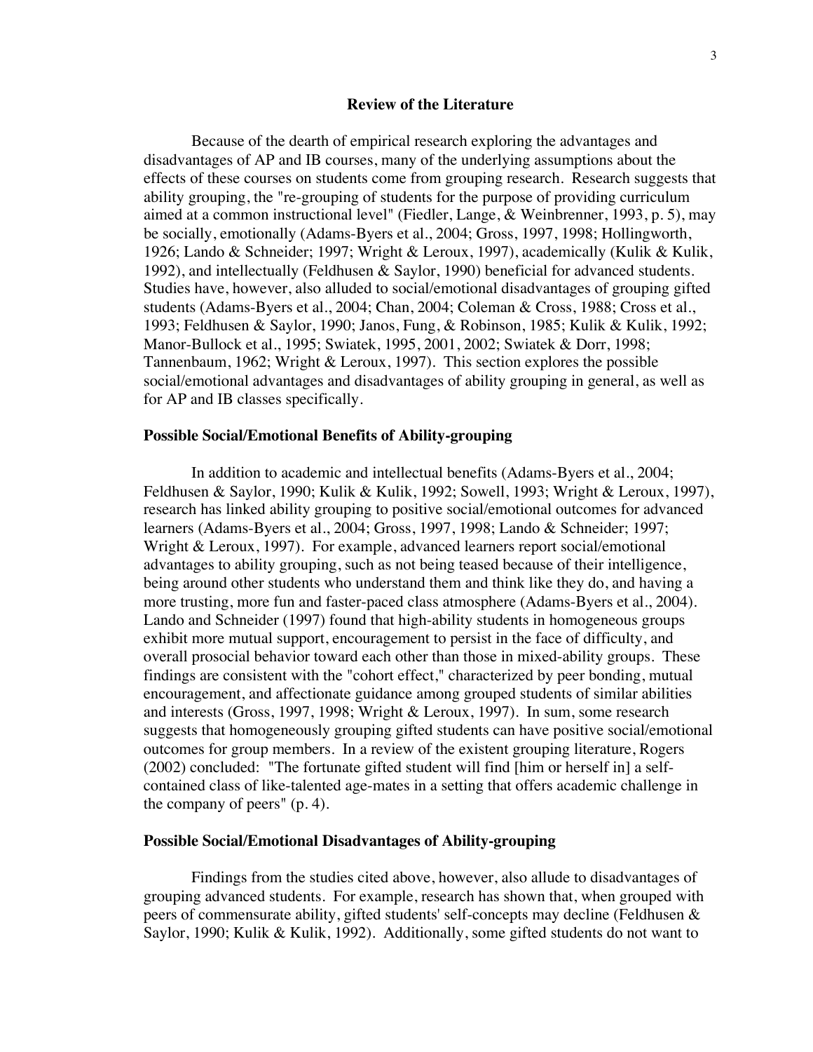## Review of the Literature

Because of the dearth of empirical research exploring the advantages and disadvantages of AP and IB courses, many of the underlying assumptions about the effects of these courses on students come from grouping research. Research suggests that ability grouping, the "re-grouping of students for the purpose of providing curriculum aimed at a common instructional level" (Fiedler, Lange, & Weinbrenner, 1993, p. 5), may be socially, emotionally (Adams-Byers et al., 2004; Gross, 1997, 1998; Hollingworth, 1926; Lando & Schneider; 1997; Wright & Leroux, 1997), academically (Kulik & Kulik, 1992), and intellectually (Feldhusen & Saylor, 1990) beneficial for advanced students. Studies have, however, also alluded to social/emotional disadvantages of grouping gifted students (Adams-Byers et al., 2004; Chan, 2004; Coleman & Cross, 1988; Cross et al., 1993; Feldhusen & Saylor, 1990; Janos, Fung, & Robinson, 1985; Kulik & Kulik, 1992; Manor-Bullock et al., 1995; Swiatek, 1995, 2001, 2002; Swiatek & Dorr, 1998; Tannenbaum, 1962; Wright & Leroux, 1997). This section explores the possible social/emotional advantages and disadvantages of ability grouping in general, as well as for AP and IB classes specifically.

### Possible Social/Emotional Benefits of Ability-grouping

In addition to academic and intellectual benefits (Adams-Byers et al., 2004; Feldhusen & Saylor, 1990; Kulik & Kulik, 1992; Sowell, 1993; Wright & Leroux, 1997), research has linked ability grouping to positive social/emotional outcomes for advanced learners (Adams-Byers et al., 2004; Gross, 1997, 1998; Lando & Schneider; 1997; Wright & Leroux, 1997). For example, advanced learners report social/emotional advantages to ability grouping, such as not being teased because of their intelligence, being around other students who understand them and think like they do, and having a more trusting, more fun and faster-paced class atmosphere (Adams-Byers et al., 2004). Lando and Schneider (1997) found that high-ability students in homogeneous groups exhibit more mutual support, encouragement to persist in the face of difficulty, and overall prosocial behavior toward each other than those in mixed-ability groups. These findings are consistent with the "cohort effect," characterized by peer bonding, mutual encouragement, and affectionate guidance among grouped students of similar abilities and interests (Gross, 1997, 1998; Wright & Leroux, 1997). In sum, some research suggests that homogeneously grouping gifted students can have positive social/emotional outcomes for group members. In a review of the existent grouping literature, Rogers (2002) concluded: "The fortunate gifted student will find [him or herself in] a self-contained class of like-talented age-mates in a setting that offers academic challenge in the company of peers" (p. 4).

### Possible Social/Emotional Disadvantages of Ability-grouping

Findings from the studies cited above, however, also allude to disadvantages of grouping advanced students. For example, research has shown that, when grouped with peers of commensurate ability, gifted students' self-concepts may decline (Feldhusen & Saylor, 1990; Kulik & Kulik, 1992). Additionally, some gifted students do not want to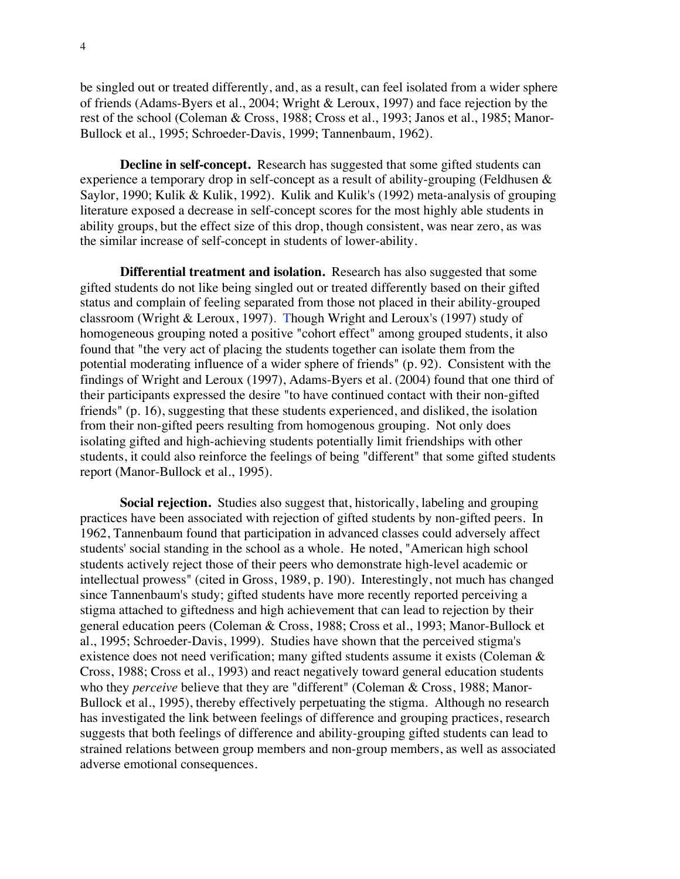be singled out or treated differently, and, as a result, can feel isolated from a wider sphere of friends (Adams-Byers et al., 2004; Wright & Leroux, 1997) and face rejection by the rest of the school (Coleman & Cross, 1988; Cross et al., 1993; Janos et al., 1985; Manor-Bullock et al., 1995; Schroeder-Davis, 1999; Tannenbaum, 1962).

**Decline in self-concept.** Research has suggested that some gifted students can experience a temporary drop in self-concept as a result of ability-grouping (Feldhusen & Saylor, 1990; Kulik & Kulik, 1992). Kulik and Kulik's (1992) meta-analysis of grouping literature exposed a decrease in self-concept scores for the most highly able students in ability groups, but the effect size of this drop, though consistent, was near zero, as was the similar increase of self-concept in students of lower-ability.

**Differential treatment and isolation.** Research has also suggested that some gifted students do not like being singled out or treated differently based on their gifted status and complain of feeling separated from those not placed in their ability-grouped classroom (Wright & Leroux, 1997). Though Wright and Leroux's (1997) study of homogeneous grouping noted a positive "cohort effect" among grouped students, it also found that "the very act of placing the students together can isolate them from the potential moderating influence of a wider sphere of friends" (p. 92). Consistent with the findings of Wright and Leroux (1997), Adams-Byers et al. (2004) found that one third of their participants expressed the desire "to have continued contact with their non-gifted friends" (p. 16), suggesting that these students experienced, and disliked, the isolation from their non-gifted peers resulting from homogenous grouping. Not only does isolating gifted and high-achieving students potentially limit friendships with other students, it could also reinforce the feelings of being "different" that some gifted students report (Manor-Bullock et al., 1995).

**Social rejection.** Studies also suggest that, historically, labeling and grouping practices have been associated with rejection of gifted students by non-gifted peers. In 1962, Tannenbaum found that participation in advanced classes could adversely affect students' social standing in the school as a whole. He noted, "American high school students actively reject those of their peers who demonstrate high-level academic or intellectual prowess" (cited in Gross, 1989, p. 190). Interestingly, not much has changed since Tannenbaum's study; gifted students have more recently reported perceiving a stigma attached to giftedness and high achievement that can lead to rejection by their general education peers (Coleman & Cross, 1988; Cross et al., 1993; Manor-Bullock et al., 1995; Schroeder-Davis, 1999). Studies have shown that the perceived stigma's existence does not need verification; many gifted students assume it exists (Coleman & Cross, 1988; Cross et al., 1993) and react negatively toward general education students who they *perceive* believe that they are "different" (Coleman & Cross, 1988; Manor-Bullock et al., 1995), thereby effectively perpetuating the stigma. Although no research has investigated the link between feelings of difference and grouping practices, research suggests that both feelings of difference and ability-grouping gifted students can lead to strained relations between group members and non-group members, as well as associated adverse emotional consequences.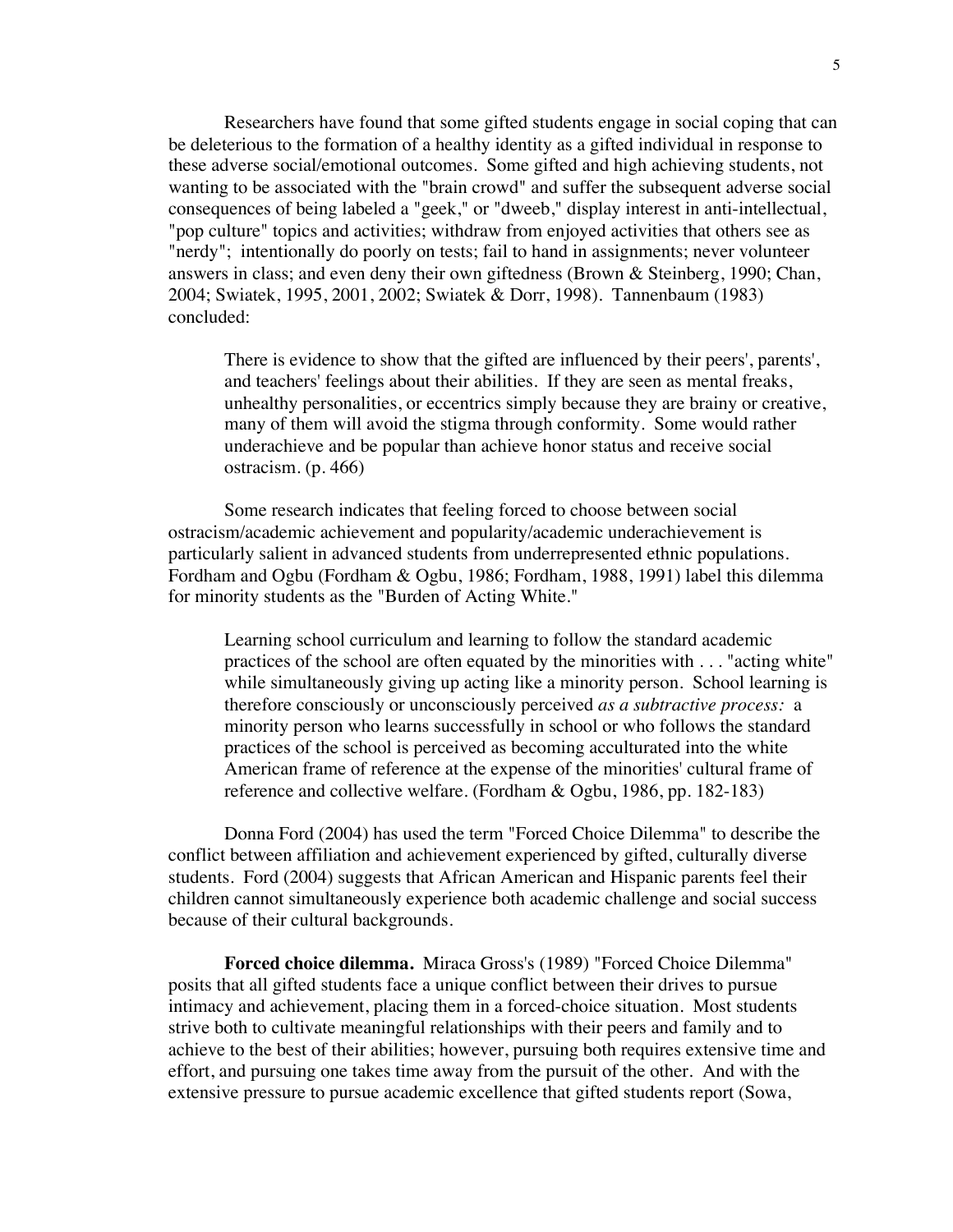Researchers have found that some gifted students engage in social coping that can be deleterious to the formation of a healthy identity as a gifted individual in response to these adverse social/emotional outcomes. Some gifted and high achieving students, not wanting to be associated with the "brain crowd" and suffer the subsequent adverse social consequences of being labeled a "geek," or "dweeb," display interest in anti-intellectual, "pop culture" topics and activities; withdraw from enjoyed activities that others see as "nerdy"; intentionally do poorly on tests; fail to hand in assignments; never volunteer answers in class; and even deny their own giftedness (Brown & Steinberg, 1990; Chan, 2004; Swiatek, 1995, 2001, 2002; Swiatek & Dorr, 1998). Tannenbaum (1983) concluded:

> There is evidence to show that the gifted are influenced by their peers', parents', and teachers' feelings about their abilities. If they are seen as mental freaks, unhealthy personalities, or eccentrics simply because they are brainy or creative, many of them will avoid the stigma through conformity. Some would rather underachieve and be popular than achieve honor status and receive social ostracism. (p. 466)

Some research indicates that feeling forced to choose between social ostracism/academic achievement and popularity/academic underachievement is particularly salient in advanced students from underrepresented ethnic populations. Fordham and Ogbu (Fordham & Ogbu, 1986; Fordham, 1988, 1991) label this dilemma for minority students as the "Burden of Acting White."

> Learning school curriculum and learning to follow the standard academic practices of the school are often equated by the minorities with . . . "acting white" while simultaneously giving up acting like a minority person. School learning is therefore consciously or unconsciously perceived *as a subtractive process:* a minority person who learns successfully in school or who follows the standard practices of the school is perceived as becoming acculturated into the white American frame of reference at the expense of the minorities' cultural frame of reference and collective welfare. (Fordham & Ogbu, 1986, pp. 182-183)

Donna Ford (2004) has used the term "Forced Choice Dilemma" to describe the conflict between affiliation and achievement experienced by gifted, culturally diverse students. Ford (2004) suggests that African American and Hispanic parents feel their children cannot simultaneously experience both academic challenge and social success because of their cultural backgrounds.

**Forced choice dilemma.** Miraca Gross's (1989) "Forced Choice Dilemma" posits that all gifted students face a unique conflict between their drives to pursue intimacy and achievement, placing them in a forced-choice situation. Most students strive both to cultivate meaningful relationships with their peers and family and to achieve to the best of their abilities; however, pursuing both requires extensive time and effort, and pursuing one takes time away from the pursuit of the other. And with the extensive pressure to pursue academic excellence that gifted students report (Sowa,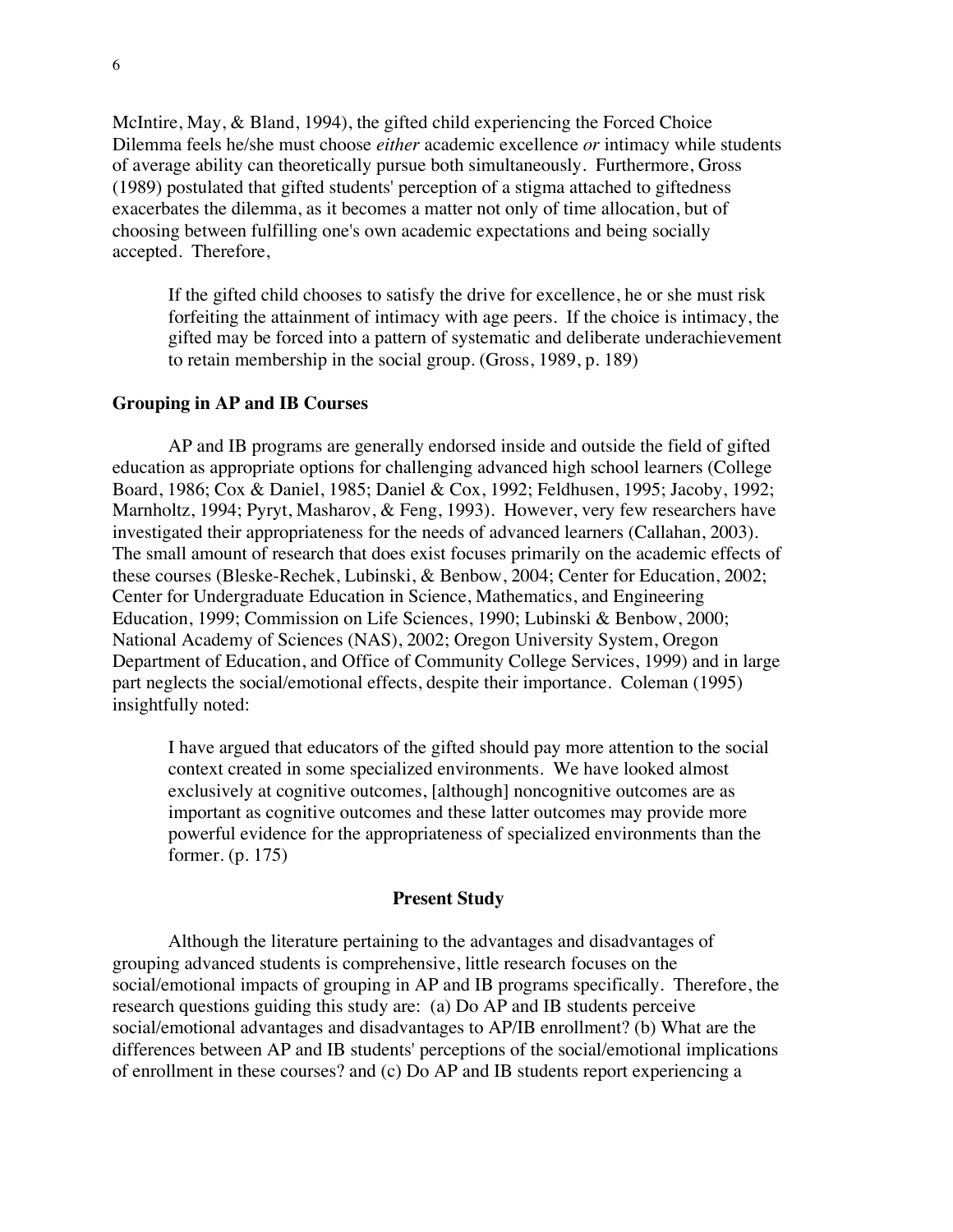McIntire, May, & Bland, 1994), the gifted child experiencing the Forced Choice Dilemma feels he/she must choose *either* academic excellence *or* intimacy while students of average ability can theoretically pursue both simultaneously. Furthermore, Gross (1989) postulated that gifted students' perception of a stigma attached to giftedness exacerbates the dilemma, as it becomes a matter not only of time allocation, but of choosing between fulfilling one's own academic expectations and being socially accepted. Therefore,

> If the gifted child chooses to satisfy the drive for excellence, he or she must risk forfeiting the attainment of intimacy with age peers. If the choice is intimacy, the gifted may be forced into a pattern of systematic and deliberate underachievement to retain membership in the social group. (Gross, 1989, p. 189)

### Grouping in AP and IB Courses

AP and IB programs are generally endorsed inside and outside the field of gifted education as appropriate options for challenging advanced high school learners (College Board, 1986; Cox & Daniel, 1985; Daniel & Cox, 1992; Feldhusen, 1995; Jacoby, 1992; Marnholtz, 1994; Pyryt, Masharov, & Feng, 1993). However, very few researchers have investigated their appropriateness for the needs of advanced learners (Callahan, 2003). The small amount of research that does exist focuses primarily on the academic effects of these courses (Bleske-Rechek, Lubinski, & Benbow, 2004; Center for Education, 2002; Center for Undergraduate Education in Science, Mathematics, and Engineering Education, 1999; Commission on Life Sciences, 1990; Lubinski & Benbow, 2000; National Academy of Sciences (NAS), 2002; Oregon University System, Oregon Department of Education, and Office of Community College Services, 1999) and in large part neglects the social/emotional effects, despite their importance. Coleman (1995) insightfully noted:

> I have argued that educators of the gifted should pay more attention to the social context created in some specialized environments. We have looked almost exclusively at cognitive outcomes, [although] noncognitive outcomes are as important as cognitive outcomes and these latter outcomes may provide more powerful evidence for the appropriateness of specialized environments than the former. (p. 175)

## Present Study

Although the literature pertaining to the advantages and disadvantages of grouping advanced students is comprehensive, little research focuses on the social/emotional impacts of grouping in AP and IB programs specifically. Therefore, the research questions guiding this study are: (a) Do AP and IB students perceive social/emotional advantages and disadvantages to AP/IB enrollment? (b) What are the differences between AP and IB students' perceptions of the social/emotional implications of enrollment in these courses? and (c) Do AP and IB students report experiencing a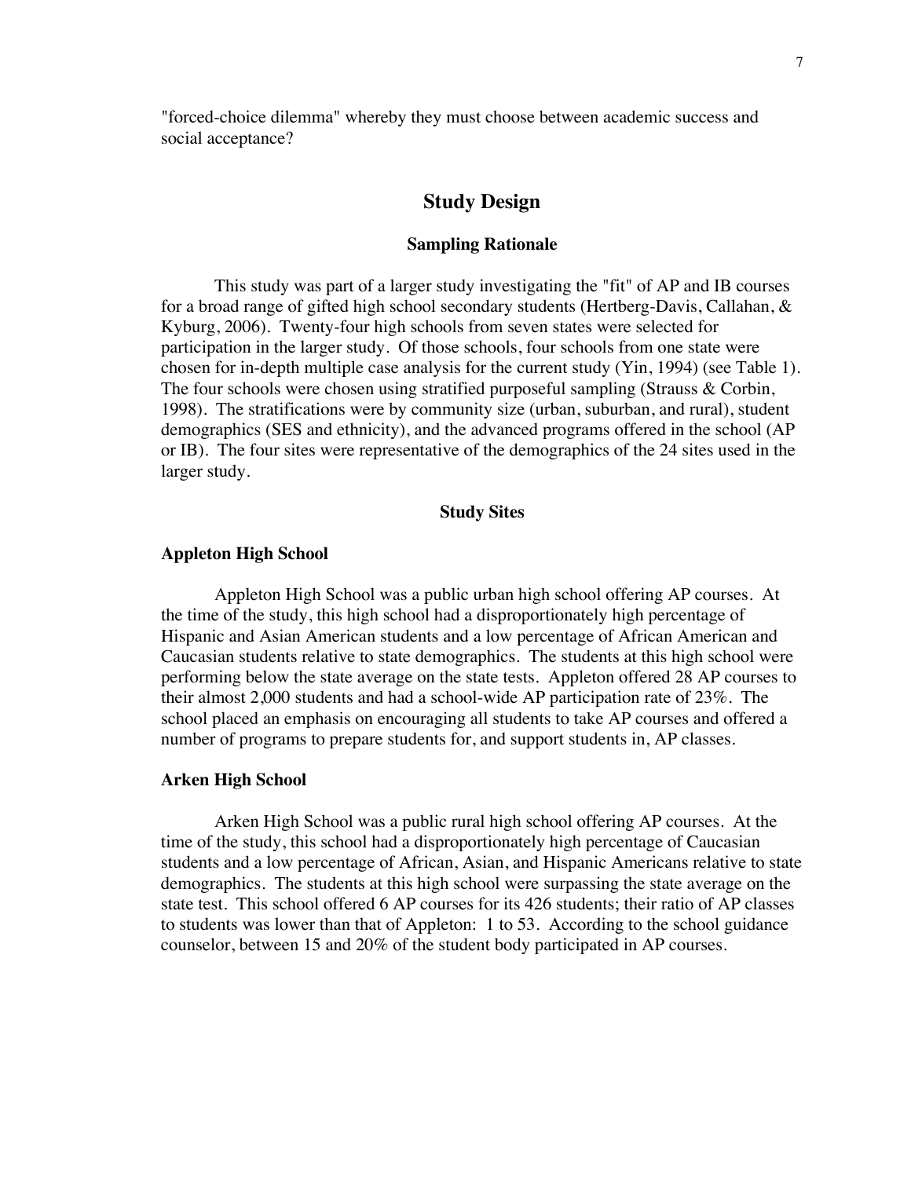"forced-choice dilemma" whereby they must choose between academic success and social acceptance?

## Study Design

### Sampling Rationale

This study was part of a larger study investigating the "fit" of AP and IB courses for a broad range of gifted high school secondary students (Hertberg-Davis, Callahan, & Kyburg, 2006). Twenty-four high schools from seven states were selected for participation in the larger study. Of those schools, four schools from one state were chosen for in-depth multiple case analysis for the current study (Yin, 1994) (see Table 1). The four schools were chosen using stratified purposeful sampling (Strauss & Corbin, 1998). The stratifications were by community size (urban, suburban, and rural), student demographics (SES and ethnicity), and the advanced programs offered in the school (AP or IB). The four sites were representative of the demographics of the 24 sites used in the larger study.

### Study Sites

#### Appleton High School

Appleton High School was a public urban high school offering AP courses. At the time of the study, this high school had a disproportionately high percentage of Hispanic and Asian American students and a low percentage of African American and Caucasian students relative to state demographics. The students at this high school were performing below the state average on the state tests. Appleton offered 28 AP courses to their almost 2,000 students and had a school-wide AP participation rate of 23%. The school placed an emphasis on encouraging all students to take AP courses and offered a number of programs to prepare students for, and support students in, AP classes.

#### Arken High School

Arken High School was a public rural high school offering AP courses. At the time of the study, this school had a disproportionately high percentage of Caucasian students and a low percentage of African, Asian, and Hispanic Americans relative to state demographics. The students at this high school were surpassing the state average on the state test. This school offered 6 AP courses for its 426 students; their ratio of AP classes to students was lower than that of Appleton: 1 to 53. According to the school guidance counselor, between 15 and 20% of the student body participated in AP courses.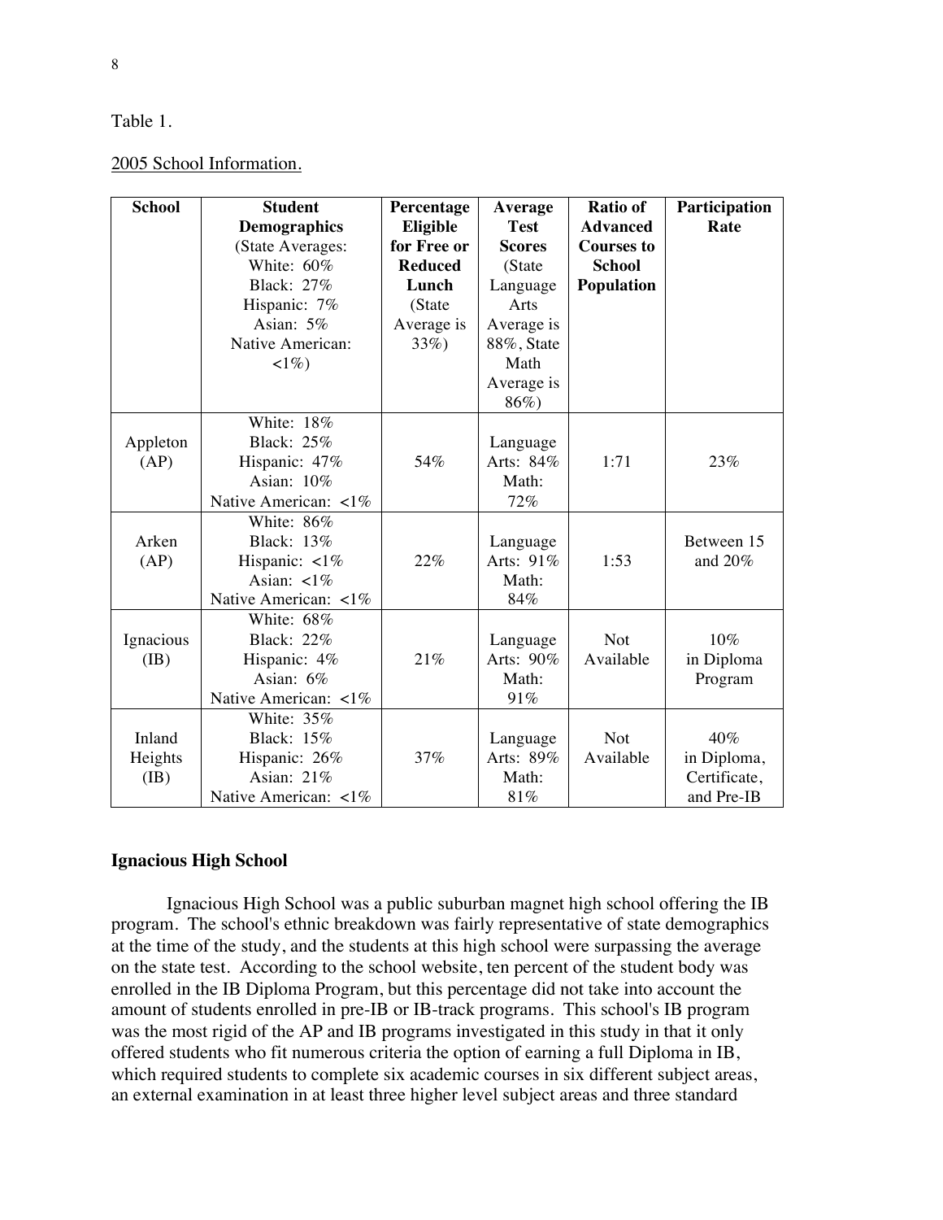Table 1.

2005 School Information.

| School | Student Demographics (State Averages: White: 60% Black: 27% Hispanic: 7% Asian: 5% Native American: <1%) | Percentage Eligible for Free or Reduced Lunch (State Average is 33%) | Average Test Scores (State Language Arts Average is 88%, State Math Average is 86%) | Ratio of Advanced Courses to School Population | Participation Rate |
|---|---|---|---|---|---|
| Appleton (AP) | White: 18% Black: 25% Hispanic: 47% Asian: 10% Native American: <1% | 54% | Language Arts: 84% Math: 72% | 1:71 | 23% |
| Arken (AP) | White: 86% Black: 13% Hispanic: <1% Asian: <1% Native American: <1% | 22% | Language Arts: 91% Math: 84% | 1:53 | Between 15 and 20% |
| Ignacious (IB) | White: 68% Black: 22% Hispanic: 4% Asian: 6% Native American: <1% | 21% | Language Arts: 90% Math: 91% | Not Available | 10% in Diploma Program |
| Inland Heights (IB) | White: 35% Black: 15% Hispanic: 26% Asian: 21% Native American: <1% | 37% | Language Arts: 89% Math: 81% | Not Available | 40% in Diploma, Certificate, and Pre-IB |

**Ignacious High School**

Ignacious High School was a public suburban magnet high school offering the IB program. The school's ethnic breakdown was fairly representative of state demographics at the time of the study, and the students at this high school were surpassing the average on the state test. According to the school website, ten percent of the student body was enrolled in the IB Diploma Program, but this percentage did not take into account the amount of students enrolled in pre-IB or IB-track programs. This school's IB program was the most rigid of the AP and IB programs investigated in this study in that it only offered students who fit numerous criteria the option of earning a full Diploma in IB, which required students to complete six academic courses in six different subject areas, an external examination in at least three higher level subject areas and three standard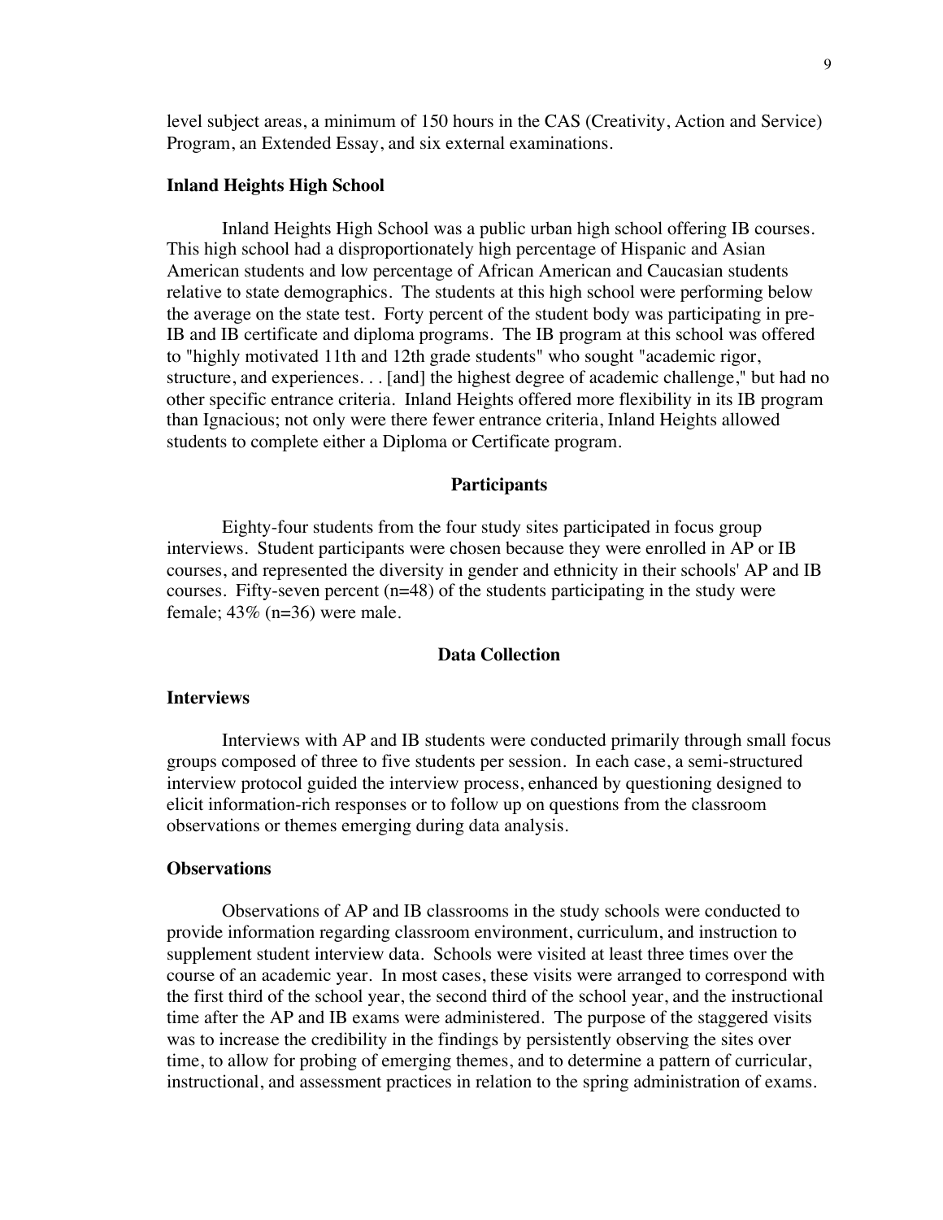level subject areas, a minimum of 150 hours in the CAS (Creativity, Action and Service) Program, an Extended Essay, and six external examinations.

### Inland Heights High School

Inland Heights High School was a public urban high school offering IB courses. This high school had a disproportionately high percentage of Hispanic and Asian American students and low percentage of African American and Caucasian students relative to state demographics. The students at this high school were performing below the average on the state test. Forty percent of the student body was participating in pre-IB and IB certificate and diploma programs. The IB program at this school was offered to "highly motivated 11th and 12th grade students" who sought "academic rigor, structure, and experiences. . . [and] the highest degree of academic challenge," but had no other specific entrance criteria. Inland Heights offered more flexibility in its IB program than Ignacious; not only were there fewer entrance criteria, Inland Heights allowed students to complete either a Diploma or Certificate program.

## Participants

Eighty-four students from the four study sites participated in focus group interviews. Student participants were chosen because they were enrolled in AP or IB courses, and represented the diversity in gender and ethnicity in their schools' AP and IB courses. Fifty-seven percent (n=48) of the students participating in the study were female; 43% (n=36) were male.

## Data Collection

### Interviews

Interviews with AP and IB students were conducted primarily through small focus groups composed of three to five students per session. In each case, a semi-structured interview protocol guided the interview process, enhanced by questioning designed to elicit information-rich responses or to follow up on questions from the classroom observations or themes emerging during data analysis.

### Observations

Observations of AP and IB classrooms in the study schools were conducted to provide information regarding classroom environment, curriculum, and instruction to supplement student interview data. Schools were visited at least three times over the course of an academic year. In most cases, these visits were arranged to correspond with the first third of the school year, the second third of the school year, and the instructional time after the AP and IB exams were administered. The purpose of the staggered visits was to increase the credibility in the findings by persistently observing the sites over time, to allow for probing of emerging themes, and to determine a pattern of curricular, instructional, and assessment practices in relation to the spring administration of exams.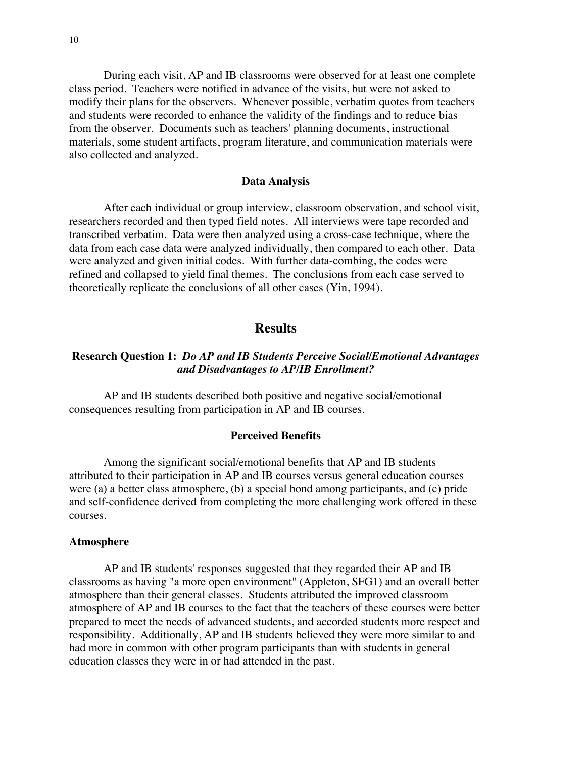During each visit, AP and IB classrooms were observed for at least one complete class period. Teachers were notified in advance of the visits, but were not asked to modify their plans for the observers. Whenever possible, verbatim quotes from teachers and students were recorded to enhance the validity of the findings and to reduce bias from the observer. Documents such as teachers' planning documents, instructional materials, some student artifacts, program literature, and communication materials were also collected and analyzed.

### Data Analysis

After each individual or group interview, classroom observation, and school visit, researchers recorded and then typed field notes. All interviews were tape recorded and transcribed verbatim. Data were then analyzed using a cross-case technique, where the data from each case data were analyzed individually, then compared to each other. Data were analyzed and given initial codes. With further data-combing, the codes were refined and collapsed to yield final themes. The conclusions from each case served to theoretically replicate the conclusions of all other cases (Yin, 1994).

## Results

### Research Question 1: *Do AP and IB Students Perceive Social/Emotional Advantages and Disadvantages to AP/IB Enrollment?*

AP and IB students described both positive and negative social/emotional consequences resulting from participation in AP and IB courses.

### Perceived Benefits

Among the significant social/emotional benefits that AP and IB students attributed to their participation in AP and IB courses versus general education courses were (a) a better class atmosphere, (b) a special bond among participants, and (c) pride and self-confidence derived from completing the more challenging work offered in these courses.

#### Atmosphere

AP and IB students' responses suggested that they regarded their AP and IB classrooms as having "a more open environment" (Appleton, SFG1) and an overall better atmosphere than their general classes. Students attributed the improved classroom atmosphere of AP and IB courses to the fact that the teachers of these courses were better prepared to meet the needs of advanced students, and accorded students more respect and responsibility. Additionally, AP and IB students believed they were more similar to and had more in common with other program participants than with students in general education classes they were in or had attended in the past.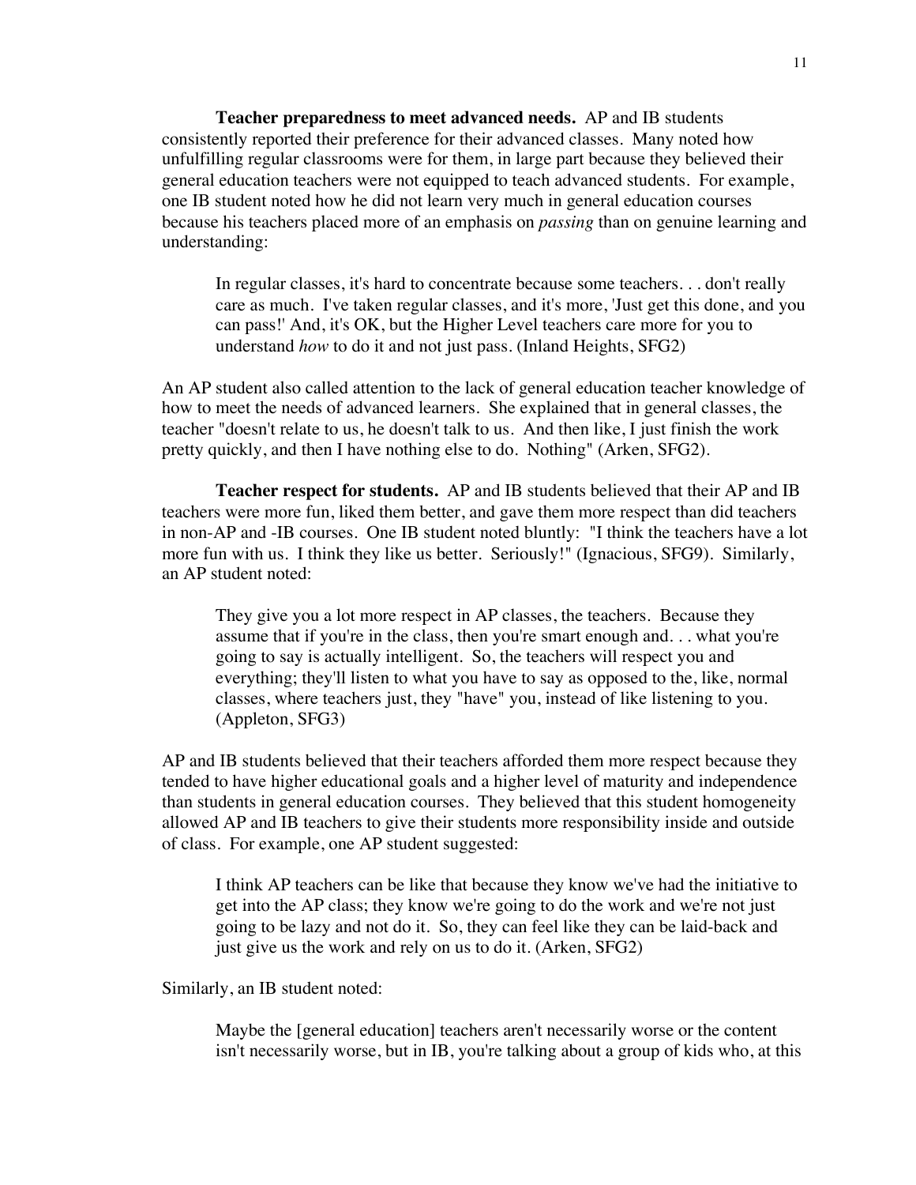**Teacher preparedness to meet advanced needs.** AP and IB students consistently reported their preference for their advanced classes. Many noted how unfulfilling regular classrooms were for them, in large part because they believed their general education teachers were not equipped to teach advanced students. For example, one IB student noted how he did not learn very much in general education courses because his teachers placed more of an emphasis on *passing* than on genuine learning and understanding:

> In regular classes, it's hard to concentrate because some teachers. . . don't really care as much. I've taken regular classes, and it's more, 'Just get this done, and you can pass!' And, it's OK, but the Higher Level teachers care more for you to understand *how* to do it and not just pass. (Inland Heights, SFG2)

An AP student also called attention to the lack of general education teacher knowledge of how to meet the needs of advanced learners. She explained that in general classes, the teacher "doesn't relate to us, he doesn't talk to us. And then like, I just finish the work pretty quickly, and then I have nothing else to do. Nothing" (Arken, SFG2).

**Teacher respect for students.** AP and IB students believed that their AP and IB teachers were more fun, liked them better, and gave them more respect than did teachers in non-AP and -IB courses. One IB student noted bluntly: "I think the teachers have a lot more fun with us. I think they like us better. Seriously!" (Ignacious, SFG9). Similarly, an AP student noted:

> They give you a lot more respect in AP classes, the teachers. Because they assume that if you're in the class, then you're smart enough and. . . what you're going to say is actually intelligent. So, the teachers will respect you and everything; they'll listen to what you have to say as opposed to the, like, normal classes, where teachers just, they "have" you, instead of like listening to you. (Appleton, SFG3)

AP and IB students believed that their teachers afforded them more respect because they tended to have higher educational goals and a higher level of maturity and independence than students in general education courses. They believed that this student homogeneity allowed AP and IB teachers to give their students more responsibility inside and outside of class. For example, one AP student suggested:

> I think AP teachers can be like that because they know we've had the initiative to get into the AP class; they know we're going to do the work and we're not just going to be lazy and not do it. So, they can feel like they can be laid-back and just give us the work and rely on us to do it. (Arken, SFG2)

Similarly, an IB student noted:

> Maybe the [general education] teachers aren't necessarily worse or the content isn't necessarily worse, but in IB, you're talking about a group of kids who, at this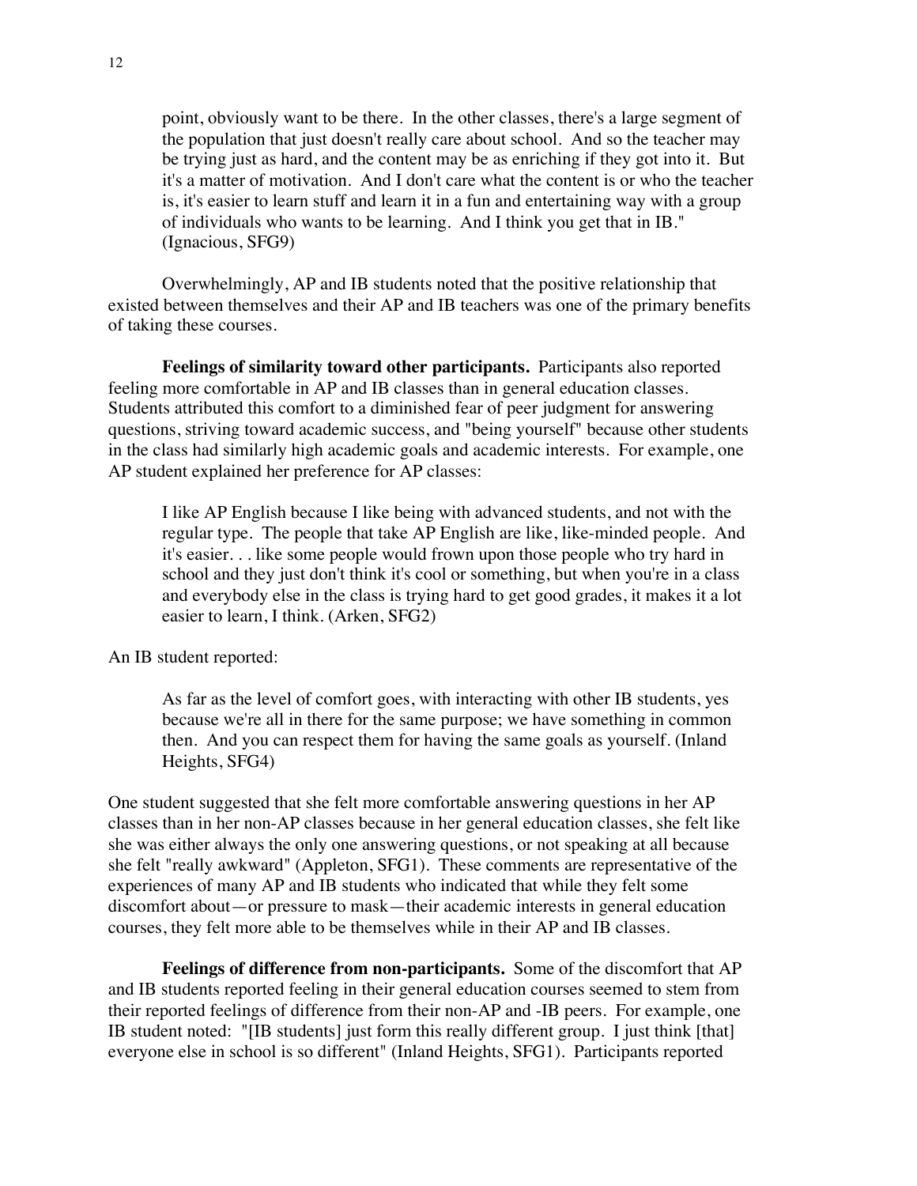> point, obviously want to be there. In the other classes, there's a large segment of the population that just doesn't really care about school. And so the teacher may be trying just as hard, and the content may be as enriching if they got into it. But it's a matter of motivation. And I don't care what the content is or who the teacher is, it's easier to learn stuff and learn it in a fun and entertaining way with a group of individuals who wants to be learning. And I think you get that in IB." (Ignacious, SFG9)

Overwhelmingly, AP and IB students noted that the positive relationship that existed between themselves and their AP and IB teachers was one of the primary benefits of taking these courses.

**Feelings of similarity toward other participants.** Participants also reported feeling more comfortable in AP and IB classes than in general education classes. Students attributed this comfort to a diminished fear of peer judgment for answering questions, striving toward academic success, and "being yourself" because other students in the class had similarly high academic goals and academic interests. For example, one AP student explained her preference for AP classes:

> I like AP English because I like being with advanced students, and not with the regular type. The people that take AP English are like, like-minded people. And it's easier. . . like some people would frown upon those people who try hard in school and they just don't think it's cool or something, but when you're in a class and everybody else in the class is trying hard to get good grades, it makes it a lot easier to learn, I think. (Arken, SFG2)

An IB student reported:

> As far as the level of comfort goes, with interacting with other IB students, yes because we're all in there for the same purpose; we have something in common then. And you can respect them for having the same goals as yourself. (Inland Heights, SFG4)

One student suggested that she felt more comfortable answering questions in her AP classes than in her non-AP classes because in her general education classes, she felt like she was either always the only one answering questions, or not speaking at all because she felt "really awkward" (Appleton, SFG1). These comments are representative of the experiences of many AP and IB students who indicated that while they felt some discomfort about—or pressure to mask—their academic interests in general education courses, they felt more able to be themselves while in their AP and IB classes.

**Feelings of difference from non-participants.** Some of the discomfort that AP and IB students reported feeling in their general education courses seemed to stem from their reported feelings of difference from their non-AP and -IB peers. For example, one IB student noted: "[IB students] just form this really different group. I just think [that] everyone else in school is so different" (Inland Heights, SFG1). Participants reported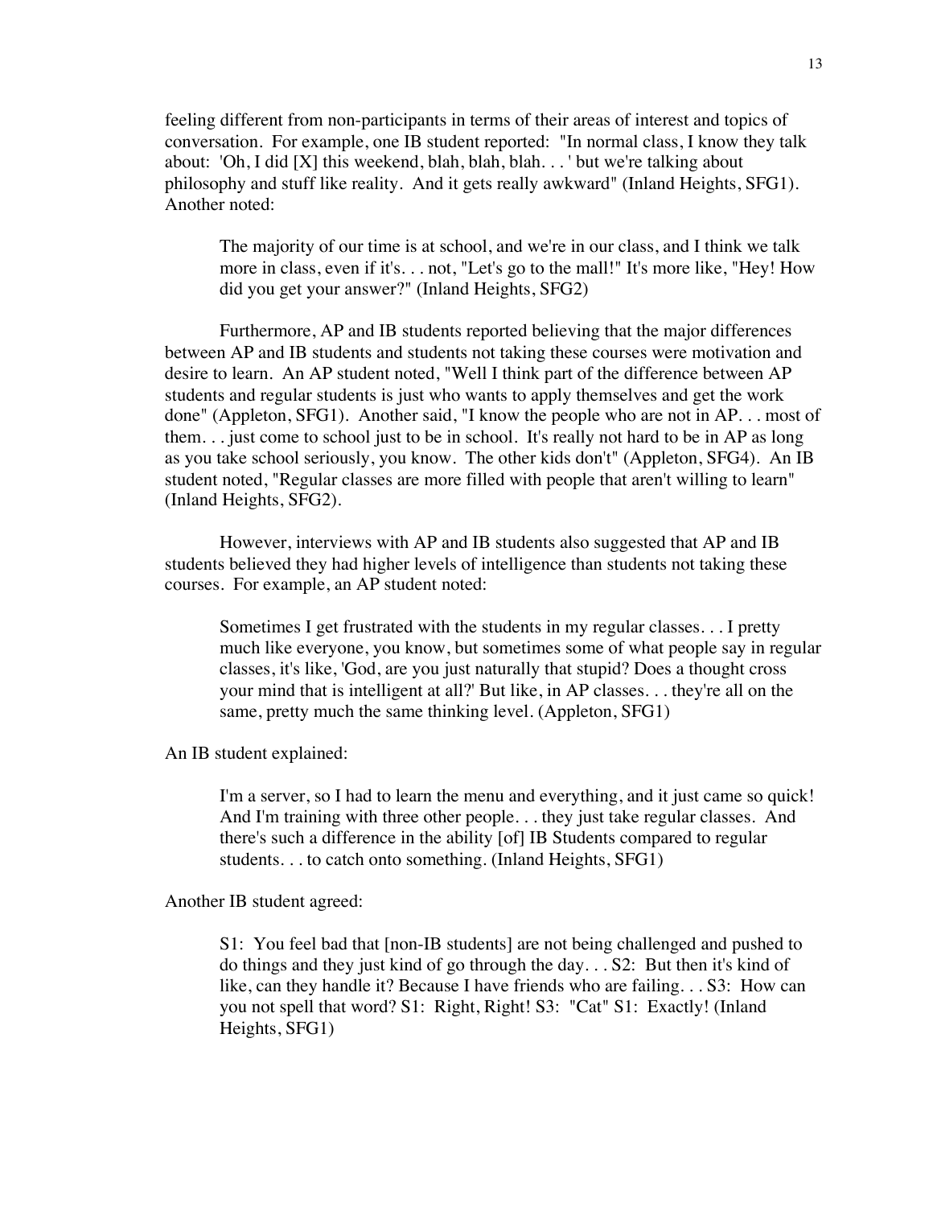feeling different from non-participants in terms of their areas of interest and topics of conversation. For example, one IB student reported: "In normal class, I know they talk about: 'Oh, I did [X] this weekend, blah, blah, blah. . . ' but we're talking about philosophy and stuff like reality. And it gets really awkward" (Inland Heights, SFG1). Another noted:

> The majority of our time is at school, and we're in our class, and I think we talk more in class, even if it's. . . not, "Let's go to the mall!" It's more like, "Hey! How did you get your answer?" (Inland Heights, SFG2)

Furthermore, AP and IB students reported believing that the major differences between AP and IB students and students not taking these courses were motivation and desire to learn. An AP student noted, "Well I think part of the difference between AP students and regular students is just who wants to apply themselves and get the work done" (Appleton, SFG1). Another said, "I know the people who are not in AP. . . most of them. . . just come to school just to be in school. It's really not hard to be in AP as long as you take school seriously, you know. The other kids don't" (Appleton, SFG4). An IB student noted, "Regular classes are more filled with people that aren't willing to learn" (Inland Heights, SFG2).

However, interviews with AP and IB students also suggested that AP and IB students believed they had higher levels of intelligence than students not taking these courses. For example, an AP student noted:

> Sometimes I get frustrated with the students in my regular classes. . . I pretty much like everyone, you know, but sometimes some of what people say in regular classes, it's like, 'God, are you just naturally that stupid? Does a thought cross your mind that is intelligent at all?' But like, in AP classes. . . they're all on the same, pretty much the same thinking level. (Appleton, SFG1)

An IB student explained:

> I'm a server, so I had to learn the menu and everything, and it just came so quick! And I'm training with three other people. . . they just take regular classes. And there's such a difference in the ability [of] IB Students compared to regular students. . . to catch onto something. (Inland Heights, SFG1)

Another IB student agreed:

> S1: You feel bad that [non-IB students] are not being challenged and pushed to do things and they just kind of go through the day. . . S2: But then it's kind of like, can they handle it? Because I have friends who are failing. . . S3: How can you not spell that word? S1: Right, Right! S3: "Cat" S1: Exactly! (Inland Heights, SFG1)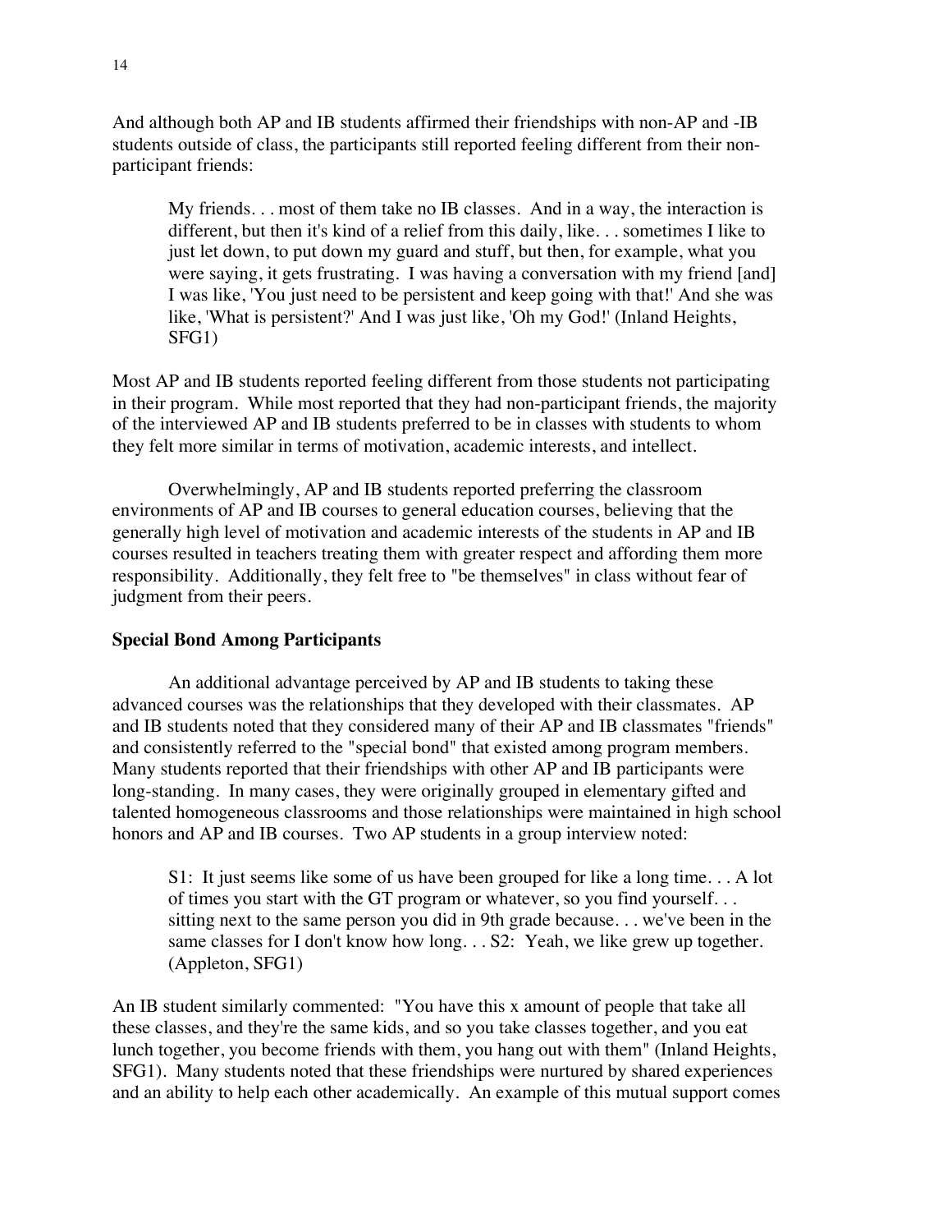And although both AP and IB students affirmed their friendships with non-AP and -IB students outside of class, the participants still reported feeling different from their non-participant friends:

> My friends. . . most of them take no IB classes. And in a way, the interaction is different, but then it's kind of a relief from this daily, like. . . sometimes I like to just let down, to put down my guard and stuff, but then, for example, what you were saying, it gets frustrating. I was having a conversation with my friend [and] I was like, 'You just need to be persistent and keep going with that!' And she was like, 'What is persistent?' And I was just like, 'Oh my God!' (Inland Heights, SFG1)

Most AP and IB students reported feeling different from those students not participating in their program. While most reported that they had non-participant friends, the majority of the interviewed AP and IB students preferred to be in classes with students to whom they felt more similar in terms of motivation, academic interests, and intellect.

Overwhelmingly, AP and IB students reported preferring the classroom environments of AP and IB courses to general education courses, believing that the generally high level of motivation and academic interests of the students in AP and IB courses resulted in teachers treating them with greater respect and affording them more responsibility. Additionally, they felt free to "be themselves" in class without fear of judgment from their peers.

**Special Bond Among Participants**

An additional advantage perceived by AP and IB students to taking these advanced courses was the relationships that they developed with their classmates. AP and IB students noted that they considered many of their AP and IB classmates "friends" and consistently referred to the "special bond" that existed among program members. Many students reported that their friendships with other AP and IB participants were long-standing. In many cases, they were originally grouped in elementary gifted and talented homogeneous classrooms and those relationships were maintained in high school honors and AP and IB courses. Two AP students in a group interview noted:

> S1: It just seems like some of us have been grouped for like a long time. . . A lot of times you start with the GT program or whatever, so you find yourself. . . sitting next to the same person you did in 9th grade because. . . we've been in the same classes for I don't know how long. . . S2: Yeah, we like grew up together. (Appleton, SFG1)

An IB student similarly commented: "You have this x amount of people that take all these classes, and they're the same kids, and so you take classes together, and you eat lunch together, you become friends with them, you hang out with them" (Inland Heights, SFG1). Many students noted that these friendships were nurtured by shared experiences and an ability to help each other academically. An example of this mutual support comes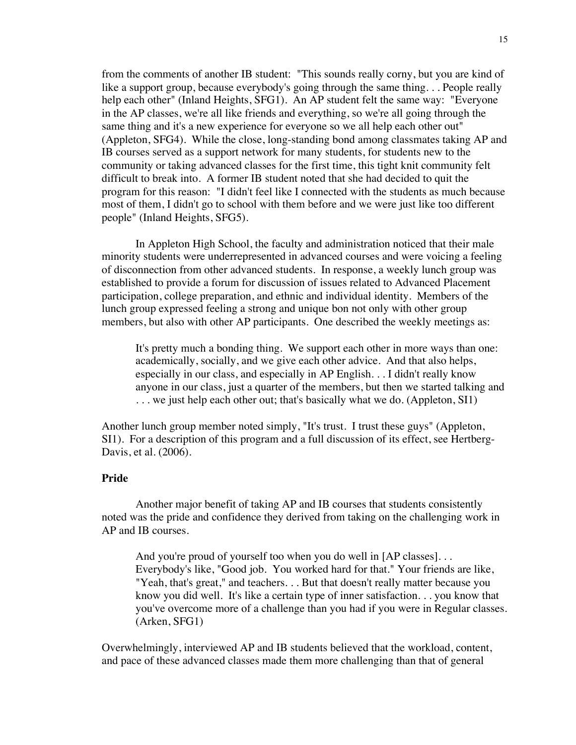from the comments of another IB student: "This sounds really corny, but you are kind of like a support group, because everybody's going through the same thing. . . People really help each other" (Inland Heights, SFG1). An AP student felt the same way: "Everyone in the AP classes, we're all like friends and everything, so we're all going through the same thing and it's a new experience for everyone so we all help each other out" (Appleton, SFG4). While the close, long-standing bond among classmates taking AP and IB courses served as a support network for many students, for students new to the community or taking advanced classes for the first time, this tight knit community felt difficult to break into. A former IB student noted that she had decided to quit the program for this reason: "I didn't feel like I connected with the students as much because most of them, I didn't go to school with them before and we were just like too different people" (Inland Heights, SFG5).

In Appleton High School, the faculty and administration noticed that their male minority students were underrepresented in advanced courses and were voicing a feeling of disconnection from other advanced students. In response, a weekly lunch group was established to provide a forum for discussion of issues related to Advanced Placement participation, college preparation, and ethnic and individual identity. Members of the lunch group expressed feeling a strong and unique bon not only with other group members, but also with other AP participants. One described the weekly meetings as:

> It's pretty much a bonding thing. We support each other in more ways than one: academically, socially, and we give each other advice. And that also helps, especially in our class, and especially in AP English. . . I didn't really know anyone in our class, just a quarter of the members, but then we started talking and . . . we just help each other out; that's basically what we do. (Appleton, SI1)

Another lunch group member noted simply, "It's trust. I trust these guys" (Appleton, SI1). For a description of this program and a full discussion of its effect, see Hertberg-Davis, et al. (2006).

### Pride

Another major benefit of taking AP and IB courses that students consistently noted was the pride and confidence they derived from taking on the challenging work in AP and IB courses.

> And you're proud of yourself too when you do well in [AP classes]. . . Everybody's like, "Good job. You worked hard for that." Your friends are like, "Yeah, that's great," and teachers. . . But that doesn't really matter because you know you did well. It's like a certain type of inner satisfaction. . . you know that you've overcome more of a challenge than you had if you were in Regular classes. (Arken, SFG1)

Overwhelmingly, interviewed AP and IB students believed that the workload, content, and pace of these advanced classes made them more challenging than that of general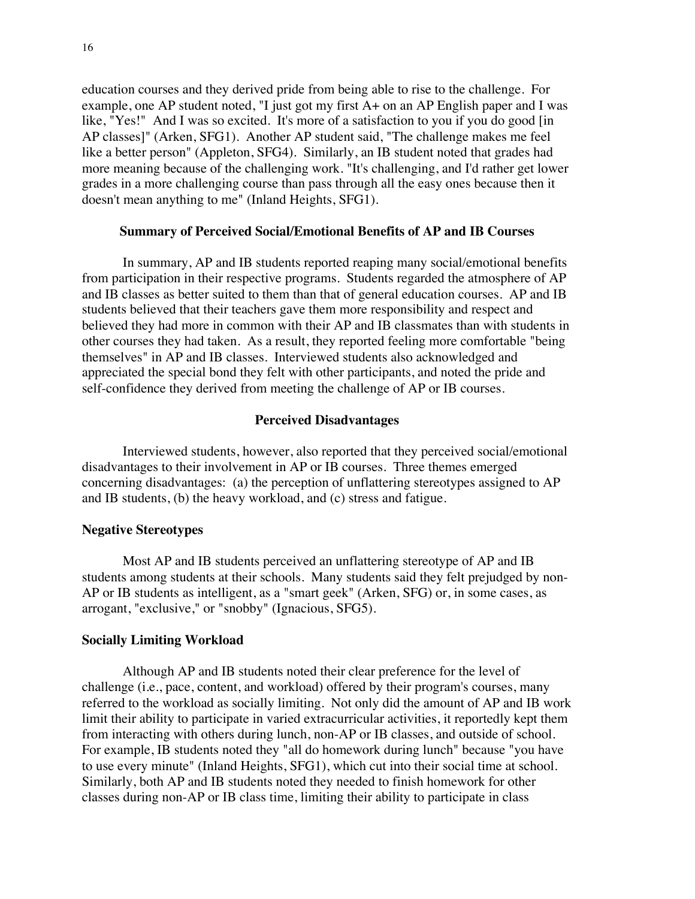education courses and they derived pride from being able to rise to the challenge. For example, one AP student noted, "I just got my first A+ on an AP English paper and I was like, "Yes!" And I was so excited. It's more of a satisfaction to you if you do good [in AP classes]" (Arken, SFG1). Another AP student said, "The challenge makes me feel like a better person" (Appleton, SFG4). Similarly, an IB student noted that grades had more meaning because of the challenging work. "It's challenging, and I'd rather get lower grades in a more challenging course than pass through all the easy ones because then it doesn't mean anything to me" (Inland Heights, SFG1).

## Summary of Perceived Social/Emotional Benefits of AP and IB Courses

In summary, AP and IB students reported reaping many social/emotional benefits from participation in their respective programs. Students regarded the atmosphere of AP and IB classes as better suited to them than that of general education courses. AP and IB students believed that their teachers gave them more responsibility and respect and believed they had more in common with their AP and IB classmates than with students in other courses they had taken. As a result, they reported feeling more comfortable "being themselves" in AP and IB classes. Interviewed students also acknowledged and appreciated the special bond they felt with other participants, and noted the pride and self-confidence they derived from meeting the challenge of AP or IB courses.

## Perceived Disadvantages

Interviewed students, however, also reported that they perceived social/emotional disadvantages to their involvement in AP or IB courses. Three themes emerged concerning disadvantages: (a) the perception of unflattering stereotypes assigned to AP and IB students, (b) the heavy workload, and (c) stress and fatigue.

### Negative Stereotypes

Most AP and IB students perceived an unflattering stereotype of AP and IB students among students at their schools. Many students said they felt prejudged by non-AP or IB students as intelligent, as a "smart geek" (Arken, SFG) or, in some cases, as arrogant, "exclusive," or "snobby" (Ignacious, SFG5).

### Socially Limiting Workload

Although AP and IB students noted their clear preference for the level of challenge (i.e., pace, content, and workload) offered by their program's courses, many referred to the workload as socially limiting. Not only did the amount of AP and IB work limit their ability to participate in varied extracurricular activities, it reportedly kept them from interacting with others during lunch, non-AP or IB classes, and outside of school. For example, IB students noted they "all do homework during lunch" because "you have to use every minute" (Inland Heights, SFG1), which cut into their social time at school. Similarly, both AP and IB students noted they needed to finish homework for other classes during non-AP or IB class time, limiting their ability to participate in class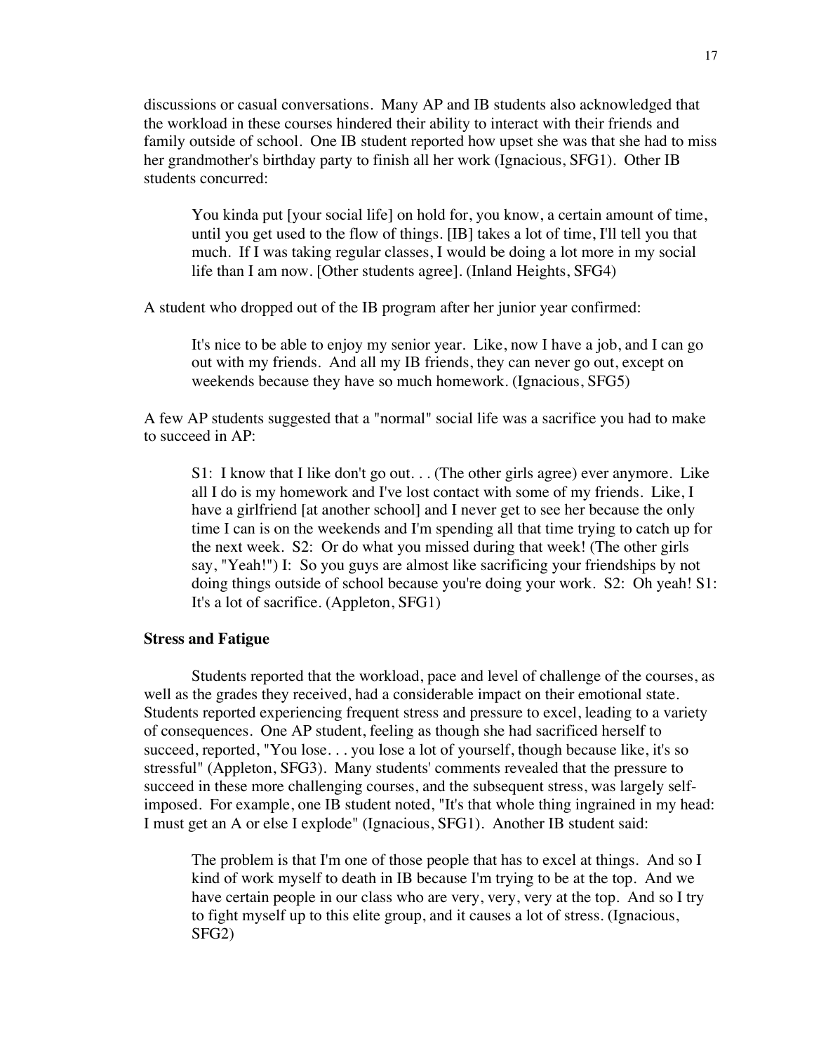discussions or casual conversations. Many AP and IB students also acknowledged that the workload in these courses hindered their ability to interact with their friends and family outside of school. One IB student reported how upset she was that she had to miss her grandmother's birthday party to finish all her work (Ignacious, SFG1). Other IB students concurred:

> You kinda put [your social life] on hold for, you know, a certain amount of time, until you get used to the flow of things. [IB] takes a lot of time, I'll tell you that much. If I was taking regular classes, I would be doing a lot more in my social life than I am now. [Other students agree]. (Inland Heights, SFG4)

A student who dropped out of the IB program after her junior year confirmed:

> It's nice to be able to enjoy my senior year. Like, now I have a job, and I can go out with my friends. And all my IB friends, they can never go out, except on weekends because they have so much homework. (Ignacious, SFG5)

A few AP students suggested that a "normal" social life was a sacrifice you had to make to succeed in AP:

> S1: I know that I like don't go out. . . (The other girls agree) ever anymore. Like all I do is my homework and I've lost contact with some of my friends. Like, I have a girlfriend [at another school] and I never get to see her because the only time I can is on the weekends and I'm spending all that time trying to catch up for the next week. S2: Or do what you missed during that week! (The other girls say, "Yeah!") I: So you guys are almost like sacrificing your friendships by not doing things outside of school because you're doing your work. S2: Oh yeah! S1: It's a lot of sacrifice. (Appleton, SFG1)

**Stress and Fatigue**

Students reported that the workload, pace and level of challenge of the courses, as well as the grades they received, had a considerable impact on their emotional state. Students reported experiencing frequent stress and pressure to excel, leading to a variety of consequences. One AP student, feeling as though she had sacrificed herself to succeed, reported, "You lose. . . you lose a lot of yourself, though because like, it's so stressful" (Appleton, SFG3). Many students' comments revealed that the pressure to succeed in these more challenging courses, and the subsequent stress, was largely self-imposed. For example, one IB student noted, "It's that whole thing ingrained in my head: I must get an A or else I explode" (Ignacious, SFG1). Another IB student said:

> The problem is that I'm one of those people that has to excel at things. And so I kind of work myself to death in IB because I'm trying to be at the top. And we have certain people in our class who are very, very, very at the top. And so I try to fight myself up to this elite group, and it causes a lot of stress. (Ignacious, SFG2)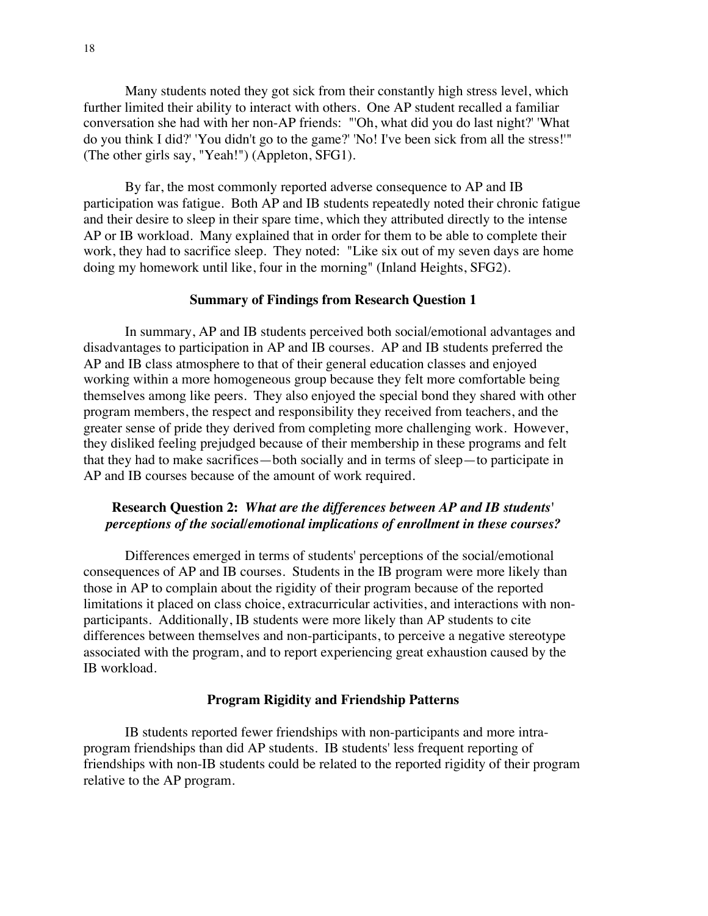Many students noted they got sick from their constantly high stress level, which further limited their ability to interact with others. One AP student recalled a familiar conversation she had with her non-AP friends: "'Oh, what did you do last night?' 'What do you think I did?' 'You didn't go to the game?' 'No! I've been sick from all the stress!'" (The other girls say, "Yeah!") (Appleton, SFG1).

By far, the most commonly reported adverse consequence to AP and IB participation was fatigue. Both AP and IB students repeatedly noted their chronic fatigue and their desire to sleep in their spare time, which they attributed directly to the intense AP or IB workload. Many explained that in order for them to be able to complete their work, they had to sacrifice sleep. They noted: "Like six out of my seven days are home doing my homework until like, four in the morning" (Inland Heights, SFG2).

### Summary of Findings from Research Question 1

In summary, AP and IB students perceived both social/emotional advantages and disadvantages to participation in AP and IB courses. AP and IB students preferred the AP and IB class atmosphere to that of their general education classes and enjoyed working within a more homogeneous group because they felt more comfortable being themselves among like peers. They also enjoyed the special bond they shared with other program members, the respect and responsibility they received from teachers, and the greater sense of pride they derived from completing more challenging work. However, they disliked feeling prejudged because of their membership in these programs and felt that they had to make sacrifices—both socially and in terms of sleep—to participate in AP and IB courses because of the amount of work required.

### Research Question 2: *What are the differences between AP and IB students' perceptions of the social/emotional implications of enrollment in these courses?*

Differences emerged in terms of students' perceptions of the social/emotional consequences of AP and IB courses. Students in the IB program were more likely than those in AP to complain about the rigidity of their program because of the reported limitations it placed on class choice, extracurricular activities, and interactions with non-participants. Additionally, IB students were more likely than AP students to cite differences between themselves and non-participants, to perceive a negative stereotype associated with the program, and to report experiencing great exhaustion caused by the IB workload.

### Program Rigidity and Friendship Patterns

IB students reported fewer friendships with non-participants and more intra-program friendships than did AP students. IB students' less frequent reporting of friendships with non-IB students could be related to the reported rigidity of their program relative to the AP program.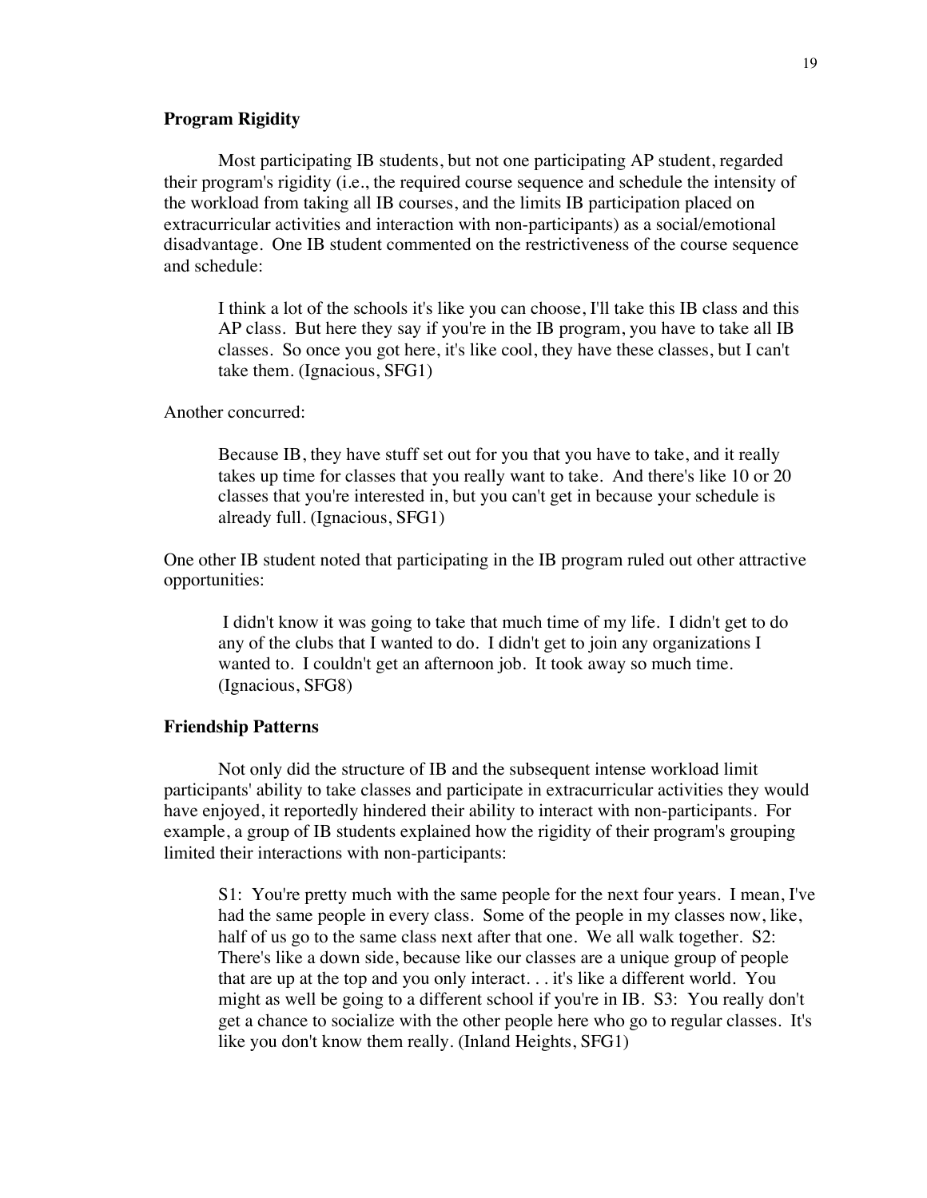### Program Rigidity

Most participating IB students, but not one participating AP student, regarded their program's rigidity (i.e., the required course sequence and schedule the intensity of the workload from taking all IB courses, and the limits IB participation placed on extracurricular activities and interaction with non-participants) as a social/emotional disadvantage. One IB student commented on the restrictiveness of the course sequence and schedule:

> I think a lot of the schools it's like you can choose, I'll take this IB class and this AP class. But here they say if you're in the IB program, you have to take all IB classes. So once you got here, it's like cool, they have these classes, but I can't take them. (Ignacious, SFG1)

Another concurred:

> Because IB, they have stuff set out for you that you have to take, and it really takes up time for classes that you really want to take. And there's like 10 or 20 classes that you're interested in, but you can't get in because your schedule is already full. (Ignacious, SFG1)

One other IB student noted that participating in the IB program ruled out other attractive opportunities:

> I didn't know it was going to take that much time of my life. I didn't get to do any of the clubs that I wanted to do. I didn't get to join any organizations I wanted to. I couldn't get an afternoon job. It took away so much time. (Ignacious, SFG8)

### Friendship Patterns

Not only did the structure of IB and the subsequent intense workload limit participants' ability to take classes and participate in extracurricular activities they would have enjoyed, it reportedly hindered their ability to interact with non-participants. For example, a group of IB students explained how the rigidity of their program's grouping limited their interactions with non-participants:

> S1: You're pretty much with the same people for the next four years. I mean, I've had the same people in every class. Some of the people in my classes now, like, half of us go to the same class next after that one. We all walk together. S2: There's like a down side, because like our classes are a unique group of people that are up at the top and you only interact. . . it's like a different world. You might as well be going to a different school if you're in IB. S3: You really don't get a chance to socialize with the other people here who go to regular classes. It's like you don't know them really. (Inland Heights, SFG1)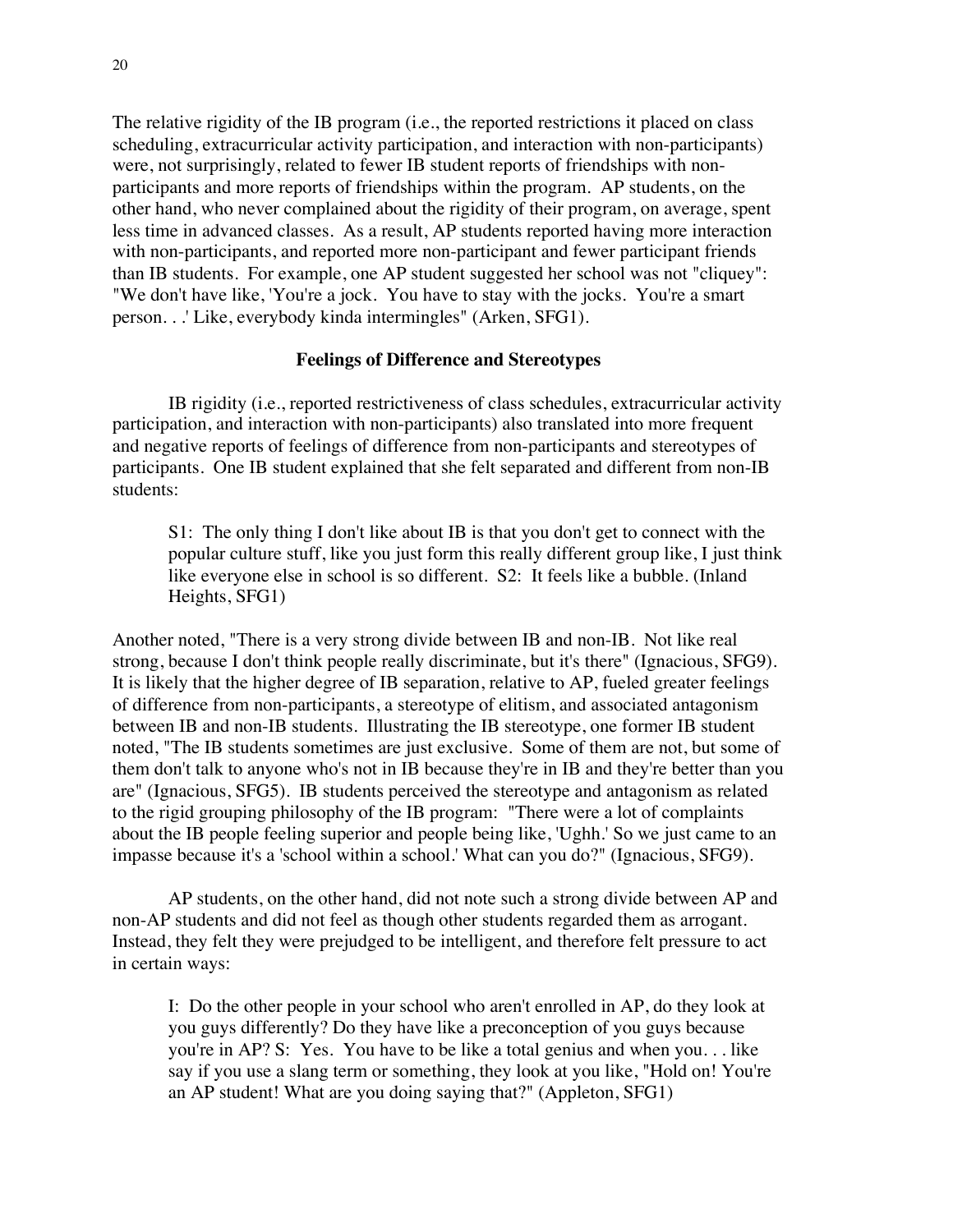The relative rigidity of the IB program (i.e., the reported restrictions it placed on class scheduling, extracurricular activity participation, and interaction with non-participants) were, not surprisingly, related to fewer IB student reports of friendships with non-participants and more reports of friendships within the program. AP students, on the other hand, who never complained about the rigidity of their program, on average, spent less time in advanced classes. As a result, AP students reported having more interaction with non-participants, and reported more non-participant and fewer participant friends than IB students. For example, one AP student suggested her school was not "cliquey": "We don't have like, 'You're a jock. You have to stay with the jocks. You're a smart person. . .' Like, everybody kinda intermingles" (Arken, SFG1).

### Feelings of Difference and Stereotypes

IB rigidity (i.e., reported restrictiveness of class schedules, extracurricular activity participation, and interaction with non-participants) also translated into more frequent and negative reports of feelings of difference from non-participants and stereotypes of participants. One IB student explained that she felt separated and different from non-IB students:

> S1: The only thing I don't like about IB is that you don't get to connect with the popular culture stuff, like you just form this really different group like, I just think like everyone else in school is so different. S2: It feels like a bubble. (Inland Heights, SFG1)

Another noted, "There is a very strong divide between IB and non-IB. Not like real strong, because I don't think people really discriminate, but it's there" (Ignacious, SFG9). It is likely that the higher degree of IB separation, relative to AP, fueled greater feelings of difference from non-participants, a stereotype of elitism, and associated antagonism between IB and non-IB students. Illustrating the IB stereotype, one former IB student noted, "The IB students sometimes are just exclusive. Some of them are not, but some of them don't talk to anyone who's not in IB because they're in IB and they're better than you are" (Ignacious, SFG5). IB students perceived the stereotype and antagonism as related to the rigid grouping philosophy of the IB program: "There were a lot of complaints about the IB people feeling superior and people being like, 'Ughh.' So we just came to an impasse because it's a 'school within a school.' What can you do?" (Ignacious, SFG9).

AP students, on the other hand, did not note such a strong divide between AP and non-AP students and did not feel as though other students regarded them as arrogant. Instead, they felt they were prejudged to be intelligent, and therefore felt pressure to act in certain ways:

> I: Do the other people in your school who aren't enrolled in AP, do they look at you guys differently? Do they have like a preconception of you guys because you're in AP? S: Yes. You have to be like a total genius and when you. . . like say if you use a slang term or something, they look at you like, "Hold on! You're an AP student! What are you doing saying that?" (Appleton, SFG1)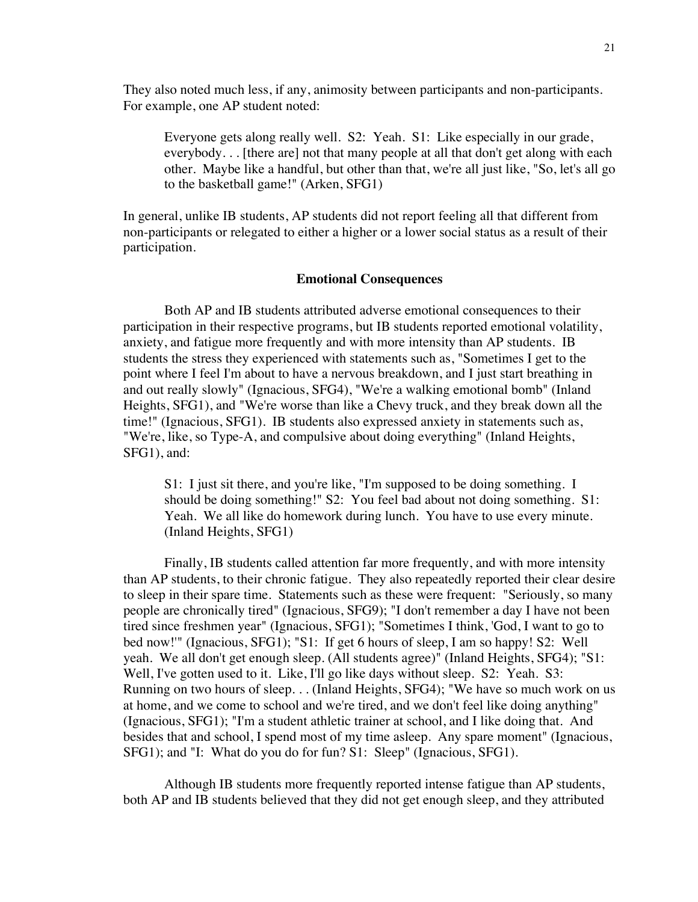They also noted much less, if any, animosity between participants and non-participants. For example, one AP student noted:

> Everyone gets along really well. S2: Yeah. S1: Like especially in our grade, everybody. . . [there are] not that many people at all that don't get along with each other. Maybe like a handful, but other than that, we're all just like, "So, let's all go to the basketball game!" (Arken, SFG1)

In general, unlike IB students, AP students did not report feeling all that different from non-participants or relegated to either a higher or a lower social status as a result of their participation.

## Emotional Consequences

Both AP and IB students attributed adverse emotional consequences to their participation in their respective programs, but IB students reported emotional volatility, anxiety, and fatigue more frequently and with more intensity than AP students. IB students the stress they experienced with statements such as, "Sometimes I get to the point where I feel I'm about to have a nervous breakdown, and I just start breathing in and out really slowly" (Ignacious, SFG4), "We're a walking emotional bomb" (Inland Heights, SFG1), and "We're worse than like a Chevy truck, and they break down all the time!" (Ignacious, SFG1). IB students also expressed anxiety in statements such as, "We're, like, so Type-A, and compulsive about doing everything" (Inland Heights, SFG1), and:

> S1: I just sit there, and you're like, "I'm supposed to be doing something. I should be doing something!" S2: You feel bad about not doing something. S1: Yeah. We all like do homework during lunch. You have to use every minute. (Inland Heights, SFG1)

Finally, IB students called attention far more frequently, and with more intensity than AP students, to their chronic fatigue. They also repeatedly reported their clear desire to sleep in their spare time. Statements such as these were frequent: "Seriously, so many people are chronically tired" (Ignacious, SFG9); "I don't remember a day I have not been tired since freshmen year" (Ignacious, SFG1); "Sometimes I think, 'God, I want to go to bed now!'" (Ignacious, SFG1); "S1: If get 6 hours of sleep, I am so happy! S2: Well yeah. We all don't get enough sleep. (All students agree)" (Inland Heights, SFG4); "S1: Well, I've gotten used to it. Like, I'll go like days without sleep. S2: Yeah. S3: Running on two hours of sleep. . . (Inland Heights, SFG4); "We have so much work on us at home, and we come to school and we're tired, and we don't feel like doing anything" (Ignacious, SFG1); "I'm a student athletic trainer at school, and I like doing that. And besides that and school, I spend most of my time asleep. Any spare moment" (Ignacious, SFG1); and "I: What do you do for fun? S1: Sleep" (Ignacious, SFG1).

Although IB students more frequently reported intense fatigue than AP students, both AP and IB students believed that they did not get enough sleep, and they attributed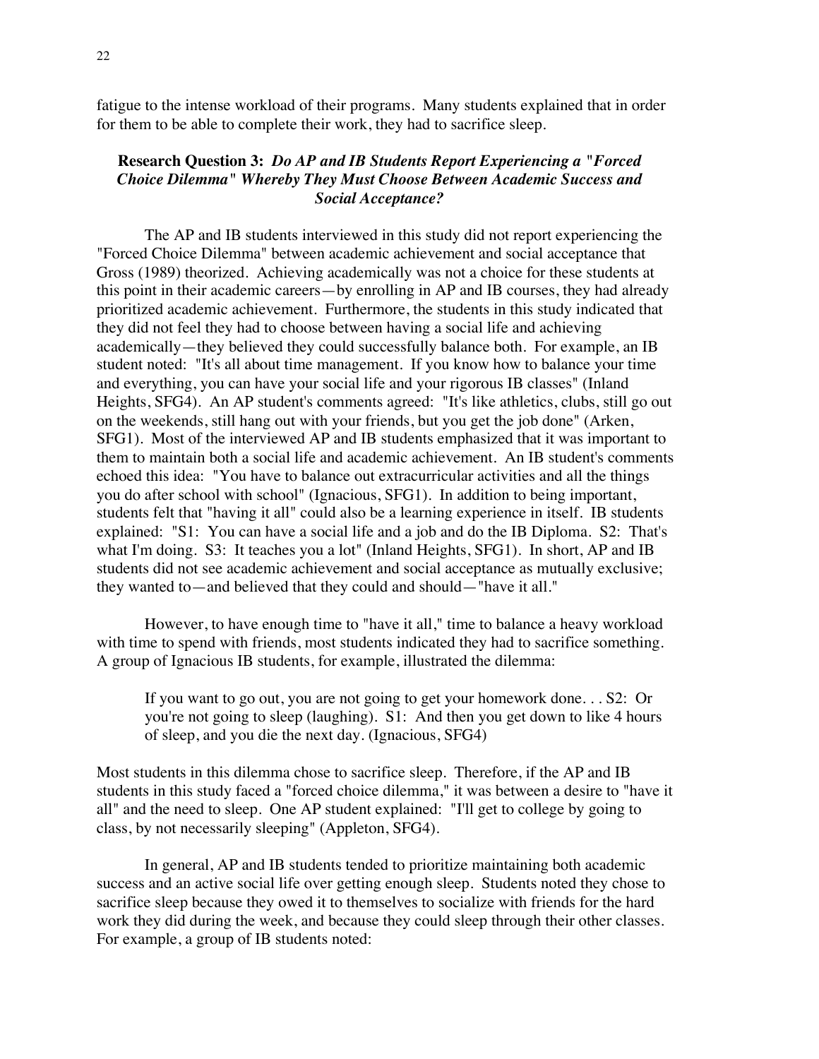fatigue to the intense workload of their programs. Many students explained that in order for them to be able to complete their work, they had to sacrifice sleep.

### Research Question 3: *Do AP and IB Students Report Experiencing a "Forced Choice Dilemma" Whereby They Must Choose Between Academic Success and Social Acceptance?*

The AP and IB students interviewed in this study did not report experiencing the "Forced Choice Dilemma" between academic achievement and social acceptance that Gross (1989) theorized. Achieving academically was not a choice for these students at this point in their academic careers—by enrolling in AP and IB courses, they had already prioritized academic achievement. Furthermore, the students in this study indicated that they did not feel they had to choose between having a social life and achieving academically—they believed they could successfully balance both. For example, an IB student noted: "It's all about time management. If you know how to balance your time and everything, you can have your social life and your rigorous IB classes" (Inland Heights, SFG4). An AP student's comments agreed: "It's like athletics, clubs, still go out on the weekends, still hang out with your friends, but you get the job done" (Arken, SFG1). Most of the interviewed AP and IB students emphasized that it was important to them to maintain both a social life and academic achievement. An IB student's comments echoed this idea: "You have to balance out extracurricular activities and all the things you do after school with school" (Ignacious, SFG1). In addition to being important, students felt that "having it all" could also be a learning experience in itself. IB students explained: "S1: You can have a social life and a job and do the IB Diploma. S2: That's what I'm doing. S3: It teaches you a lot" (Inland Heights, SFG1). In short, AP and IB students did not see academic achievement and social acceptance as mutually exclusive; they wanted to—and believed that they could and should—"have it all."

However, to have enough time to "have it all," time to balance a heavy workload with time to spend with friends, most students indicated they had to sacrifice something. A group of Ignacious IB students, for example, illustrated the dilemma:

> If you want to go out, you are not going to get your homework done. . . S2: Or you're not going to sleep (laughing). S1: And then you get down to like 4 hours of sleep, and you die the next day. (Ignacious, SFG4)

Most students in this dilemma chose to sacrifice sleep. Therefore, if the AP and IB students in this study faced a "forced choice dilemma," it was between a desire to "have it all" and the need to sleep. One AP student explained: "I'll get to college by going to class, by not necessarily sleeping" (Appleton, SFG4).

In general, AP and IB students tended to prioritize maintaining both academic success and an active social life over getting enough sleep. Students noted they chose to sacrifice sleep because they owed it to themselves to socialize with friends for the hard work they did during the week, and because they could sleep through their other classes. For example, a group of IB students noted: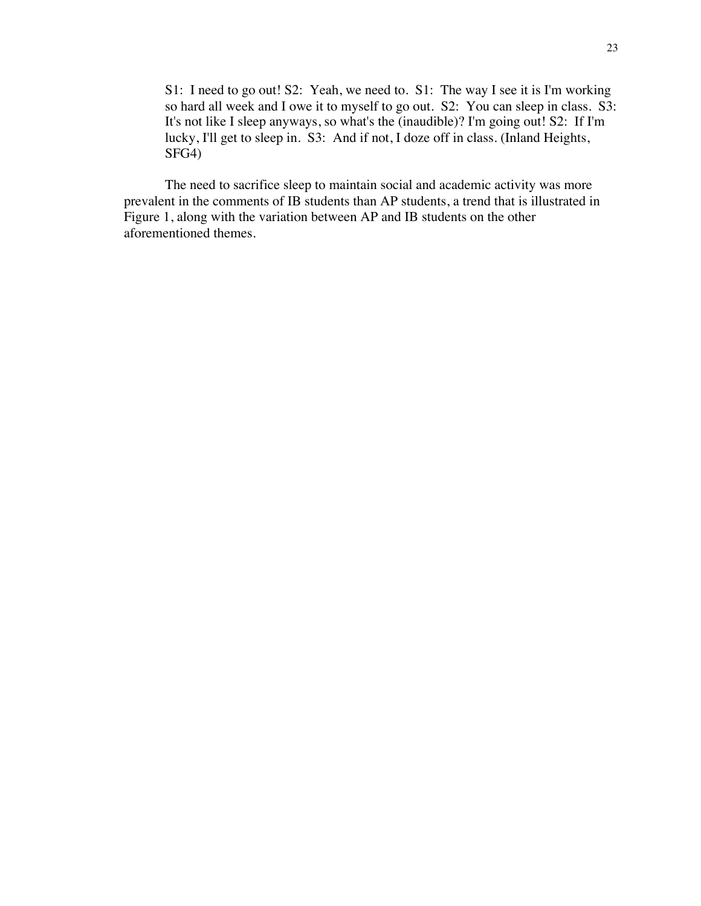> S1: I need to go out! S2: Yeah, we need to. S1: The way I see it is I'm working so hard all week and I owe it to myself to go out. S2: You can sleep in class. S3: It's not like I sleep anyways, so what's the (inaudible)? I'm going out! S2: If I'm lucky, I'll get to sleep in. S3: And if not, I doze off in class. (Inland Heights, SFG4)

The need to sacrifice sleep to maintain social and academic activity was more prevalent in the comments of IB students than AP students, a trend that is illustrated in Figure 1, along with the variation between AP and IB students on the other aforementioned themes.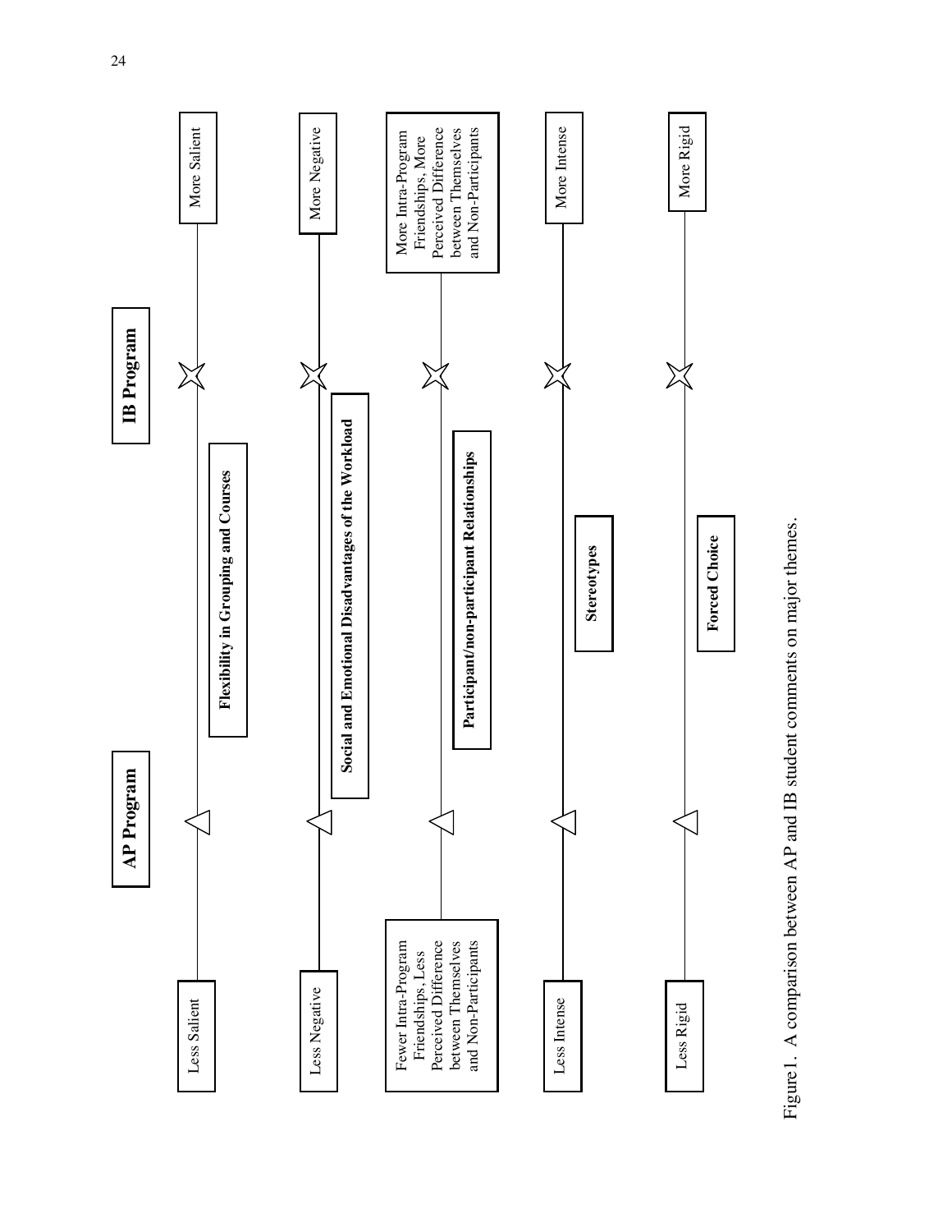**AP Program** | **IB Program**

| Theme | Less (AP) | More (IB) |
| --- | --- | --- |
| **Flexibility in Grouping and Courses** | Less Salient | More Salient |
| **Social and Emotional Disadvantages of the Workload** | Less Negative | More Negative |
| **Participant/non-participant Relationships** | Fewer Intra-Program Friendships, Less Perceived Difference between Themselves and Non-Participants | More Intra-Program Friendships, More Perceived Difference between Themselves and Non-Participants |
| **Stereotypes** | Less Intense | More Intense |
| **Forced Choice** | Less Rigid | More Rigid |

Figure 1. A comparison between AP and IB student comments on major themes.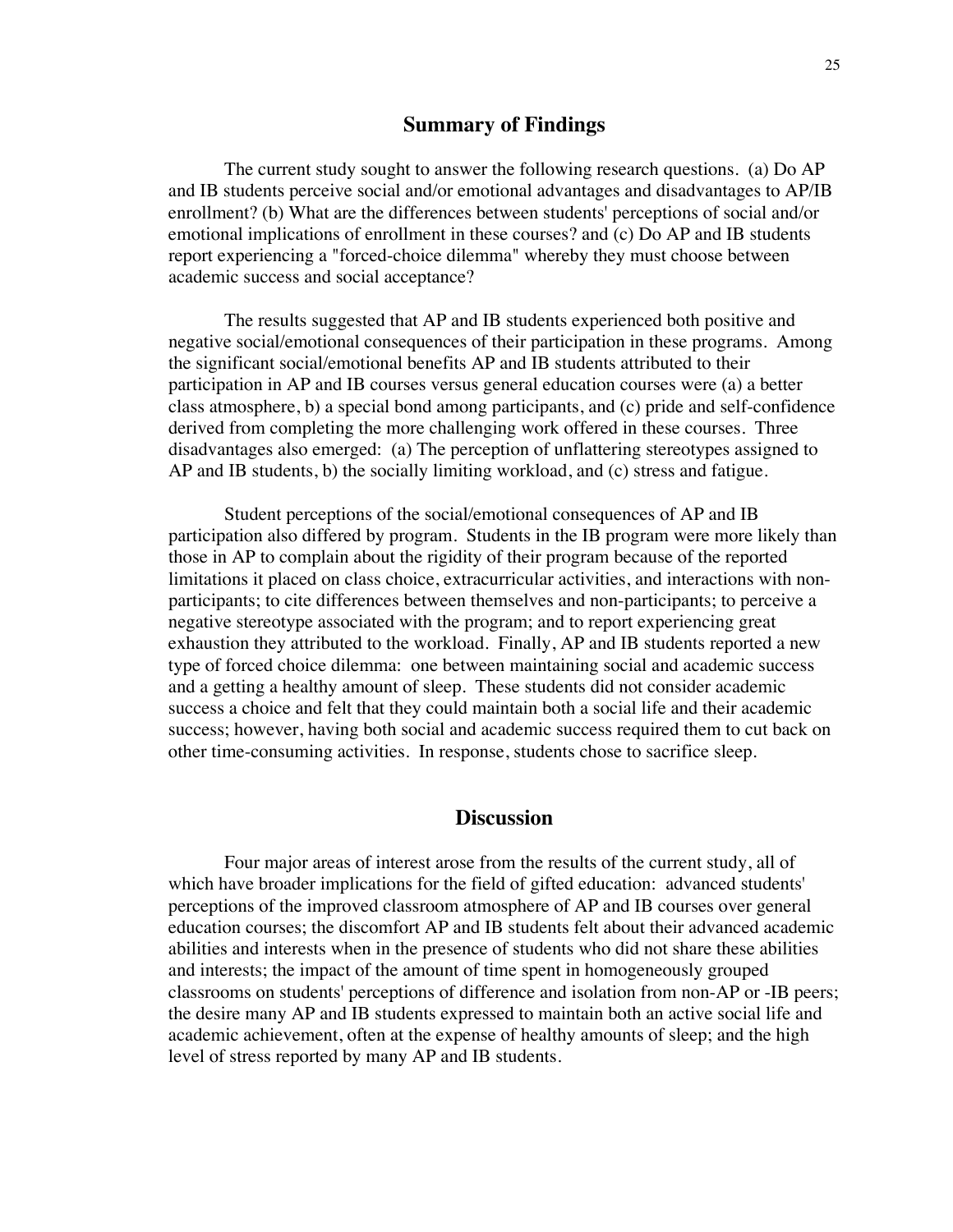## Summary of Findings

The current study sought to answer the following research questions. (a) Do AP and IB students perceive social and/or emotional advantages and disadvantages to AP/IB enrollment? (b) What are the differences between students' perceptions of social and/or emotional implications of enrollment in these courses? and (c) Do AP and IB students report experiencing a "forced-choice dilemma" whereby they must choose between academic success and social acceptance?

The results suggested that AP and IB students experienced both positive and negative social/emotional consequences of their participation in these programs. Among the significant social/emotional benefits AP and IB students attributed to their participation in AP and IB courses versus general education courses were (a) a better class atmosphere, b) a special bond among participants, and (c) pride and self-confidence derived from completing the more challenging work offered in these courses. Three disadvantages also emerged: (a) The perception of unflattering stereotypes assigned to AP and IB students, b) the socially limiting workload, and (c) stress and fatigue.

Student perceptions of the social/emotional consequences of AP and IB participation also differed by program. Students in the IB program were more likely than those in AP to complain about the rigidity of their program because of the reported limitations it placed on class choice, extracurricular activities, and interactions with non-participants; to cite differences between themselves and non-participants; to perceive a negative stereotype associated with the program; and to report experiencing great exhaustion they attributed to the workload. Finally, AP and IB students reported a new type of forced choice dilemma: one between maintaining social and academic success and a getting a healthy amount of sleep. These students did not consider academic success a choice and felt that they could maintain both a social life and their academic success; however, having both social and academic success required them to cut back on other time-consuming activities. In response, students chose to sacrifice sleep.

## Discussion

Four major areas of interest arose from the results of the current study, all of which have broader implications for the field of gifted education: advanced students' perceptions of the improved classroom atmosphere of AP and IB courses over general education courses; the discomfort AP and IB students felt about their advanced academic abilities and interests when in the presence of students who did not share these abilities and interests; the impact of the amount of time spent in homogeneously grouped classrooms on students' perceptions of difference and isolation from non-AP or -IB peers; the desire many AP and IB students expressed to maintain both an active social life and academic achievement, often at the expense of healthy amounts of sleep; and the high level of stress reported by many AP and IB students.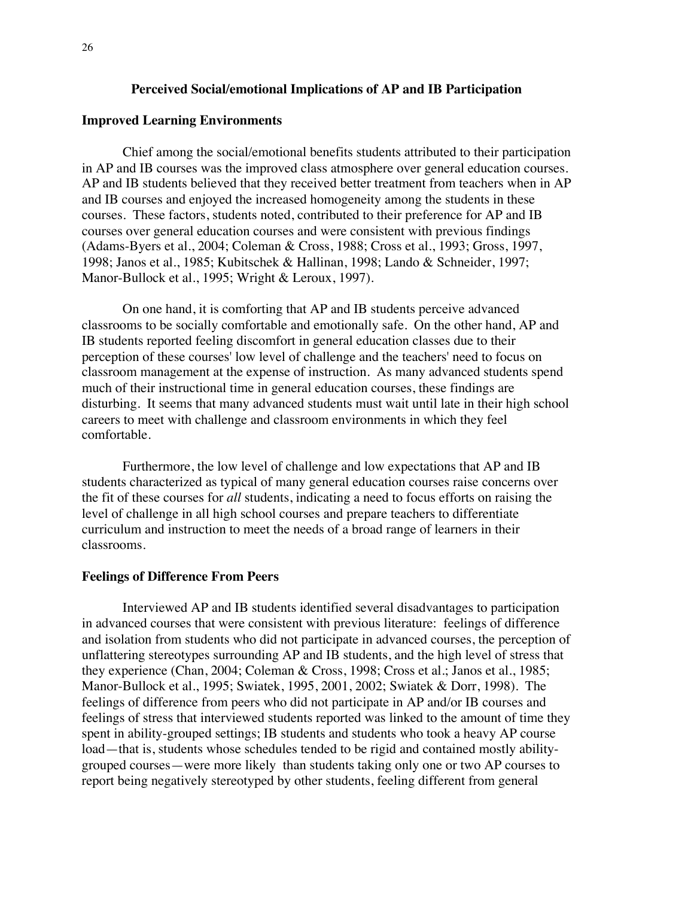## Perceived Social/emotional Implications of AP and IB Participation

### Improved Learning Environments

Chief among the social/emotional benefits students attributed to their participation in AP and IB courses was the improved class atmosphere over general education courses. AP and IB students believed that they received better treatment from teachers when in AP and IB courses and enjoyed the increased homogeneity among the students in these courses. These factors, students noted, contributed to their preference for AP and IB courses over general education courses and were consistent with previous findings (Adams-Byers et al., 2004; Coleman & Cross, 1988; Cross et al., 1993; Gross, 1997, 1998; Janos et al., 1985; Kubitschek & Hallinan, 1998; Lando & Schneider, 1997; Manor-Bullock et al., 1995; Wright & Leroux, 1997).

On one hand, it is comforting that AP and IB students perceive advanced classrooms to be socially comfortable and emotionally safe. On the other hand, AP and IB students reported feeling discomfort in general education classes due to their perception of these courses' low level of challenge and the teachers' need to focus on classroom management at the expense of instruction. As many advanced students spend much of their instructional time in general education courses, these findings are disturbing. It seems that many advanced students must wait until late in their high school careers to meet with challenge and classroom environments in which they feel comfortable.

Furthermore, the low level of challenge and low expectations that AP and IB students characterized as typical of many general education courses raise concerns over the fit of these courses for *all* students, indicating a need to focus efforts on raising the level of challenge in all high school courses and prepare teachers to differentiate curriculum and instruction to meet the needs of a broad range of learners in their classrooms.

### Feelings of Difference From Peers

Interviewed AP and IB students identified several disadvantages to participation in advanced courses that were consistent with previous literature: feelings of difference and isolation from students who did not participate in advanced courses, the perception of unflattering stereotypes surrounding AP and IB students, and the high level of stress that they experience (Chan, 2004; Coleman & Cross, 1998; Cross et al.; Janos et al., 1985; Manor-Bullock et al., 1995; Swiatek, 1995, 2001, 2002; Swiatek & Dorr, 1998). The feelings of difference from peers who did not participate in AP and/or IB courses and feelings of stress that interviewed students reported was linked to the amount of time they spent in ability-grouped settings; IB students and students who took a heavy AP course load—that is, students whose schedules tended to be rigid and contained mostly ability-grouped courses—were more likely than students taking only one or two AP courses to report being negatively stereotyped by other students, feeling different from general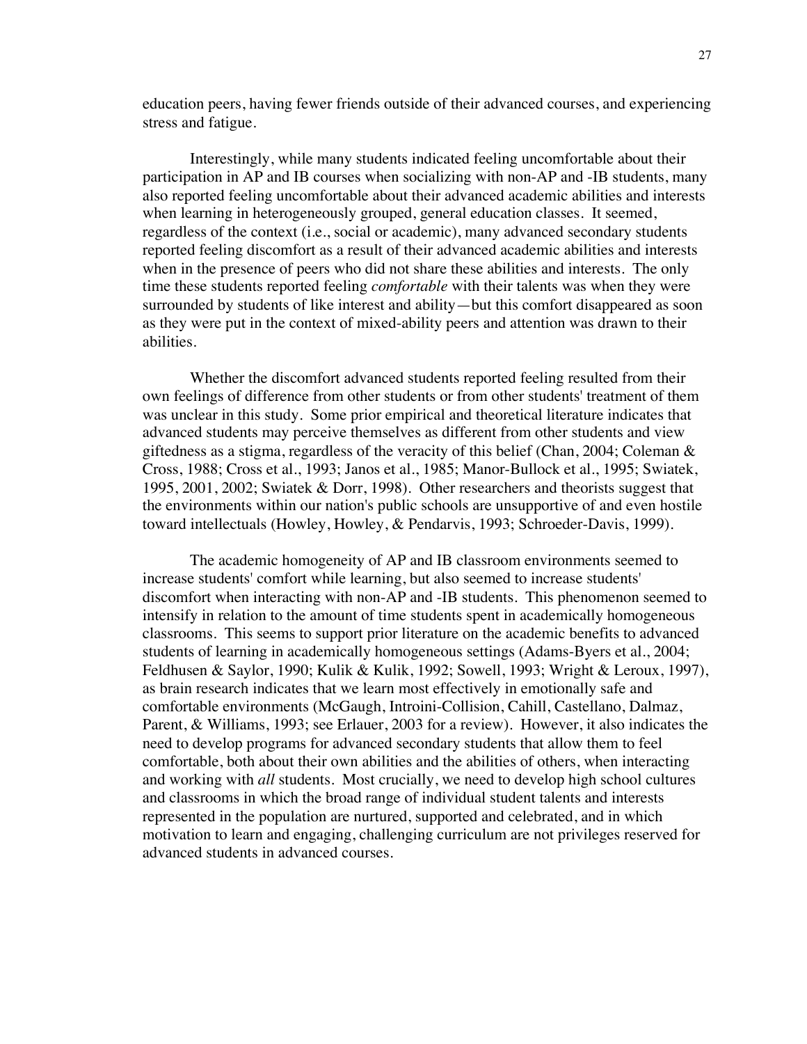education peers, having fewer friends outside of their advanced courses, and experiencing stress and fatigue.

Interestingly, while many students indicated feeling uncomfortable about their participation in AP and IB courses when socializing with non-AP and -IB students, many also reported feeling uncomfortable about their advanced academic abilities and interests when learning in heterogeneously grouped, general education classes. It seemed, regardless of the context (i.e., social or academic), many advanced secondary students reported feeling discomfort as a result of their advanced academic abilities and interests when in the presence of peers who did not share these abilities and interests. The only time these students reported feeling *comfortable* with their talents was when they were surrounded by students of like interest and ability—but this comfort disappeared as soon as they were put in the context of mixed-ability peers and attention was drawn to their abilities.

Whether the discomfort advanced students reported feeling resulted from their own feelings of difference from other students or from other students' treatment of them was unclear in this study. Some prior empirical and theoretical literature indicates that advanced students may perceive themselves as different from other students and view giftedness as a stigma, regardless of the veracity of this belief (Chan, 2004; Coleman & Cross, 1988; Cross et al., 1993; Janos et al., 1985; Manor-Bullock et al., 1995; Swiatek, 1995, 2001, 2002; Swiatek & Dorr, 1998). Other researchers and theorists suggest that the environments within our nation's public schools are unsupportive of and even hostile toward intellectuals (Howley, Howley, & Pendarvis, 1993; Schroeder-Davis, 1999).

The academic homogeneity of AP and IB classroom environments seemed to increase students' comfort while learning, but also seemed to increase students' discomfort when interacting with non-AP and -IB students. This phenomenon seemed to intensify in relation to the amount of time students spent in academically homogeneous classrooms. This seems to support prior literature on the academic benefits to advanced students of learning in academically homogeneous settings (Adams-Byers et al., 2004; Feldhusen & Saylor, 1990; Kulik & Kulik, 1992; Sowell, 1993; Wright & Leroux, 1997), as brain research indicates that we learn most effectively in emotionally safe and comfortable environments (McGaugh, Introini-Collision, Cahill, Castellano, Dalmaz, Parent, & Williams, 1993; see Erlauer, 2003 for a review). However, it also indicates the need to develop programs for advanced secondary students that allow them to feel comfortable, both about their own abilities and the abilities of others, when interacting and working with *all* students. Most crucially, we need to develop high school cultures and classrooms in which the broad range of individual student talents and interests represented in the population are nurtured, supported and celebrated, and in which motivation to learn and engaging, challenging curriculum are not privileges reserved for advanced students in advanced courses.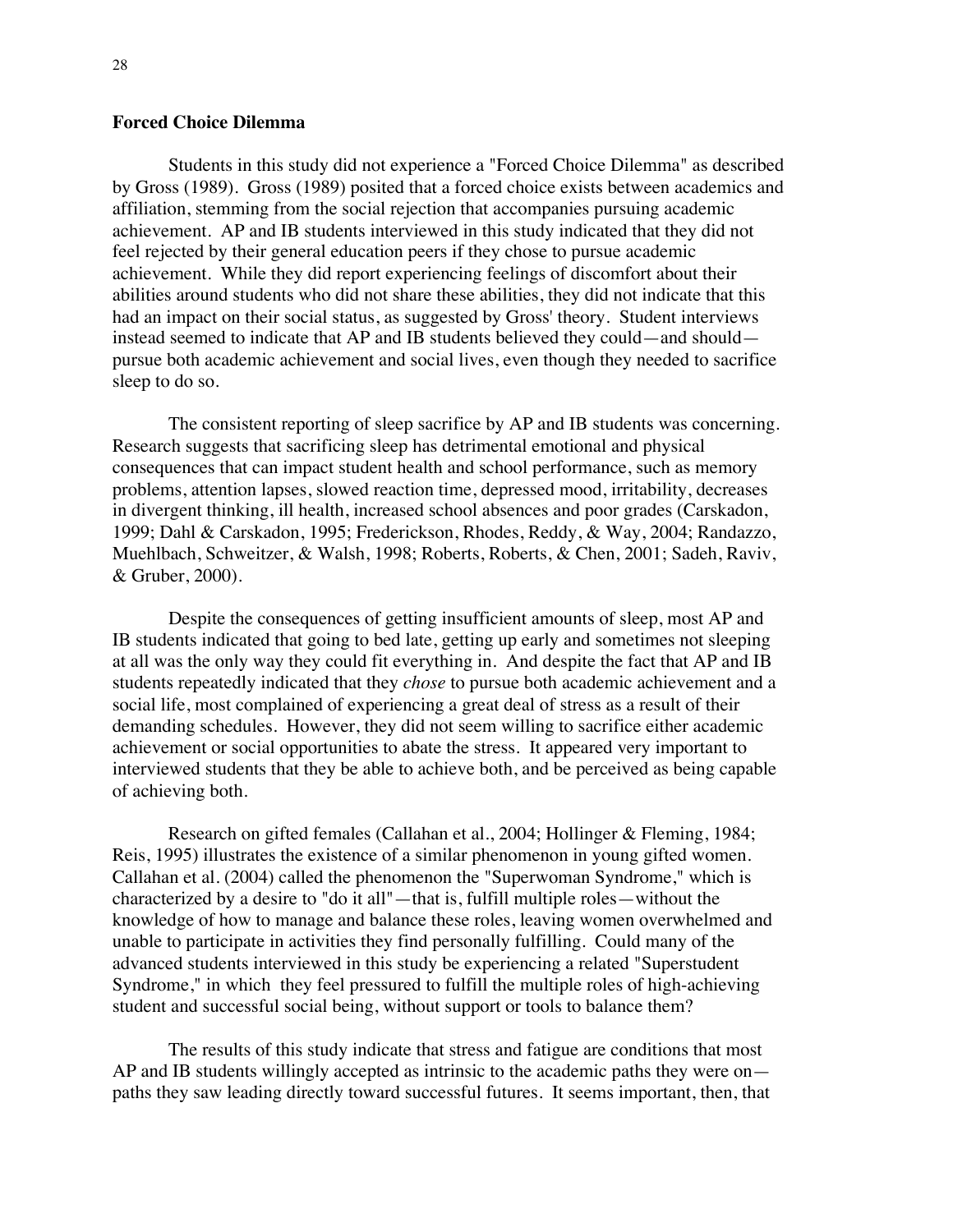**Forced Choice Dilemma**

Students in this study did not experience a "Forced Choice Dilemma" as described by Gross (1989). Gross (1989) posited that a forced choice exists between academics and affiliation, stemming from the social rejection that accompanies pursuing academic achievement. AP and IB students interviewed in this study indicated that they did not feel rejected by their general education peers if they chose to pursue academic achievement. While they did report experiencing feelings of discomfort about their abilities around students who did not share these abilities, they did not indicate that this had an impact on their social status, as suggested by Gross' theory. Student interviews instead seemed to indicate that AP and IB students believed they could—and should—pursue both academic achievement and social lives, even though they needed to sacrifice sleep to do so.

The consistent reporting of sleep sacrifice by AP and IB students was concerning. Research suggests that sacrificing sleep has detrimental emotional and physical consequences that can impact student health and school performance, such as memory problems, attention lapses, slowed reaction time, depressed mood, irritability, decreases in divergent thinking, ill health, increased school absences and poor grades (Carskadon, 1999; Dahl & Carskadon, 1995; Frederickson, Rhodes, Reddy, & Way, 2004; Randazzo, Muehlbach, Schweitzer, & Walsh, 1998; Roberts, Roberts, & Chen, 2001; Sadeh, Raviv, & Gruber, 2000).

Despite the consequences of getting insufficient amounts of sleep, most AP and IB students indicated that going to bed late, getting up early and sometimes not sleeping at all was the only way they could fit everything in. And despite the fact that AP and IB students repeatedly indicated that they *chose* to pursue both academic achievement and a social life, most complained of experiencing a great deal of stress as a result of their demanding schedules. However, they did not seem willing to sacrifice either academic achievement or social opportunities to abate the stress. It appeared very important to interviewed students that they be able to achieve both, and be perceived as being capable of achieving both.

Research on gifted females (Callahan et al., 2004; Hollinger & Fleming, 1984; Reis, 1995) illustrates the existence of a similar phenomenon in young gifted women. Callahan et al. (2004) called the phenomenon the "Superwoman Syndrome," which is characterized by a desire to "do it all"—that is, fulfill multiple roles—without the knowledge of how to manage and balance these roles, leaving women overwhelmed and unable to participate in activities they find personally fulfilling. Could many of the advanced students interviewed in this study be experiencing a related "Superstudent Syndrome," in which they feel pressured to fulfill the multiple roles of high-achieving student and successful social being, without support or tools to balance them?

The results of this study indicate that stress and fatigue are conditions that most AP and IB students willingly accepted as intrinsic to the academic paths they were on—paths they saw leading directly toward successful futures. It seems important, then, that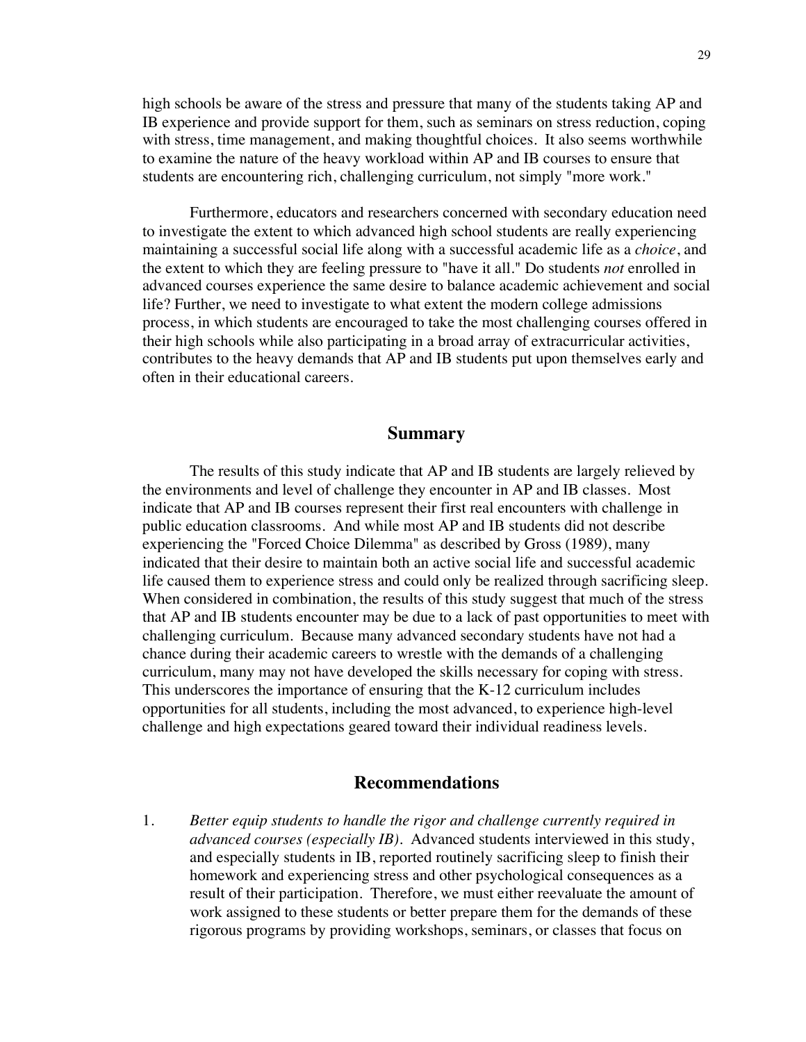high schools be aware of the stress and pressure that many of the students taking AP and IB experience and provide support for them, such as seminars on stress reduction, coping with stress, time management, and making thoughtful choices. It also seems worthwhile to examine the nature of the heavy workload within AP and IB courses to ensure that students are encountering rich, challenging curriculum, not simply "more work."

Furthermore, educators and researchers concerned with secondary education need to investigate the extent to which advanced high school students are really experiencing maintaining a successful social life along with a successful academic life as a *choice*, and the extent to which they are feeling pressure to "have it all." Do students *not* enrolled in advanced courses experience the same desire to balance academic achievement and social life? Further, we need to investigate to what extent the modern college admissions process, in which students are encouraged to take the most challenging courses offered in their high schools while also participating in a broad array of extracurricular activities, contributes to the heavy demands that AP and IB students put upon themselves early and often in their educational careers.

## Summary

The results of this study indicate that AP and IB students are largely relieved by the environments and level of challenge they encounter in AP and IB classes. Most indicate that AP and IB courses represent their first real encounters with challenge in public education classrooms. And while most AP and IB students did not describe experiencing the "Forced Choice Dilemma" as described by Gross (1989), many indicated that their desire to maintain both an active social life and successful academic life caused them to experience stress and could only be realized through sacrificing sleep. When considered in combination, the results of this study suggest that much of the stress that AP and IB students encounter may be due to a lack of past opportunities to meet with challenging curriculum. Because many advanced secondary students have not had a chance during their academic careers to wrestle with the demands of a challenging curriculum, many may not have developed the skills necessary for coping with stress. This underscores the importance of ensuring that the K-12 curriculum includes opportunities for all students, including the most advanced, to experience high-level challenge and high expectations geared toward their individual readiness levels.

## Recommendations

1. *Better equip students to handle the rigor and challenge currently required in advanced courses (especially IB).* Advanced students interviewed in this study, and especially students in IB, reported routinely sacrificing sleep to finish their homework and experiencing stress and other psychological consequences as a result of their participation. Therefore, we must either reevaluate the amount of work assigned to these students or better prepare them for the demands of these rigorous programs by providing workshops, seminars, or classes that focus on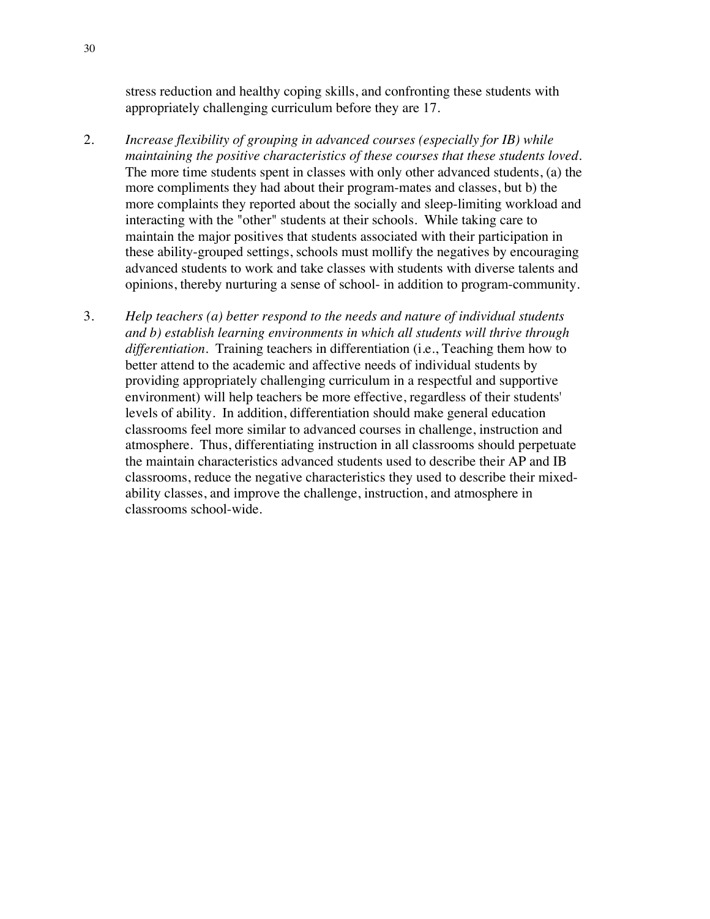stress reduction and healthy coping skills, and confronting these students with appropriately challenging curriculum before they are 17.

2. *Increase flexibility of grouping in advanced courses (especially for IB) while maintaining the positive characteristics of these courses that these students loved.* The more time students spent in classes with only other advanced students, (a) the more compliments they had about their program-mates and classes, but b) the more complaints they reported about the socially and sleep-limiting workload and interacting with the "other" students at their schools. While taking care to maintain the major positives that students associated with their participation in these ability-grouped settings, schools must mollify the negatives by encouraging advanced students to work and take classes with students with diverse talents and opinions, thereby nurturing a sense of school- in addition to program-community.

3. *Help teachers (a) better respond to the needs and nature of individual students and b) establish learning environments in which all students will thrive through differentiation.* Training teachers in differentiation (i.e., Teaching them how to better attend to the academic and affective needs of individual students by providing appropriately challenging curriculum in a respectful and supportive environment) will help teachers be more effective, regardless of their students' levels of ability. In addition, differentiation should make general education classrooms feel more similar to advanced courses in challenge, instruction and atmosphere. Thus, differentiating instruction in all classrooms should perpetuate the maintain characteristics advanced students used to describe their AP and IB classrooms, reduce the negative characteristics they used to describe their mixed-ability classes, and improve the challenge, instruction, and atmosphere in classrooms school-wide.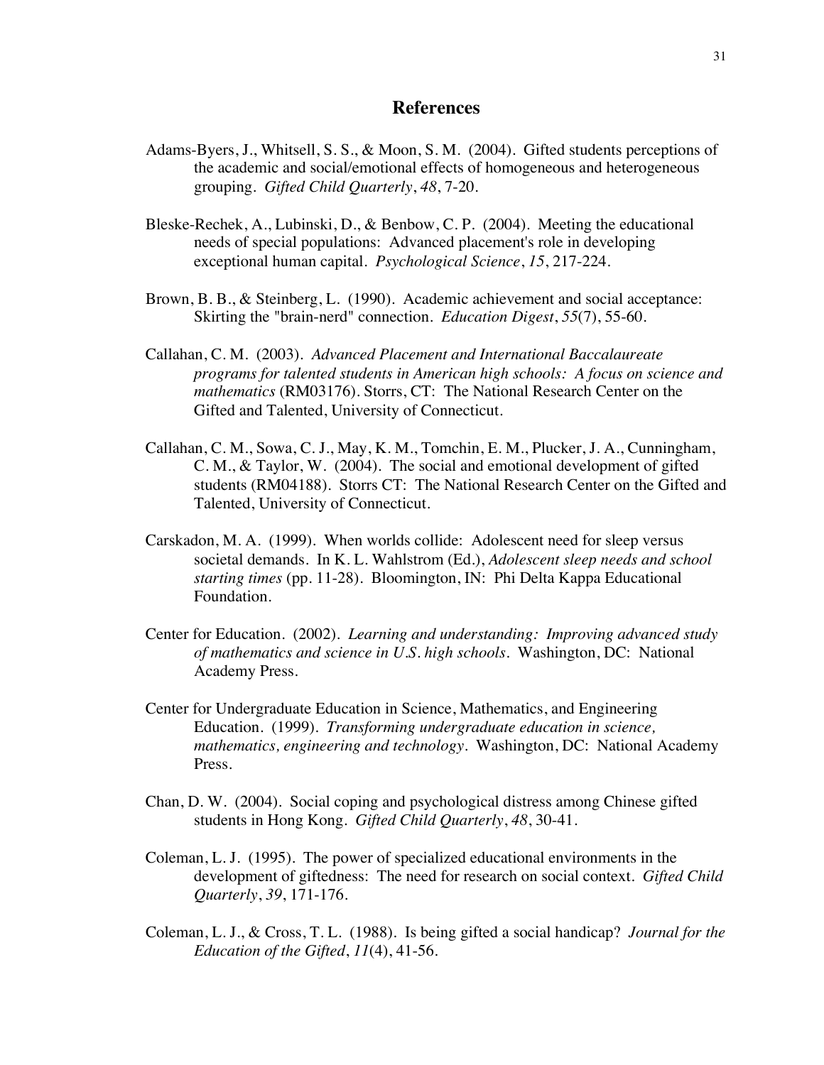# References

Adams-Byers, J., Whitsell, S. S., & Moon, S. M. (2004). Gifted students perceptions of the academic and social/emotional effects of homogeneous and heterogeneous grouping. *Gifted Child Quarterly*, *48*, 7-20.

Bleske-Rechek, A., Lubinski, D., & Benbow, C. P. (2004). Meeting the educational needs of special populations: Advanced placement's role in developing exceptional human capital. *Psychological Science*, *15*, 217-224.

Brown, B. B., & Steinberg, L. (1990). Academic achievement and social acceptance: Skirting the "brain-nerd" connection. *Education Digest*, *55*(7), 55-60.

Callahan, C. M. (2003). *Advanced Placement and International Baccalaureate programs for talented students in American high schools: A focus on science and mathematics* (RM03176). Storrs, CT: The National Research Center on the Gifted and Talented, University of Connecticut.

Callahan, C. M., Sowa, C. J., May, K. M., Tomchin, E. M., Plucker, J. A., Cunningham, C. M., & Taylor, W. (2004). The social and emotional development of gifted students (RM04188). Storrs CT: The National Research Center on the Gifted and Talented, University of Connecticut.

Carskadon, M. A. (1999). When worlds collide: Adolescent need for sleep versus societal demands. In K. L. Wahlstrom (Ed.), *Adolescent sleep needs and school starting times* (pp. 11-28). Bloomington, IN: Phi Delta Kappa Educational Foundation.

Center for Education. (2002). *Learning and understanding: Improving advanced study of mathematics and science in U.S. high schools*. Washington, DC: National Academy Press.

Center for Undergraduate Education in Science, Mathematics, and Engineering Education. (1999). *Transforming undergraduate education in science, mathematics, engineering and technology*. Washington, DC: National Academy Press.

Chan, D. W. (2004). Social coping and psychological distress among Chinese gifted students in Hong Kong. *Gifted Child Quarterly*, *48*, 30-41.

Coleman, L. J. (1995). The power of specialized educational environments in the development of giftedness: The need for research on social context. *Gifted Child Quarterly*, *39*, 171-176.

Coleman, L. J., & Cross, T. L. (1988). Is being gifted a social handicap? *Journal for the Education of the Gifted*, *11*(4), 41-56.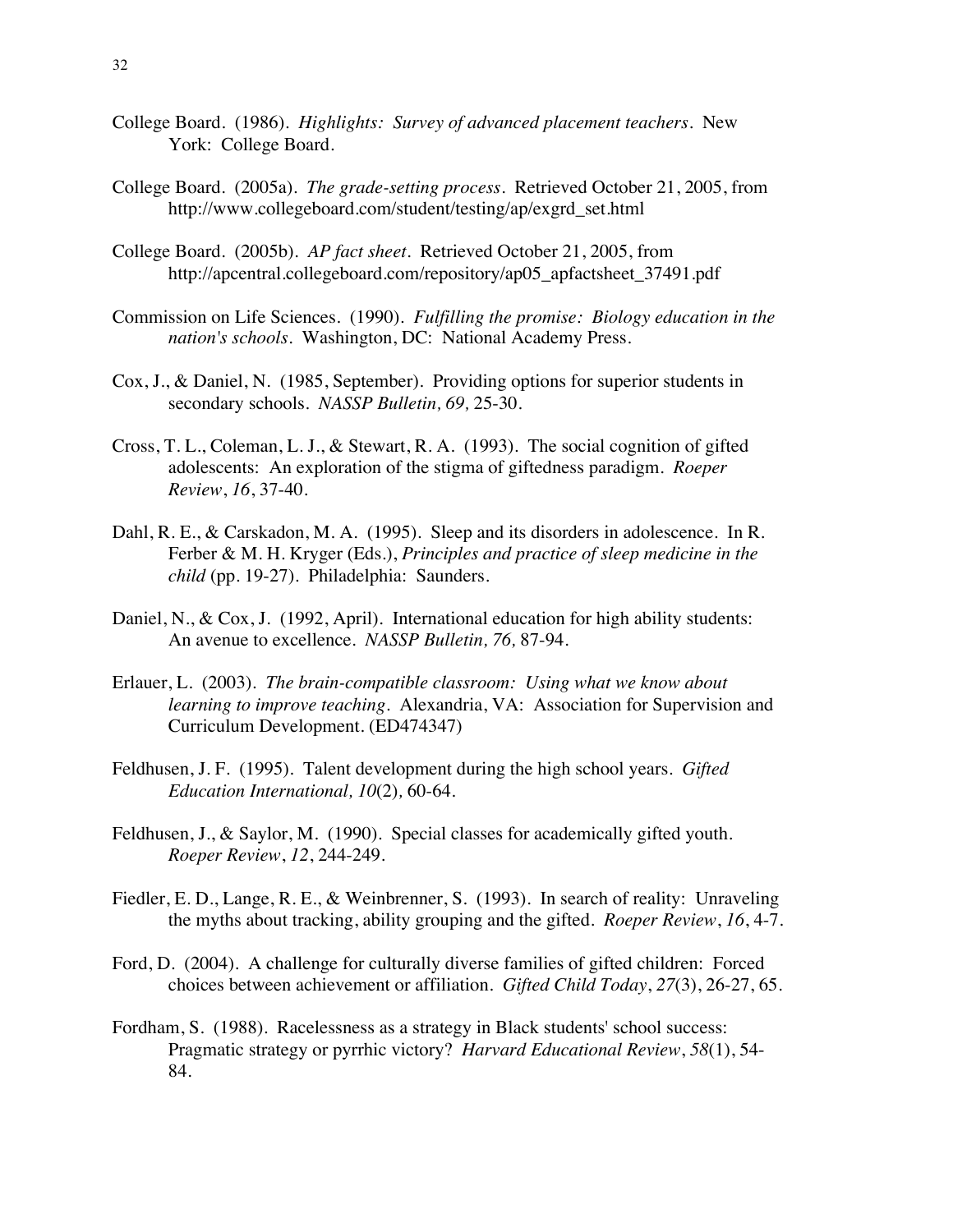College Board. (1986). *Highlights: Survey of advanced placement teachers*. New York: College Board.

College Board. (2005a). *The grade-setting process*. Retrieved October 21, 2005, from http://www.collegeboard.com/student/testing/ap/exgrd_set.html

College Board. (2005b). *AP fact sheet*. Retrieved October 21, 2005, from http://apcentral.collegeboard.com/repository/ap05_apfactsheet_37491.pdf

Commission on Life Sciences. (1990). *Fulfilling the promise: Biology education in the nation's schools*. Washington, DC: National Academy Press.

Cox, J., & Daniel, N. (1985, September). Providing options for superior students in secondary schools. *NASSP Bulletin, 69,* 25-30.

Cross, T. L., Coleman, L. J., & Stewart, R. A. (1993). The social cognition of gifted adolescents: An exploration of the stigma of giftedness paradigm. *Roeper Review*, *16*, 37-40.

Dahl, R. E., & Carskadon, M. A. (1995). Sleep and its disorders in adolescence. In R. Ferber & M. H. Kryger (Eds.), *Principles and practice of sleep medicine in the child* (pp. 19-27). Philadelphia: Saunders.

Daniel, N., & Cox, J. (1992, April). International education for high ability students: An avenue to excellence. *NASSP Bulletin, 76,* 87-94.

Erlauer, L. (2003). *The brain-compatible classroom: Using what we know about learning to improve teaching*. Alexandria, VA: Association for Supervision and Curriculum Development. (ED474347)

Feldhusen, J. F. (1995). Talent development during the high school years. *Gifted Education International, 10*(2)*,* 60-64.

Feldhusen, J., & Saylor, M. (1990). Special classes for academically gifted youth. *Roeper Review*, *12*, 244-249.

Fiedler, E. D., Lange, R. E., & Weinbrenner, S. (1993). In search of reality: Unraveling the myths about tracking, ability grouping and the gifted. *Roeper Review*, *16*, 4-7.

Ford, D. (2004). A challenge for culturally diverse families of gifted children: Forced choices between achievement or affiliation. *Gifted Child Today*, *27*(3), 26-27, 65.

Fordham, S. (1988). Racelessness as a strategy in Black students' school success: Pragmatic strategy or pyrrhic victory? *Harvard Educational Review*, *58*(1), 54-84.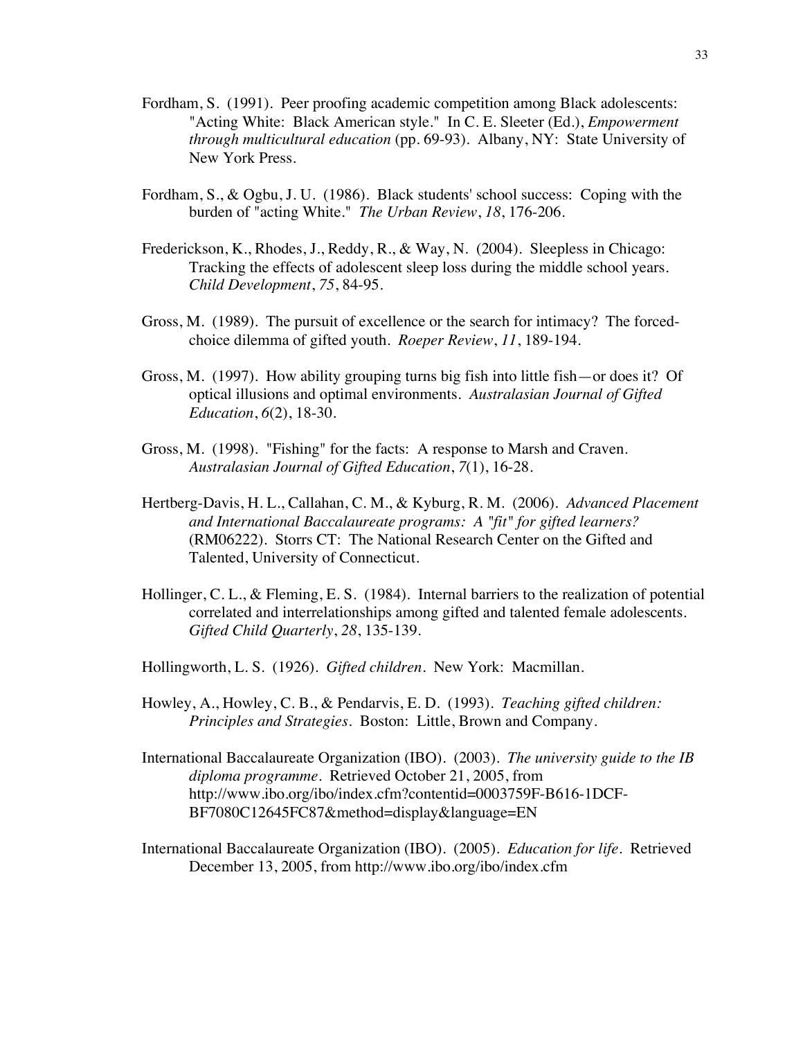Fordham, S. (1991). Peer proofing academic competition among Black adolescents: "Acting White: Black American style." In C. E. Sleeter (Ed.), *Empowerment through multicultural education* (pp. 69-93). Albany, NY: State University of New York Press.

Fordham, S., & Ogbu, J. U. (1986). Black students' school success: Coping with the burden of "acting White." *The Urban Review*, *18*, 176-206.

Frederickson, K., Rhodes, J., Reddy, R., & Way, N. (2004). Sleepless in Chicago: Tracking the effects of adolescent sleep loss during the middle school years. *Child Development*, *75*, 84-95.

Gross, M. (1989). The pursuit of excellence or the search for intimacy? The forced-choice dilemma of gifted youth. *Roeper Review*, *11*, 189-194.

Gross, M. (1997). How ability grouping turns big fish into little fish—or does it? Of optical illusions and optimal environments. *Australasian Journal of Gifted Education*, *6*(2), 18-30.

Gross, M. (1998). "Fishing" for the facts: A response to Marsh and Craven. *Australasian Journal of Gifted Education*, *7*(1), 16-28.

Hertberg-Davis, H. L., Callahan, C. M., & Kyburg, R. M. (2006). *Advanced Placement and International Baccalaureate programs: A "fit" for gifted learners?* (RM06222). Storrs CT: The National Research Center on the Gifted and Talented, University of Connecticut.

Hollinger, C. L., & Fleming, E. S. (1984). Internal barriers to the realization of potential correlated and interrelationships among gifted and talented female adolescents. *Gifted Child Quarterly*, *28*, 135-139.

Hollingworth, L. S. (1926). *Gifted children*. New York: Macmillan.

Howley, A., Howley, C. B., & Pendarvis, E. D. (1993). *Teaching gifted children: Principles and Strategies*. Boston: Little, Brown and Company.

International Baccalaureate Organization (IBO). (2003). *The university guide to the IB diploma programme*. Retrieved October 21, 2005, from http://www.ibo.org/ibo/index.cfm?contentid=0003759F-B616-1DCF-BF7080C12645FC87&method=display&language=EN

International Baccalaureate Organization (IBO). (2005). *Education for life*. Retrieved December 13, 2005, from http://www.ibo.org/ibo/index.cfm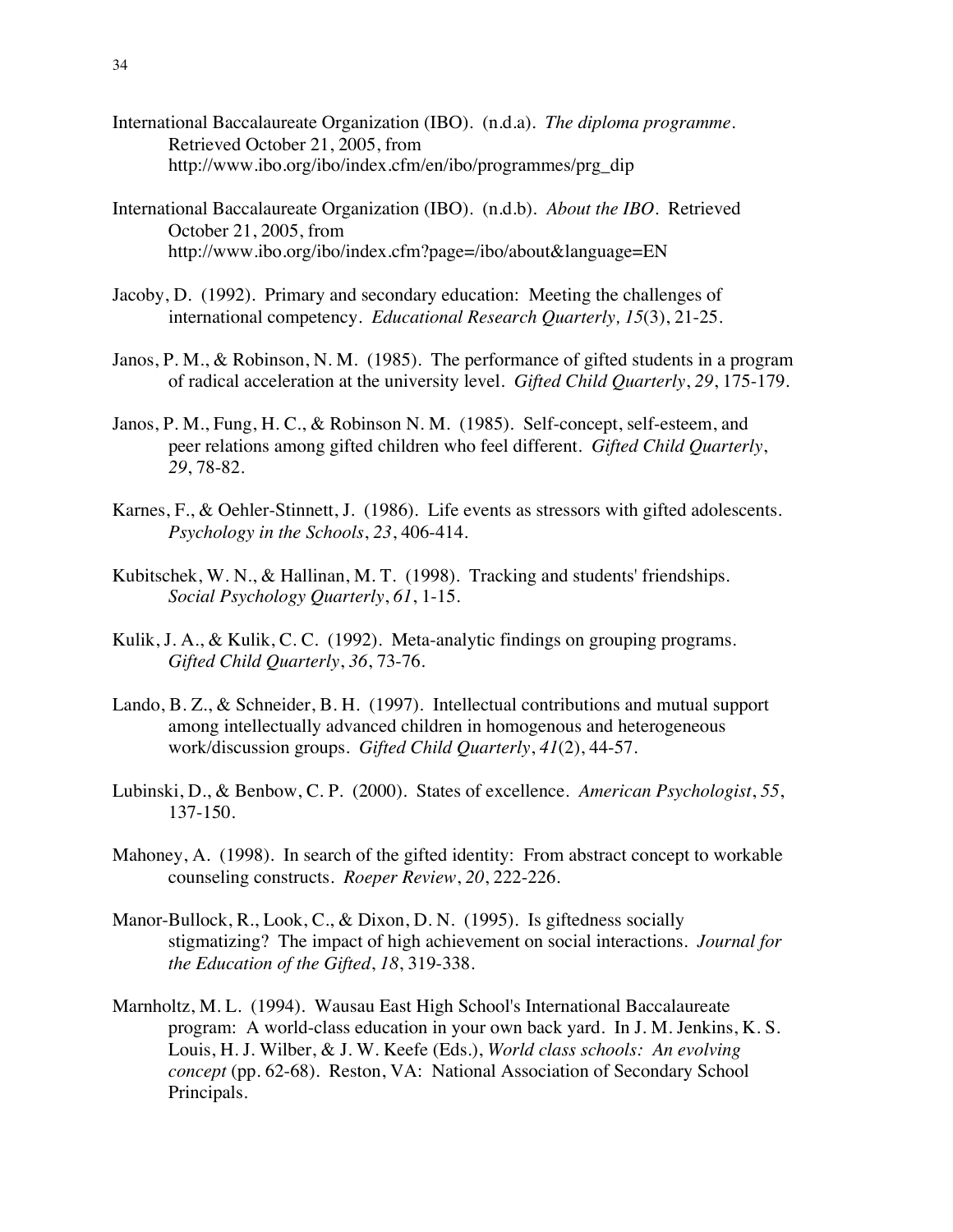International Baccalaureate Organization (IBO). (n.d.a). *The diploma programme.* Retrieved October 21, 2005, from http://www.ibo.org/ibo/index.cfm/en/ibo/programmes/prg_dip

International Baccalaureate Organization (IBO). (n.d.b). *About the IBO.* Retrieved October 21, 2005, from http://www.ibo.org/ibo/index.cfm?page=/ibo/about&language=EN

Jacoby, D. (1992). Primary and secondary education: Meeting the challenges of international competency. *Educational Research Quarterly, 15*(3), 21-25.

Janos, P. M., & Robinson, N. M. (1985). The performance of gifted students in a program of radical acceleration at the university level. *Gifted Child Quarterly*, *29*, 175-179.

Janos, P. M., Fung, H. C., & Robinson N. M. (1985). Self-concept, self-esteem, and peer relations among gifted children who feel different. *Gifted Child Quarterly*, *29*, 78-82.

Karnes, F., & Oehler-Stinnett, J. (1986). Life events as stressors with gifted adolescents. *Psychology in the Schools*, *23*, 406-414.

Kubitschek, W. N., & Hallinan, M. T. (1998). Tracking and students' friendships. *Social Psychology Quarterly*, *61*, 1-15.

Kulik, J. A., & Kulik, C. C. (1992). Meta-analytic findings on grouping programs. *Gifted Child Quarterly*, *36*, 73-76.

Lando, B. Z., & Schneider, B. H. (1997). Intellectual contributions and mutual support among intellectually advanced children in homogenous and heterogeneous work/discussion groups. *Gifted Child Quarterly*, *41*(2), 44-57.

Lubinski, D., & Benbow, C. P. (2000). States of excellence. *American Psychologist*, *55*, 137-150.

Mahoney, A. (1998). In search of the gifted identity: From abstract concept to workable counseling constructs. *Roeper Review*, *20*, 222-226.

Manor-Bullock, R., Look, C., & Dixon, D. N. (1995). Is giftedness socially stigmatizing? The impact of high achievement on social interactions. *Journal for the Education of the Gifted*, *18*, 319-338.

Marnholtz, M. L. (1994). Wausau East High School's International Baccalaureate program: A world-class education in your own back yard. In J. M. Jenkins, K. S. Louis, H. J. Wilber, & J. W. Keefe (Eds.), *World class schools: An evolving concept* (pp. 62-68). Reston, VA: National Association of Secondary School Principals.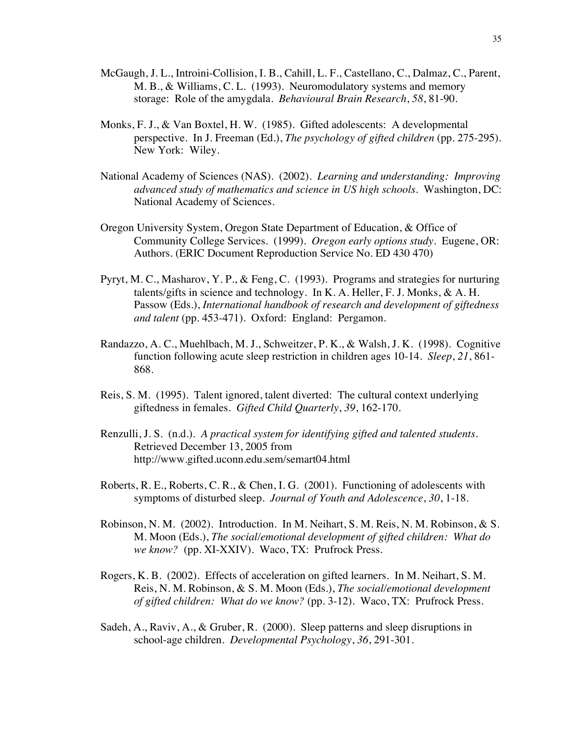McGaugh, J. L., Introini-Collision, I. B., Cahill, L. F., Castellano, C., Dalmaz, C., Parent, M. B., & Williams, C. L. (1993). Neuromodulatory systems and memory storage: Role of the amygdala. *Behavioural Brain Research*, *58*, 81-90.

Monks, F. J., & Van Boxtel, H. W. (1985). Gifted adolescents: A developmental perspective. In J. Freeman (Ed.), *The psychology of gifted children* (pp. 275-295). New York: Wiley.

National Academy of Sciences (NAS). (2002). *Learning and understanding: Improving advanced study of mathematics and science in US high schools*. Washington, DC: National Academy of Sciences.

Oregon University System, Oregon State Department of Education, & Office of Community College Services. (1999). *Oregon early options study*. Eugene, OR: Authors. (ERIC Document Reproduction Service No. ED 430 470)

Pyryt, M. C., Masharov, Y. P., & Feng, C. (1993). Programs and strategies for nurturing talents/gifts in science and technology. In K. A. Heller, F. J. Monks, & A. H. Passow (Eds.), *International handbook of research and development of giftedness and talent* (pp. 453-471). Oxford: England: Pergamon.

Randazzo, A. C., Muehlbach, M. J., Schweitzer, P. K., & Walsh, J. K. (1998). Cognitive function following acute sleep restriction in children ages 10-14. *Sleep*, *21*, 861-868.

Reis, S. M. (1995). Talent ignored, talent diverted: The cultural context underlying giftedness in females. *Gifted Child Quarterly*, *39*, 162-170.

Renzulli, J. S. (n.d.). *A practical system for identifying gifted and talented students*. Retrieved December 13, 2005 from http://www.gifted.uconn.edu.sem/semart04.html

Roberts, R. E., Roberts, C. R., & Chen, I. G. (2001). Functioning of adolescents with symptoms of disturbed sleep. *Journal of Youth and Adolescence*, *30*, 1-18.

Robinson, N. M. (2002). Introduction. In M. Neihart, S. M. Reis, N. M. Robinson, & S. M. Moon (Eds.), *The social/emotional development of gifted children: What do we know?* (pp. XI-XXIV). Waco, TX: Prufrock Press.

Rogers, K. B. (2002). Effects of acceleration on gifted learners. In M. Neihart, S. M. Reis, N. M. Robinson, & S. M. Moon (Eds.), *The social/emotional development of gifted children: What do we know?* (pp. 3-12). Waco, TX: Prufrock Press.

Sadeh, A., Raviv, A., & Gruber, R. (2000). Sleep patterns and sleep disruptions in school-age children. *Developmental Psychology*, *36*, 291-301.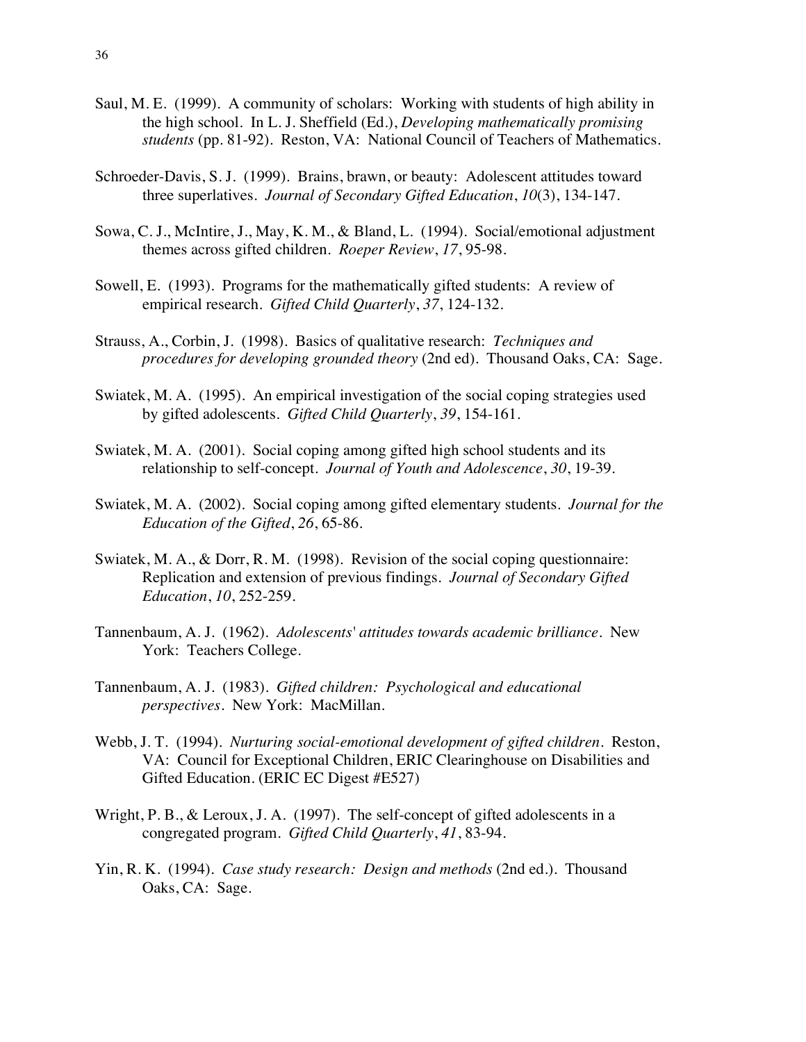Saul, M. E. (1999). A community of scholars: Working with students of high ability in the high school. In L. J. Sheffield (Ed.), *Developing mathematically promising students* (pp. 81-92). Reston, VA: National Council of Teachers of Mathematics.

Schroeder-Davis, S. J. (1999). Brains, brawn, or beauty: Adolescent attitudes toward three superlatives. *Journal of Secondary Gifted Education*, *10*(3), 134-147.

Sowa, C. J., McIntire, J., May, K. M., & Bland, L. (1994). Social/emotional adjustment themes across gifted children. *Roeper Review*, *17*, 95-98.

Sowell, E. (1993). Programs for the mathematically gifted students: A review of empirical research. *Gifted Child Quarterly*, *37*, 124-132.

Strauss, A., Corbin, J. (1998). Basics of qualitative research: *Techniques and procedures for developing grounded theory* (2nd ed). Thousand Oaks, CA: Sage.

Swiatek, M. A. (1995). An empirical investigation of the social coping strategies used by gifted adolescents. *Gifted Child Quarterly*, *39*, 154-161.

Swiatek, M. A. (2001). Social coping among gifted high school students and its relationship to self-concept. *Journal of Youth and Adolescence*, *30*, 19-39.

Swiatek, M. A. (2002). Social coping among gifted elementary students. *Journal for the Education of the Gifted*, *26*, 65-86.

Swiatek, M. A., & Dorr, R. M. (1998). Revision of the social coping questionnaire: Replication and extension of previous findings. *Journal of Secondary Gifted Education*, *10*, 252-259.

Tannenbaum, A. J. (1962). *Adolescents' attitudes towards academic brilliance*. New York: Teachers College.

Tannenbaum, A. J. (1983). *Gifted children: Psychological and educational perspectives*. New York: MacMillan.

Webb, J. T. (1994). *Nurturing social-emotional development of gifted children*. Reston, VA: Council for Exceptional Children, ERIC Clearinghouse on Disabilities and Gifted Education. (ERIC EC Digest #E527)

Wright, P. B., & Leroux, J. A. (1997). The self-concept of gifted adolescents in a congregated program. *Gifted Child Quarterly*, *41*, 83-94.

Yin, R. K. (1994). *Case study research: Design and methods* (2nd ed.). Thousand Oaks, CA: Sage.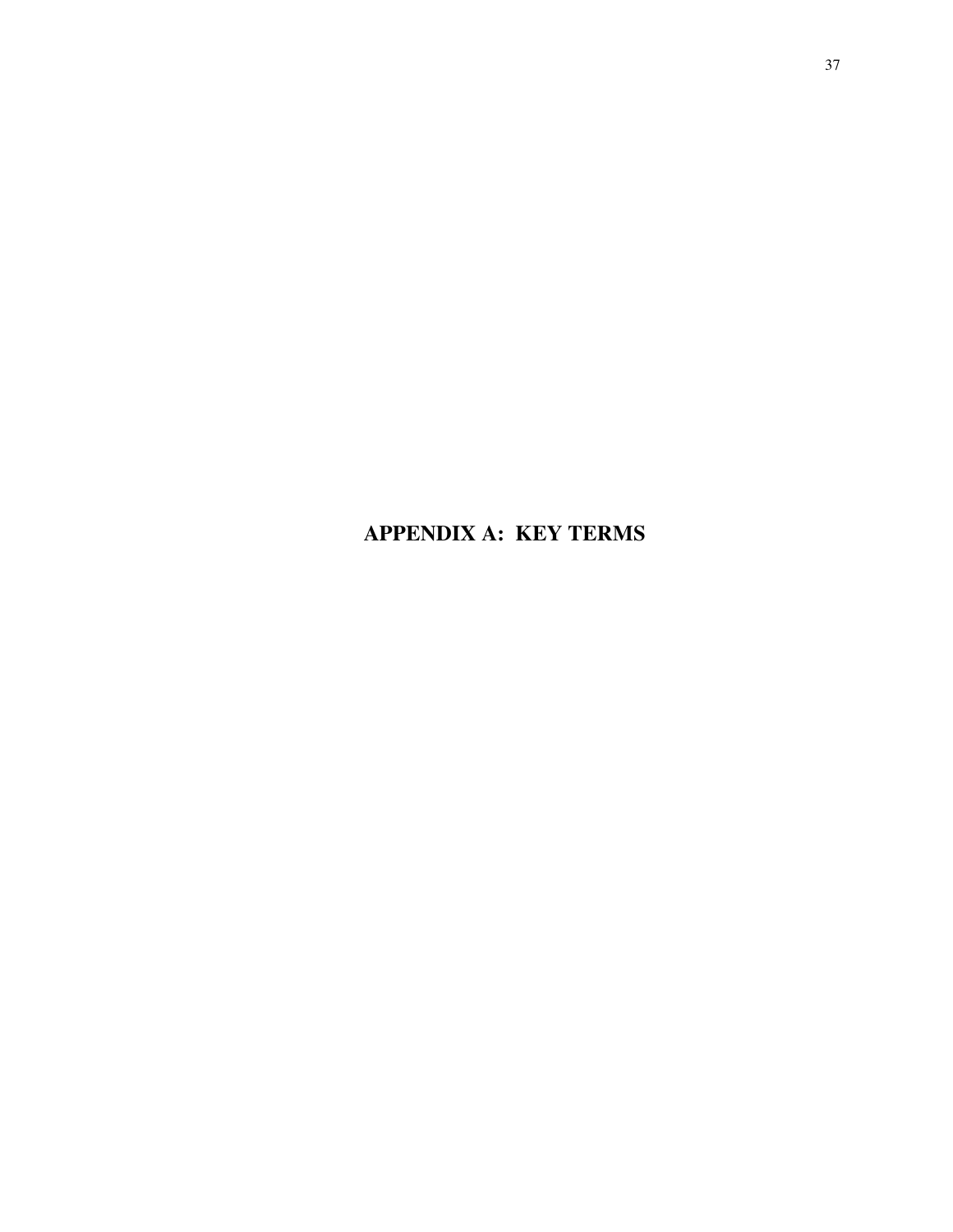# APPENDIX A: KEY TERMS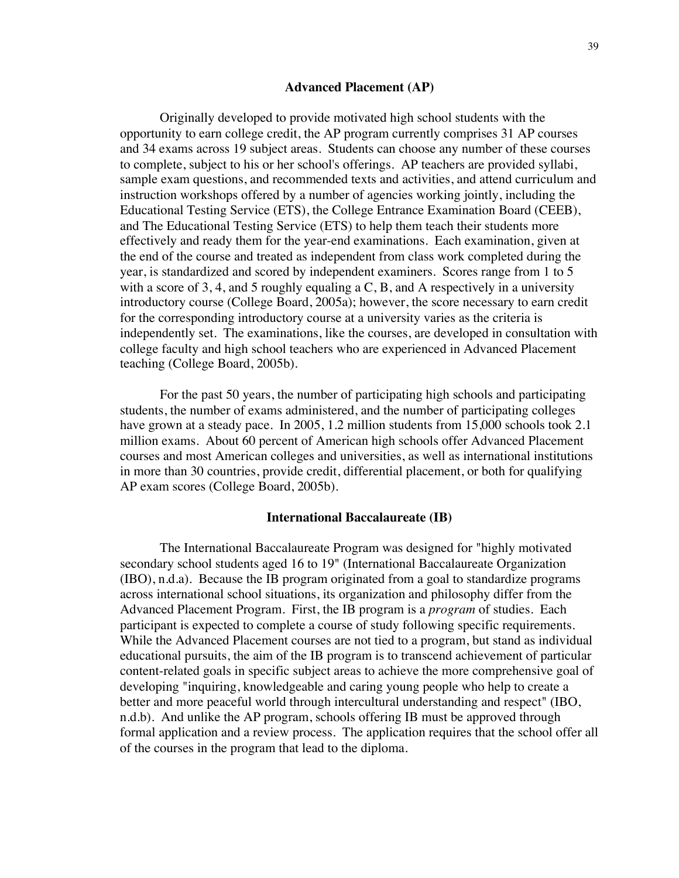## Advanced Placement (AP)

Originally developed to provide motivated high school students with the opportunity to earn college credit, the AP program currently comprises 31 AP courses and 34 exams across 19 subject areas. Students can choose any number of these courses to complete, subject to his or her school's offerings. AP teachers are provided syllabi, sample exam questions, and recommended texts and activities, and attend curriculum and instruction workshops offered by a number of agencies working jointly, including the Educational Testing Service (ETS), the College Entrance Examination Board (CEEB), and The Educational Testing Service (ETS) to help them teach their students more effectively and ready them for the year-end examinations. Each examination, given at the end of the course and treated as independent from class work completed during the year, is standardized and scored by independent examiners. Scores range from 1 to 5 with a score of 3, 4, and 5 roughly equaling a C, B, and A respectively in a university introductory course (College Board, 2005a); however, the score necessary to earn credit for the corresponding introductory course at a university varies as the criteria is independently set. The examinations, like the courses, are developed in consultation with college faculty and high school teachers who are experienced in Advanced Placement teaching (College Board, 2005b).

For the past 50 years, the number of participating high schools and participating students, the number of exams administered, and the number of participating colleges have grown at a steady pace. In 2005, 1.2 million students from 15,000 schools took 2.1 million exams. About 60 percent of American high schools offer Advanced Placement courses and most American colleges and universities, as well as international institutions in more than 30 countries, provide credit, differential placement, or both for qualifying AP exam scores (College Board, 2005b).

## International Baccalaureate (IB)

The International Baccalaureate Program was designed for "highly motivated secondary school students aged 16 to 19" (International Baccalaureate Organization (IBO), n.d.a). Because the IB program originated from a goal to standardize programs across international school situations, its organization and philosophy differ from the Advanced Placement Program. First, the IB program is a *program* of studies. Each participant is expected to complete a course of study following specific requirements. While the Advanced Placement courses are not tied to a program, but stand as individual educational pursuits, the aim of the IB program is to transcend achievement of particular content-related goals in specific subject areas to achieve the more comprehensive goal of developing "inquiring, knowledgeable and caring young people who help to create a better and more peaceful world through intercultural understanding and respect" (IBO, n.d.b). And unlike the AP program, schools offering IB must be approved through formal application and a review process. The application requires that the school offer all of the courses in the program that lead to the diploma.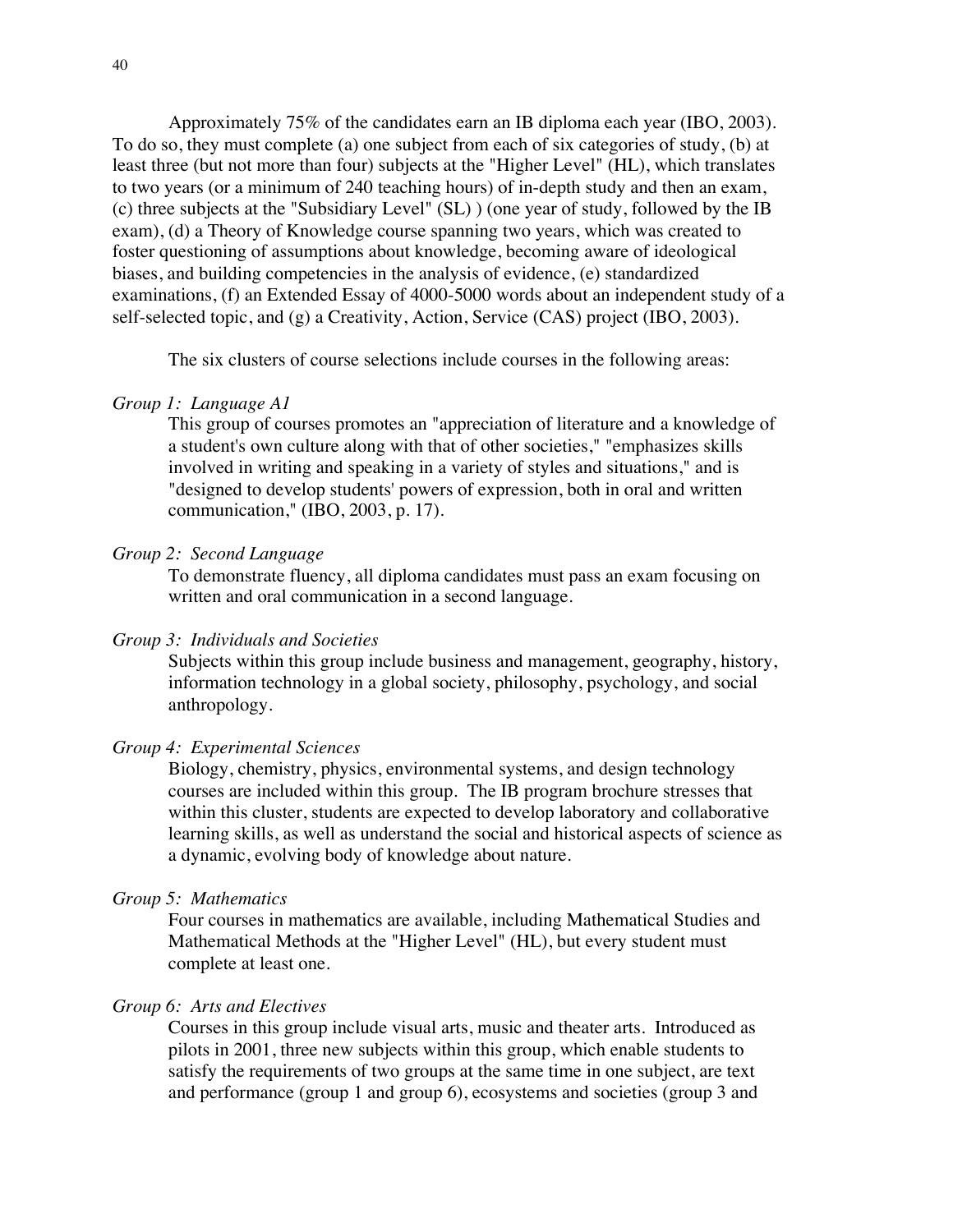Approximately 75% of the candidates earn an IB diploma each year (IBO, 2003). To do so, they must complete (a) one subject from each of six categories of study, (b) at least three (but not more than four) subjects at the "Higher Level" (HL), which translates to two years (or a minimum of 240 teaching hours) of in-depth study and then an exam, (c) three subjects at the "Subsidiary Level" (SL) ) (one year of study, followed by the IB exam), (d) a Theory of Knowledge course spanning two years, which was created to foster questioning of assumptions about knowledge, becoming aware of ideological biases, and building competencies in the analysis of evidence, (e) standardized examinations, (f) an Extended Essay of 4000-5000 words about an independent study of a self-selected topic, and (g) a Creativity, Action, Service (CAS) project (IBO, 2003).

The six clusters of course selections include courses in the following areas:

*Group 1: Language A1*

This group of courses promotes an "appreciation of literature and a knowledge of a student's own culture along with that of other societies," "emphasizes skills involved in writing and speaking in a variety of styles and situations," and is "designed to develop students' powers of expression, both in oral and written communication," (IBO, 2003, p. 17).

*Group 2: Second Language*

To demonstrate fluency, all diploma candidates must pass an exam focusing on written and oral communication in a second language.

*Group 3: Individuals and Societies*

Subjects within this group include business and management, geography, history, information technology in a global society, philosophy, psychology, and social anthropology.

*Group 4: Experimental Sciences*

Biology, chemistry, physics, environmental systems, and design technology courses are included within this group. The IB program brochure stresses that within this cluster, students are expected to develop laboratory and collaborative learning skills, as well as understand the social and historical aspects of science as a dynamic, evolving body of knowledge about nature.

*Group 5: Mathematics*

Four courses in mathematics are available, including Mathematical Studies and Mathematical Methods at the "Higher Level" (HL), but every student must complete at least one.

*Group 6: Arts and Electives*

Courses in this group include visual arts, music and theater arts. Introduced as pilots in 2001, three new subjects within this group, which enable students to satisfy the requirements of two groups at the same time in one subject, are text and performance (group 1 and group 6), ecosystems and societies (group 3 and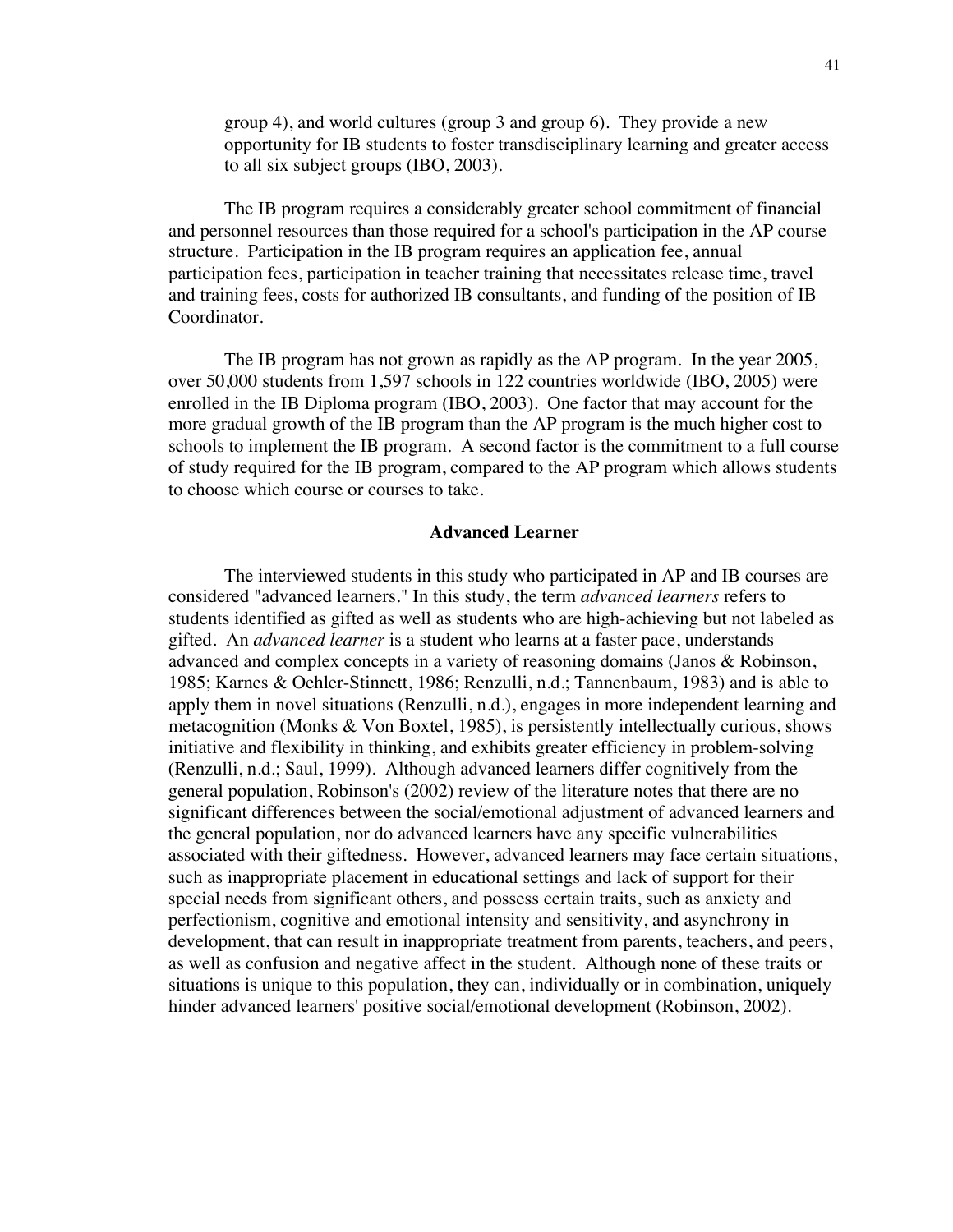group 4), and world cultures (group 3 and group 6). They provide a new opportunity for IB students to foster transdisciplinary learning and greater access to all six subject groups (IBO, 2003).

The IB program requires a considerably greater school commitment of financial and personnel resources than those required for a school's participation in the AP course structure. Participation in the IB program requires an application fee, annual participation fees, participation in teacher training that necessitates release time, travel and training fees, costs for authorized IB consultants, and funding of the position of IB Coordinator.

The IB program has not grown as rapidly as the AP program. In the year 2005, over 50,000 students from 1,597 schools in 122 countries worldwide (IBO, 2005) were enrolled in the IB Diploma program (IBO, 2003). One factor that may account for the more gradual growth of the IB program than the AP program is the much higher cost to schools to implement the IB program. A second factor is the commitment to a full course of study required for the IB program, compared to the AP program which allows students to choose which course or courses to take.

## Advanced Learner

The interviewed students in this study who participated in AP and IB courses are considered "advanced learners." In this study, the term *advanced learners* refers to students identified as gifted as well as students who are high-achieving but not labeled as gifted. An *advanced learner* is a student who learns at a faster pace, understands advanced and complex concepts in a variety of reasoning domains (Janos & Robinson, 1985; Karnes & Oehler-Stinnett, 1986; Renzulli, n.d.; Tannenbaum, 1983) and is able to apply them in novel situations (Renzulli, n.d.), engages in more independent learning and metacognition (Monks & Von Boxtel, 1985), is persistently intellectually curious, shows initiative and flexibility in thinking, and exhibits greater efficiency in problem-solving (Renzulli, n.d.; Saul, 1999). Although advanced learners differ cognitively from the general population, Robinson's (2002) review of the literature notes that there are no significant differences between the social/emotional adjustment of advanced learners and the general population, nor do advanced learners have any specific vulnerabilities associated with their giftedness. However, advanced learners may face certain situations, such as inappropriate placement in educational settings and lack of support for their special needs from significant others, and possess certain traits, such as anxiety and perfectionism, cognitive and emotional intensity and sensitivity, and asynchrony in development, that can result in inappropriate treatment from parents, teachers, and peers, as well as confusion and negative affect in the student. Although none of these traits or situations is unique to this population, they can, individually or in combination, uniquely hinder advanced learners' positive social/emotional development (Robinson, 2002).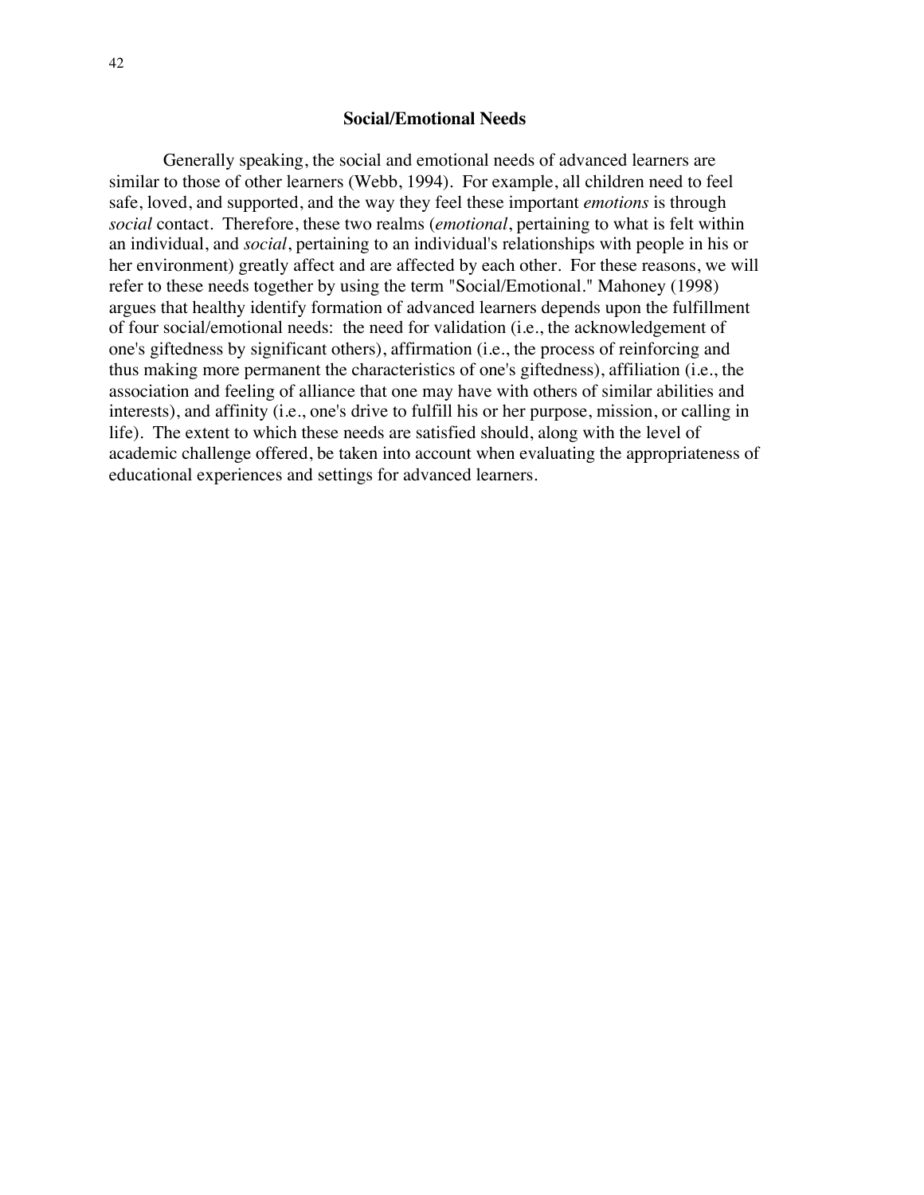## Social/Emotional Needs

Generally speaking, the social and emotional needs of advanced learners are similar to those of other learners (Webb, 1994). For example, all children need to feel safe, loved, and supported, and the way they feel these important *emotions* is through *social* contact. Therefore, these two realms (*emotional*, pertaining to what is felt within an individual, and *social*, pertaining to an individual's relationships with people in his or her environment) greatly affect and are affected by each other. For these reasons, we will refer to these needs together by using the term "Social/Emotional." Mahoney (1998) argues that healthy identify formation of advanced learners depends upon the fulfillment of four social/emotional needs: the need for validation (i.e., the acknowledgement of one's giftedness by significant others), affirmation (i.e., the process of reinforcing and thus making more permanent the characteristics of one's giftedness), affiliation (i.e., the association and feeling of alliance that one may have with others of similar abilities and interests), and affinity (i.e., one's drive to fulfill his or her purpose, mission, or calling in life). The extent to which these needs are satisfied should, along with the level of academic challenge offered, be taken into account when evaluating the appropriateness of educational experiences and settings for advanced learners.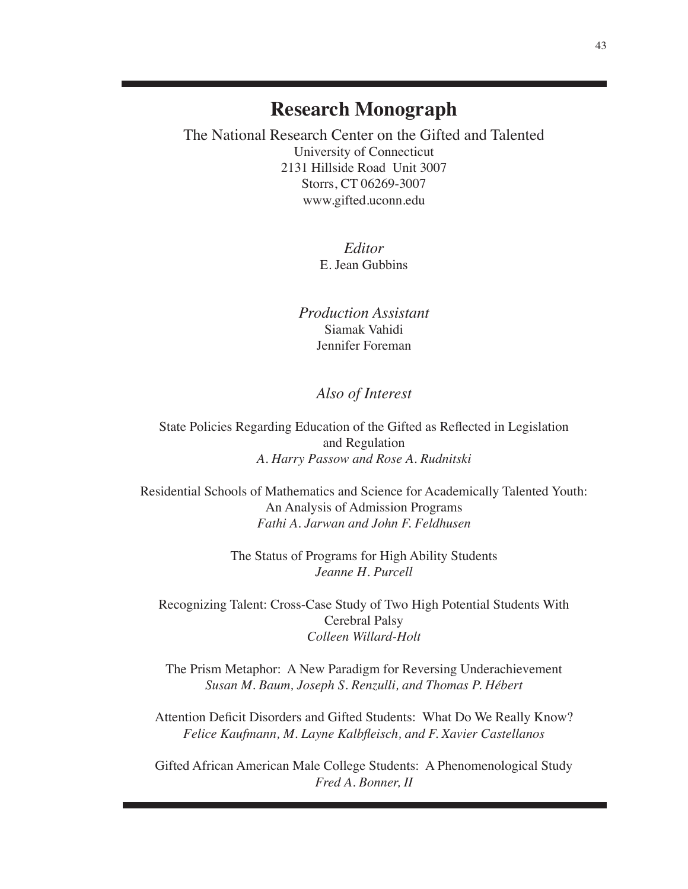# Research Monograph

The National Research Center on the Gifted and Talented
University of Connecticut
2131 Hillside Road Unit 3007
Storrs, CT 06269-3007
www.gifted.uconn.edu

*Editor*
E. Jean Gubbins

*Production Assistant*
Siamak Vahidi
Jennifer Foreman

*Also of Interest*

State Policies Regarding Education of the Gifted as Reflected in Legislation and Regulation
*A. Harry Passow and Rose A. Rudnitski*

Residential Schools of Mathematics and Science for Academically Talented Youth: An Analysis of Admission Programs
*Fathi A. Jarwan and John F. Feldhusen*

The Status of Programs for High Ability Students
*Jeanne H. Purcell*

Recognizing Talent: Cross-Case Study of Two High Potential Students With Cerebral Palsy
*Colleen Willard-Holt*

The Prism Metaphor: A New Paradigm for Reversing Underachievement
*Susan M. Baum, Joseph S. Renzulli, and Thomas P. Hébert*

Attention Deficit Disorders and Gifted Students: What Do We Really Know?
*Felice Kaufmann, M. Layne Kalbfleisch, and F. Xavier Castellanos*

Gifted African American Male College Students: A Phenomenological Study
*Fred A. Bonner, II*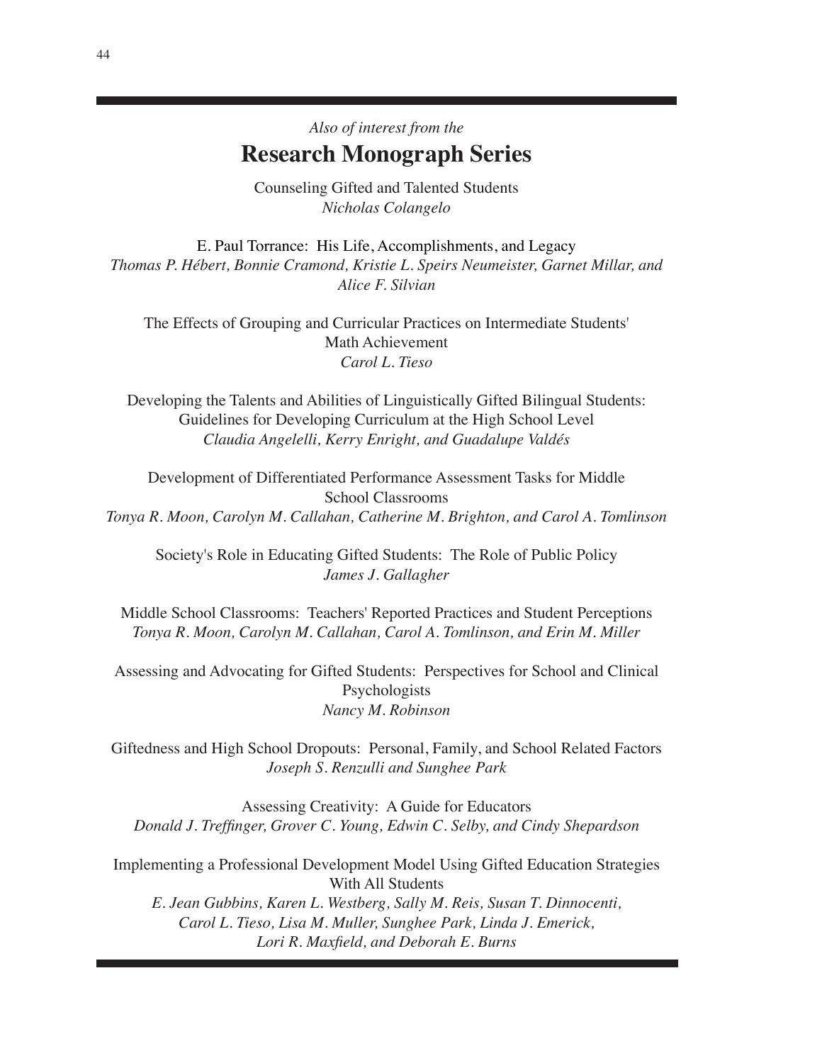*Also of interest from the*

## Research Monograph Series

Counseling Gifted and Talented Students
*Nicholas Colangelo*

E. Paul Torrance: His Life, Accomplishments, and Legacy
*Thomas P. Hébert, Bonnie Cramond, Kristie L. Speirs Neumeister, Garnet Millar, and Alice F. Silvian*

The Effects of Grouping and Curricular Practices on Intermediate Students' Math Achievement
*Carol L. Tieso*

Developing the Talents and Abilities of Linguistically Gifted Bilingual Students: Guidelines for Developing Curriculum at the High School Level
*Claudia Angelelli, Kerry Enright, and Guadalupe Valdés*

Development of Differentiated Performance Assessment Tasks for Middle School Classrooms
*Tonya R. Moon, Carolyn M. Callahan, Catherine M. Brighton, and Carol A. Tomlinson*

Society's Role in Educating Gifted Students: The Role of Public Policy
*James J. Gallagher*

Middle School Classrooms: Teachers' Reported Practices and Student Perceptions
*Tonya R. Moon, Carolyn M. Callahan, Carol A. Tomlinson, and Erin M. Miller*

Assessing and Advocating for Gifted Students: Perspectives for School and Clinical Psychologists
*Nancy M. Robinson*

Giftedness and High School Dropouts: Personal, Family, and School Related Factors
*Joseph S. Renzulli and Sunghee Park*

Assessing Creativity: A Guide for Educators
*Donald J. Treffinger, Grover C. Young, Edwin C. Selby, and Cindy Shepardson*

Implementing a Professional Development Model Using Gifted Education Strategies With All Students
*E. Jean Gubbins, Karen L. Westberg, Sally M. Reis, Susan T. Dinnocenti, Carol L. Tieso, Lisa M. Muller, Sunghee Park, Linda J. Emerick, Lori R. Maxfield, and Deborah E. Burns*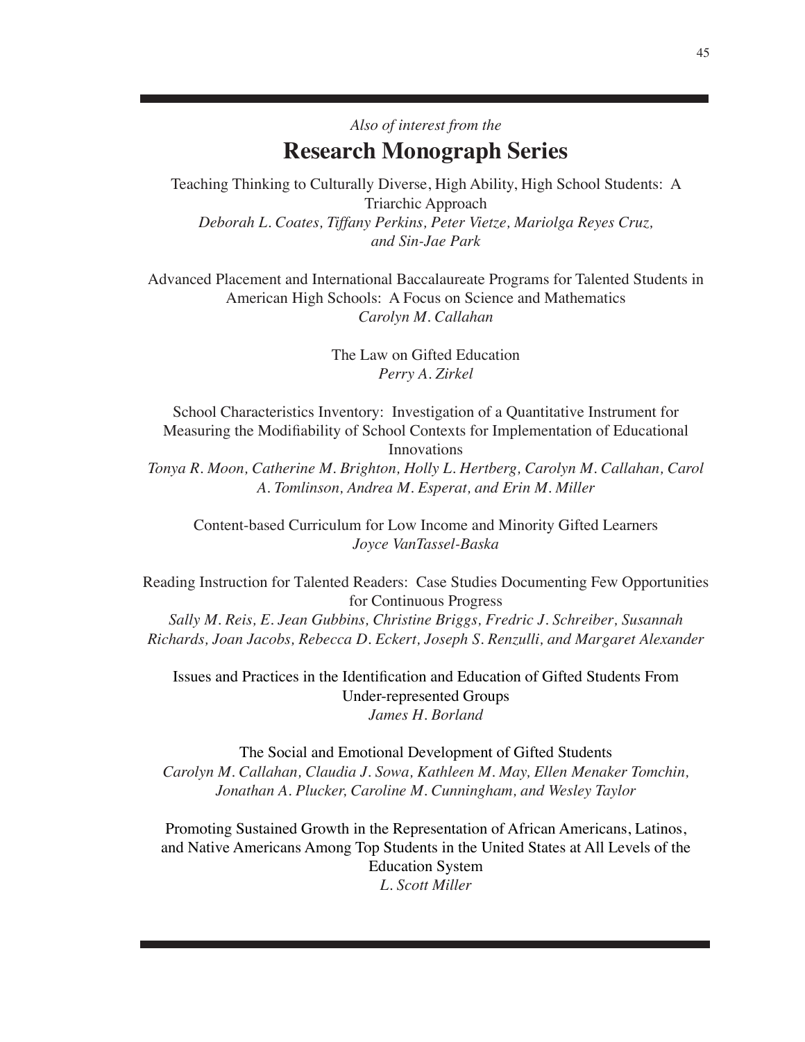*Also of interest from the*

## Research Monograph Series

Teaching Thinking to Culturally Diverse, High Ability, High School Students: A Triarchic Approach
*Deborah L. Coates, Tiffany Perkins, Peter Vietze, Mariolga Reyes Cruz, and Sin-Jae Park*

Advanced Placement and International Baccalaureate Programs for Talented Students in American High Schools: A Focus on Science and Mathematics
*Carolyn M. Callahan*

The Law on Gifted Education
*Perry A. Zirkel*

School Characteristics Inventory: Investigation of a Quantitative Instrument for Measuring the Modifiability of School Contexts for Implementation of Educational Innovations
*Tonya R. Moon, Catherine M. Brighton, Holly L. Hertberg, Carolyn M. Callahan, Carol A. Tomlinson, Andrea M. Esperat, and Erin M. Miller*

Content-based Curriculum for Low Income and Minority Gifted Learners
*Joyce VanTassel-Baska*

Reading Instruction for Talented Readers: Case Studies Documenting Few Opportunities for Continuous Progress
*Sally M. Reis, E. Jean Gubbins, Christine Briggs, Fredric J. Schreiber, Susannah Richards, Joan Jacobs, Rebecca D. Eckert, Joseph S. Renzulli, and Margaret Alexander*

Issues and Practices in the Identification and Education of Gifted Students From Under-represented Groups
*James H. Borland*

The Social and Emotional Development of Gifted Students
*Carolyn M. Callahan, Claudia J. Sowa, Kathleen M. May, Ellen Menaker Tomchin, Jonathan A. Plucker, Caroline M. Cunningham, and Wesley Taylor*

Promoting Sustained Growth in the Representation of African Americans, Latinos, and Native Americans Among Top Students in the United States at All Levels of the Education System
*L. Scott Miller*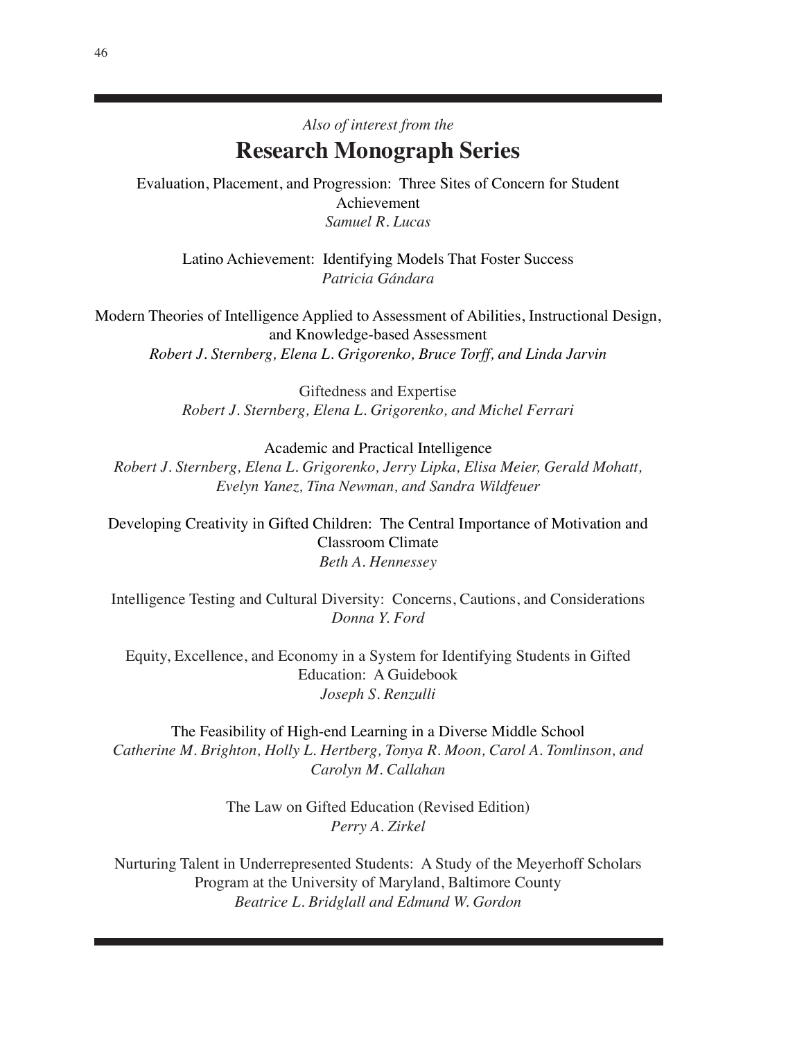*Also of interest from the*

## Research Monograph Series

Evaluation, Placement, and Progression: Three Sites of Concern for Student Achievement
*Samuel R. Lucas*

Latino Achievement: Identifying Models That Foster Success
*Patricia Gándara*

Modern Theories of Intelligence Applied to Assessment of Abilities, Instructional Design, and Knowledge-based Assessment
*Robert J. Sternberg, Elena L. Grigorenko, Bruce Torff, and Linda Jarvin*

Giftedness and Expertise
*Robert J. Sternberg, Elena L. Grigorenko, and Michel Ferrari*

Academic and Practical Intelligence
*Robert J. Sternberg, Elena L. Grigorenko, Jerry Lipka, Elisa Meier, Gerald Mohatt, Evelyn Yanez, Tina Newman, and Sandra Wildfeuer*

Developing Creativity in Gifted Children: The Central Importance of Motivation and Classroom Climate
*Beth A. Hennessey*

Intelligence Testing and Cultural Diversity: Concerns, Cautions, and Considerations
*Donna Y. Ford*

Equity, Excellence, and Economy in a System for Identifying Students in Gifted Education: A Guidebook
*Joseph S. Renzulli*

The Feasibility of High-end Learning in a Diverse Middle School
*Catherine M. Brighton, Holly L. Hertberg, Tonya R. Moon, Carol A. Tomlinson, and Carolyn M. Callahan*

The Law on Gifted Education (Revised Edition)
*Perry A. Zirkel*

Nurturing Talent in Underrepresented Students: A Study of the Meyerhoff Scholars Program at the University of Maryland, Baltimore County
*Beatrice L. Bridglall and Edmund W. Gordon*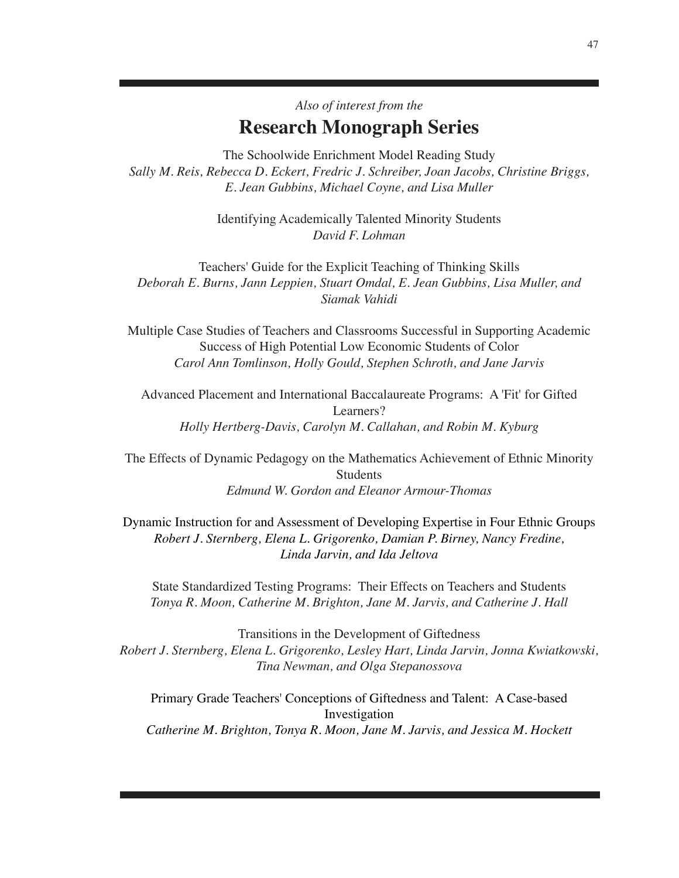*Also of interest from the*

## Research Monograph Series

The Schoolwide Enrichment Model Reading Study
*Sally M. Reis, Rebecca D. Eckert, Fredric J. Schreiber, Joan Jacobs, Christine Briggs, E. Jean Gubbins, Michael Coyne, and Lisa Muller*

Identifying Academically Talented Minority Students
*David F. Lohman*

Teachers' Guide for the Explicit Teaching of Thinking Skills
*Deborah E. Burns, Jann Leppien, Stuart Omdal, E. Jean Gubbins, Lisa Muller, and Siamak Vahidi*

Multiple Case Studies of Teachers and Classrooms Successful in Supporting Academic Success of High Potential Low Economic Students of Color
*Carol Ann Tomlinson, Holly Gould, Stephen Schroth, and Jane Jarvis*

Advanced Placement and International Baccalaureate Programs: A 'Fit' for Gifted Learners?
*Holly Hertberg-Davis, Carolyn M. Callahan, and Robin M. Kyburg*

The Effects of Dynamic Pedagogy on the Mathematics Achievement of Ethnic Minority Students
*Edmund W. Gordon and Eleanor Armour-Thomas*

Dynamic Instruction for and Assessment of Developing Expertise in Four Ethnic Groups
*Robert J. Sternberg, Elena L. Grigorenko, Damian P. Birney, Nancy Fredine, Linda Jarvin, and Ida Jeltova*

State Standardized Testing Programs: Their Effects on Teachers and Students
*Tonya R. Moon, Catherine M. Brighton, Jane M. Jarvis, and Catherine J. Hall*

Transitions in the Development of Giftedness
*Robert J. Sternberg, Elena L. Grigorenko, Lesley Hart, Linda Jarvin, Jonna Kwiatkowski, Tina Newman, and Olga Stepanossova*

Primary Grade Teachers' Conceptions of Giftedness and Talent: A Case-based Investigation
*Catherine M. Brighton, Tonya R. Moon, Jane M. Jarvis, and Jessica M. Hockett*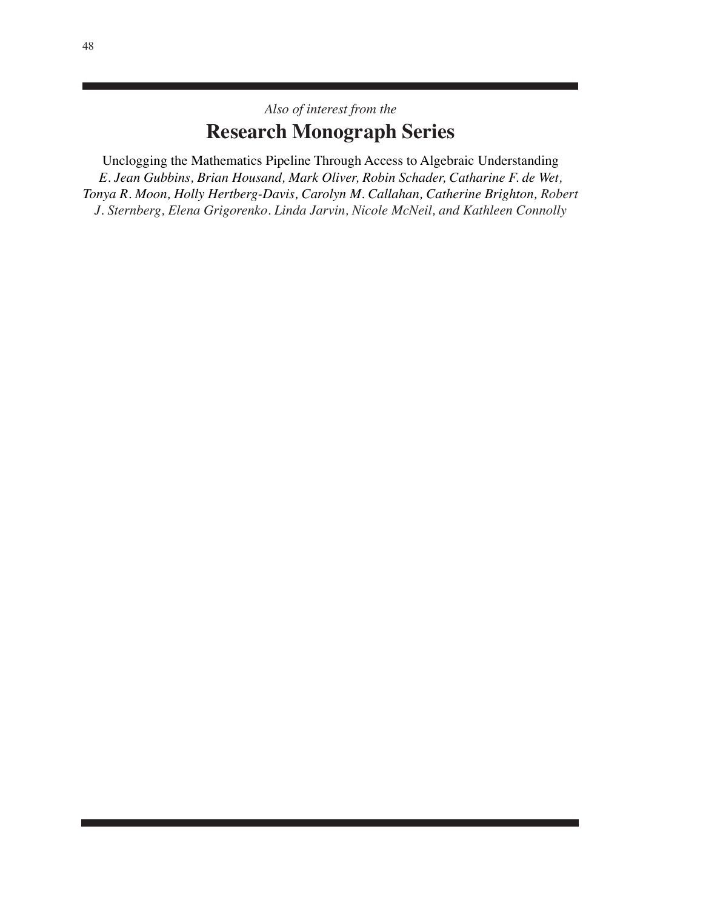*Also of interest from the*

# Research Monograph Series

Unclogging the Mathematics Pipeline Through Access to Algebraic Understanding
*E. Jean Gubbins, Brian Housand, Mark Oliver, Robin Schader, Catharine F. de Wet, Tonya R. Moon, Holly Hertberg-Davis, Carolyn M. Callahan, Catherine Brighton, Robert J. Sternberg, Elena Grigorenko. Linda Jarvin, Nicole McNeil, and Kathleen Connolly*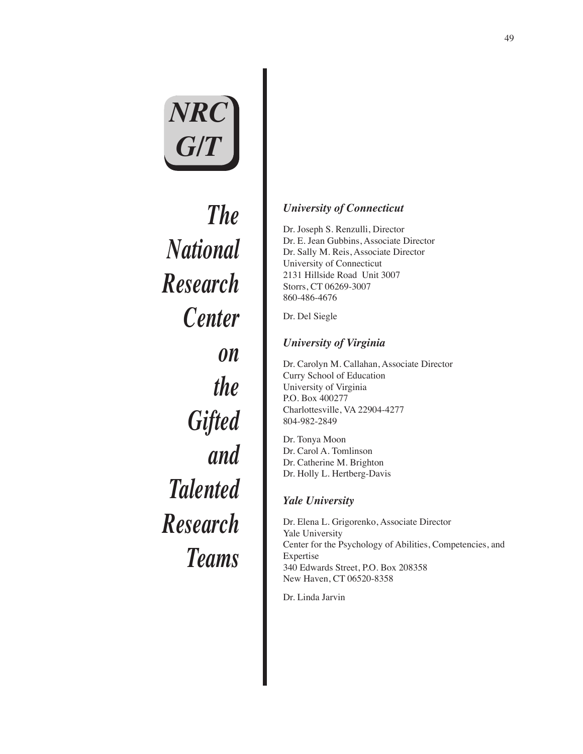# NRC G/T

# The National Research Center on the Gifted and Talented Research Teams

### *University of Connecticut*

Dr. Joseph S. Renzulli, Director
Dr. E. Jean Gubbins, Associate Director
Dr. Sally M. Reis, Associate Director
University of Connecticut
2131 Hillside Road Unit 3007
Storrs, CT 06269-3007
860-486-4676

Dr. Del Siegle

### *University of Virginia*

Dr. Carolyn M. Callahan, Associate Director
Curry School of Education
University of Virginia
P.O. Box 400277
Charlottesville, VA 22904-4277
804-982-2849

Dr. Tonya Moon
Dr. Carol A. Tomlinson
Dr. Catherine M. Brighton
Dr. Holly L. Hertberg-Davis

### *Yale University*

Dr. Elena L. Grigorenko, Associate Director
Yale University
Center for the Psychology of Abilities, Competencies, and Expertise
340 Edwards Street, P.O. Box 208358
New Haven, CT 06520-8358

Dr. Linda Jarvin